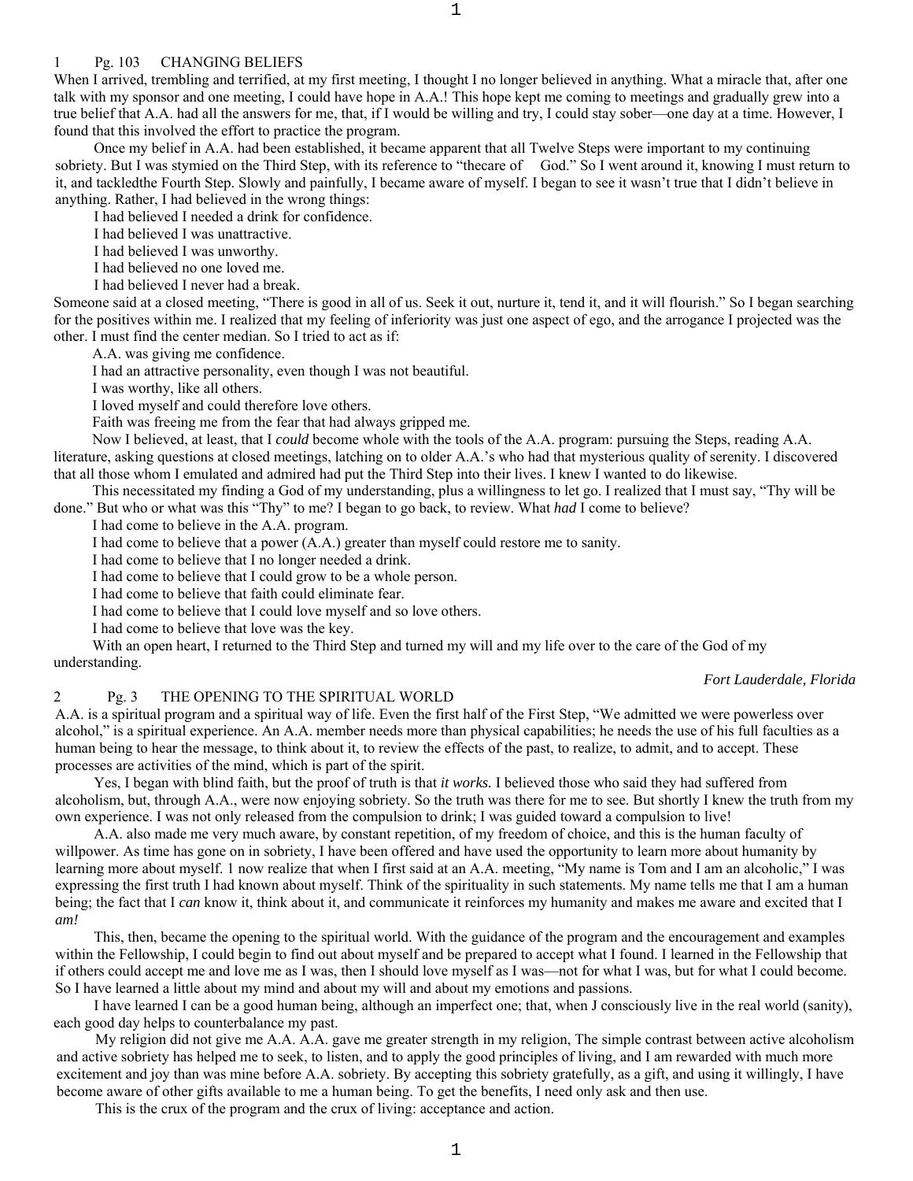## 1 Pg. 103 CHANGING BELIEFS

When I arrived, trembling and terrified, at my first meeting, I thought I no longer believed in anything. What a miracle that, after one talk with my sponsor and one meeting, I could have hope in A.A.! This hope kept me coming to meetings and gradually grew into a true belief that A.A. had all the answers for me, that, if I would be willing and try, I could stay sober—one day at a time. However, I found that this involved the effort to practice the program.

Once my belief in A.A. had been established, it became apparent that all Twelve Steps were important to my continuing sobriety. But I was stymied on the Third Step, with its reference to "thecare of God." So I went around it, knowing I must return to it, and tackledthe Fourth Step. Slowly and painfully, I became aware of myself. I began to see it wasn't true that I didn't believe in anything. Rather, I had believed in the wrong things:

I had believed I needed a drink for confidence.
I had believed I was unattractive.
I had believed I was unworthy.
I had believed no one loved me.
I had believed I never had a break.

Someone said at a closed meeting, "There is good in all of us. Seek it out, nurture it, tend it, and it will flourish." So I began searching for the positives within me. I realized that my feeling of inferiority was just one aspect of ego, and the arrogance I projected was the other. I must find the center median. So I tried to act as if:

A.A. was giving me confidence.
I had an attractive personality, even though I was not beautiful.
I was worthy, like all others.
I loved myself and could therefore love others.
Faith was freeing me from the fear that had always gripped me.

Now I believed, at least, that I *could* become whole with the tools of the A.A. program: pursuing the Steps, reading A.A. literature, asking questions at closed meetings, latching on to older A.A.'s who had that mysterious quality of serenity. I discovered that all those whom I emulated and admired had put the Third Step into their lives. I knew I wanted to do likewise.

This necessitated my finding a God of my understanding, plus a willingness to let go. I realized that I must say, "Thy will be done." But who or what was this "Thy" to me? I began to go back, to review. What *had* I come to believe?

I had come to believe in the A.A. program.
I had come to believe that a power (A.A.) greater than myself could restore me to sanity.
I had come to believe that I no longer needed a drink.
I had come to believe that I could grow to be a whole person.
I had come to believe that faith could eliminate fear.
I had come to believe that I could love myself and so love others.
I had come to believe that love was the key.

With an open heart, I returned to the Third Step and turned my will and my life over to the care of the God of my understanding.

*Fort Lauderdale, Florida*

## 2 Pg. 3 THE OPENING TO THE SPIRITUAL WORLD

A.A. is a spiritual program and a spiritual way of life. Even the first half of the First Step, "We admitted we were powerless over alcohol," is a spiritual experience. An A.A. member needs more than physical capabilities; he needs the use of his full faculties as a human being to hear the message, to think about it, to review the effects of the past, to realize, to admit, and to accept. These processes are activities of the mind, which is part of the spirit.

Yes, I began with blind faith, but the proof of truth is that *it works.* I believed those who said they had suffered from alcoholism, but, through A.A., were now enjoying sobriety. So the truth was there for me to see. But shortly I knew the truth from my own experience. I was not only released from the compulsion to drink; I was guided toward a compulsion to live!

A.A. also made me very much aware, by constant repetition, of my freedom of choice, and this is the human faculty of willpower. As time has gone on in sobriety, I have been offered and have used the opportunity to learn more about humanity by learning more about myself. 1 now realize that when I first said at an A.A. meeting, "My name is Tom and I am an alcoholic," I was expressing the first truth I had known about myself. Think of the spirituality in such statements. My name tells me that I am a human being; the fact that I *can* know it, think about it, and communicate it reinforces my humanity and makes me aware and excited that I *am!*

This, then, became the opening to the spiritual world. With the guidance of the program and the encouragement and examples within the Fellowship, I could begin to find out about myself and be prepared to accept what I found. I learned in the Fellowship that if others could accept me and love me as I was, then I should love myself as I was—not for what I was, but for what I could become. So I have learned a little about my mind and about my will and about my emotions and passions.

I have learned I can be a good human being, although an imperfect one; that, when J consciously live in the real world (sanity), each good day helps to counterbalance my past.

My religion did not give me A.A. A.A. gave me greater strength in my religion, The simple contrast between active alcoholism and active sobriety has helped me to seek, to listen, and to apply the good principles of living, and I am rewarded with much more excitement and joy than was mine before A.A. sobriety. By accepting this sobriety gratefully, as a gift, and using it willingly, I have become aware of other gifts available to me a human being. To get the benefits, I need only ask and then use.

This is the crux of the program and the crux of living: acceptance and action.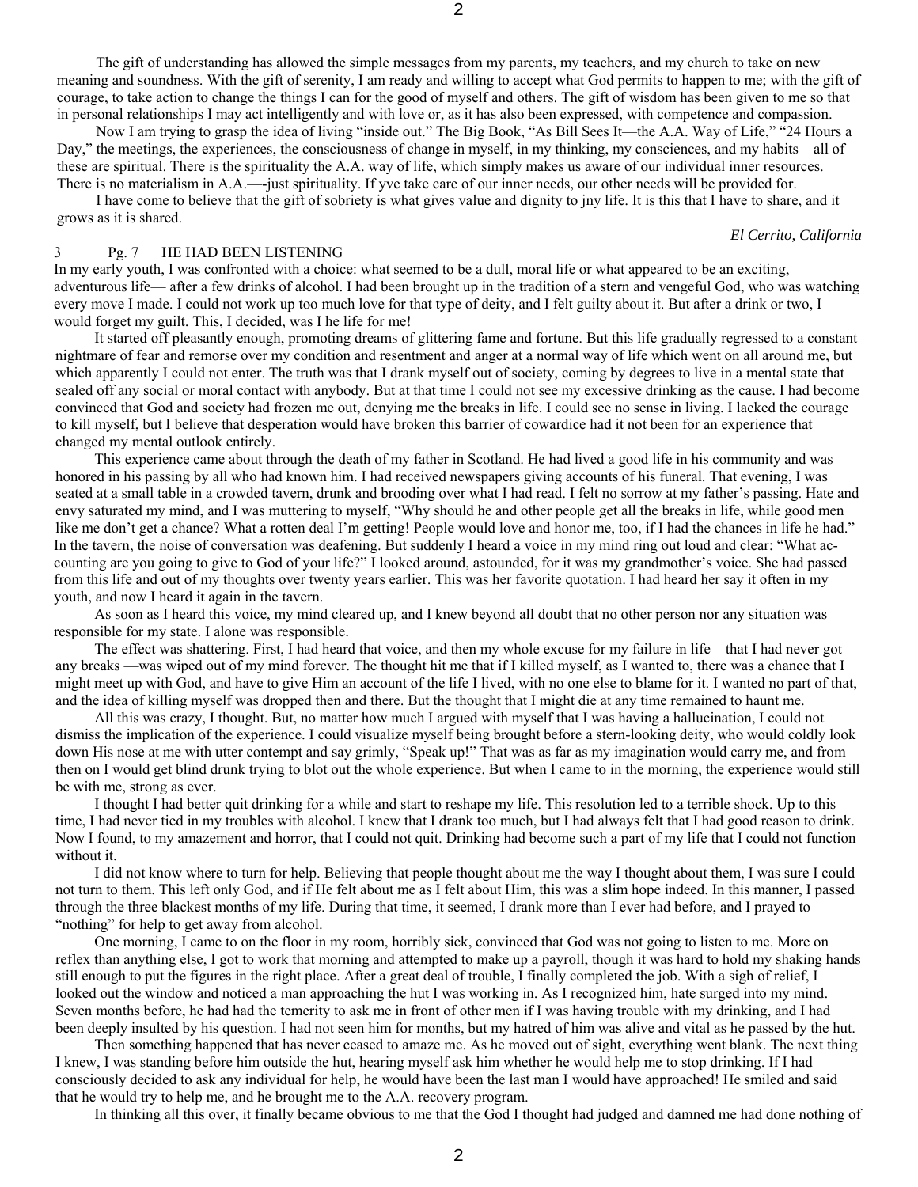The gift of understanding has allowed the simple messages from my parents, my teachers, and my church to take on new meaning and soundness. With the gift of serenity, I am ready and willing to accept what God permits to happen to me; with the gift of courage, to take action to change the things I can for the good of myself and others. The gift of wisdom has been given to me so that in personal relationships I may act intelligently and with love or, as it has also been expressed, with competence and compassion.

Now I am trying to grasp the idea of living "inside out." The Big Book, "As Bill Sees It—the A.A. Way of Life," "24 Hours a Day," the meetings, the experiences, the consciousness of change in myself, in my thinking, my consciences, and my habits—all of these are spiritual. There is the spirituality the A.A. way of life, which simply makes us aware of our individual inner resources. There is no materialism in A.A.—-just spirituality. If yve take care of our inner needs, our other needs will be provided for.

I have come to believe that the gift of sobriety is what gives value and dignity to jny life. It is this that I have to share, and it grows as it is shared.

*El Cerrito, California*

3 Pg. 7 HE HAD BEEN LISTENING

In my early youth, I was confronted with a choice: what seemed to be a dull, moral life or what appeared to be an exciting, adventurous life— after a few drinks of alcohol. I had been brought up in the tradition of a stern and vengeful God, who was watching every move I made. I could not work up too much love for that type of deity, and I felt guilty about it. But after a drink or two, I would forget my guilt. This, I decided, was I he life for me!

It started off pleasantly enough, promoting dreams of glittering fame and fortune. But this life gradually regressed to a constant nightmare of fear and remorse over my condition and resentment and anger at a normal way of life which went on all around me, but which apparently I could not enter. The truth was that I drank myself out of society, coming by degrees to live in a mental state that sealed off any social or moral contact with anybody. But at that time I could not see my excessive drinking as the cause. I had become convinced that God and society had frozen me out, denying me the breaks in life. I could see no sense in living. I lacked the courage to kill myself, but I believe that desperation would have broken this barrier of cowardice had it not been for an experience that changed my mental outlook entirely.

This experience came about through the death of my father in Scotland. He had lived a good life in his community and was honored in his passing by all who had known him. I had received newspapers giving accounts of his funeral. That evening, I was seated at a small table in a crowded tavern, drunk and brooding over what I had read. I felt no sorrow at my father's passing. Hate and envy saturated my mind, and I was muttering to myself, "Why should he and other people get all the breaks in life, while good men like me don't get a chance? What a rotten deal I'm getting! People would love and honor me, too, if I had the chances in life he had." In the tavern, the noise of conversation was deafening. But suddenly I heard a voice in my mind ring out loud and clear: "What accounting are you going to give to God of your life?" I looked around, astounded, for it was my grandmother's voice. She had passed from this life and out of my thoughts over twenty years earlier. This was her favorite quotation. I had heard her say it often in my youth, and now I heard it again in the tavern.

As soon as I heard this voice, my mind cleared up, and I knew beyond all doubt that no other person nor any situation was responsible for my state. I alone was responsible.

The effect was shattering. First, I had heard that voice, and then my whole excuse for my failure in life—that I had never got any breaks —was wiped out of my mind forever. The thought hit me that if I killed myself, as I wanted to, there was a chance that I might meet up with God, and have to give Him an account of the life I lived, with no one else to blame for it. I wanted no part of that, and the idea of killing myself was dropped then and there. But the thought that I might die at any time remained to haunt me.

All this was crazy, I thought. But, no matter how much I argued with myself that I was having a hallucination, I could not dismiss the implication of the experience. I could visualize myself being brought before a stern-looking deity, who would coldly look down His nose at me with utter contempt and say grimly, "Speak up!" That was as far as my imagination would carry me, and from then on I would get blind drunk trying to blot out the whole experience. But when I came to in the morning, the experience would still be with me, strong as ever.

I thought I had better quit drinking for a while and start to reshape my life. This resolution led to a terrible shock. Up to this time, I had never tied in my troubles with alcohol. I knew that I drank too much, but I had always felt that I had good reason to drink. Now I found, to my amazement and horror, that I could not quit. Drinking had become such a part of my life that I could not function without it.

I did not know where to turn for help. Believing that people thought about me the way I thought about them, I was sure I could not turn to them. This left only God, and if He felt about me as I felt about Him, this was a slim hope indeed. In this manner, I passed through the three blackest months of my life. During that time, it seemed, I drank more than I ever had before, and I prayed to "nothing" for help to get away from alcohol.

One morning, I came to on the floor in my room, horribly sick, convinced that God was not going to listen to me. More on reflex than anything else, I got to work that morning and attempted to make up a payroll, though it was hard to hold my shaking hands still enough to put the figures in the right place. After a great deal of trouble, I finally completed the job. With a sigh of relief, I looked out the window and noticed a man approaching the hut I was working in. As I recognized him, hate surged into my mind. Seven months before, he had had the temerity to ask me in front of other men if I was having trouble with my drinking, and I had been deeply insulted by his question. I had not seen him for months, but my hatred of him was alive and vital as he passed by the hut.

Then something happened that has never ceased to amaze me. As he moved out of sight, everything went blank. The next thing I knew, I was standing before him outside the hut, hearing myself ask him whether he would help me to stop drinking. If I had consciously decided to ask any individual for help, he would have been the last man I would have approached! He smiled and said that he would try to help me, and he brought me to the A.A. recovery program.

In thinking all this over, it finally became obvious to me that the God I thought had judged and damned me had done nothing of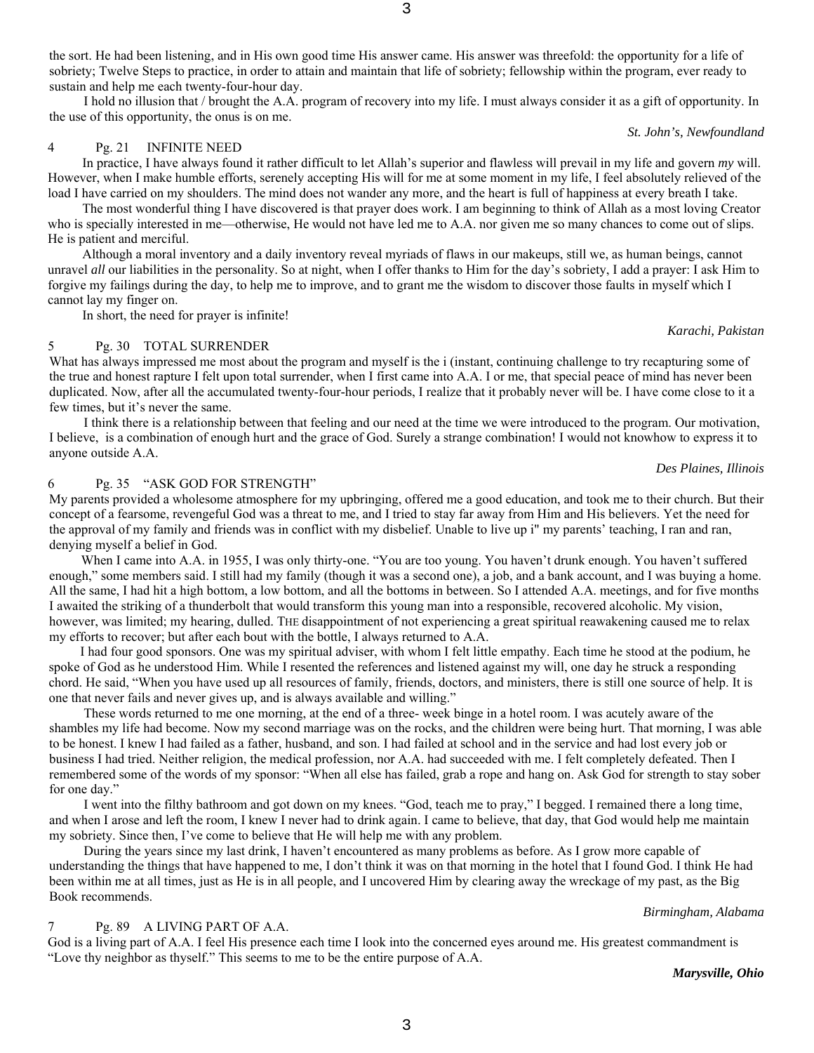the sort. He had been listening, and in His own good time His answer came. His answer was threefold: the opportunity for a life of sobriety; Twelve Steps to practice, in order to attain and maintain that life of sobriety; fellowship within the program, ever ready to sustain and help me each twenty-four-hour day.

I hold no illusion that / brought the A.A. program of recovery into my life. I must always consider it as a gift of opportunity. In the use of this opportunity, the onus is on me.

*St. John's, Newfoundland*

4 Pg. 21 INFINITE NEED

In practice, I have always found it rather difficult to let Allah's superior and flawless will prevail in my life and govern *my* will. However, when I make humble efforts, serenely accepting His will for me at some moment in my life, I feel absolutely relieved of the load I have carried on my shoulders. The mind does not wander any more, and the heart is full of happiness at every breath I take.

The most wonderful thing I have discovered is that prayer does work. I am beginning to think of Allah as a most loving Creator who is specially interested in me—otherwise, He would not have led me to A.A. nor given me so many chances to come out of slips. He is patient and merciful.

Although a moral inventory and a daily inventory reveal myriads of flaws in our makeups, still we, as human beings, cannot unravel *all* our liabilities in the personality. So at night, when I offer thanks to Him for the day's sobriety, I add a prayer: I ask Him to forgive my failings during the day, to help me to improve, and to grant me the wisdom to discover those faults in myself which I cannot lay my finger on.

In short, the need for prayer is infinite!

*Karachi, Pakistan*

5 Pg. 30 TOTAL SURRENDER

What has always impressed me most about the program and myself is the i (instant, continuing challenge to try recapturing some of the true and honest rapture I felt upon total surrender, when I first came into A.A. I or me, that special peace of mind has never been duplicated. Now, after all the accumulated twenty-four-hour periods, I realize that it probably never will be. I have come close to it a few times, but it's never the same.

I think there is a relationship between that feeling and our need at the time we were introduced to the program. Our motivation, I believe, is a combination of enough hurt and the grace of God. Surely a strange combination! I would not knowhow to express it to anyone outside A.A.

*Des Plaines, Illinois*

6 Pg. 35 "ASK GOD FOR STRENGTH"

My parents provided a wholesome atmosphere for my upbringing, offered me a good education, and took me to their church. But their concept of a fearsome, revengeful God was a threat to me, and I tried to stay far away from Him and His believers. Yet the need for the approval of my family and friends was in conflict with my disbelief. Unable to live up i" my parents' teaching, I ran and ran, denying myself a belief in God.

When I came into A.A. in 1955, I was only thirty-one. "You are too young. You haven't drunk enough. You haven't suffered enough," some members said. I still had my family (though it was a second one), a job, and a bank account, and I was buying a home. All the same, I had hit a high bottom, a low bottom, and all the bottoms in between. So I attended A.A. meetings, and for five months I awaited the striking of a thunderbolt that would transform this young man into a responsible, recovered alcoholic. My vision, however, was limited; my hearing, dulled. THE disappointment of not experiencing a great spiritual reawakening caused me to relax my efforts to recover; but after each bout with the bottle, I always returned to A.A.

I had four good sponsors. One was my spiritual adviser, with whom I felt little empathy. Each time he stood at the podium, he spoke of God as he understood Him. While I resented the references and listened against my will, one day he struck a responding chord. He said, "When you have used up all resources of family, friends, doctors, and ministers, there is still one source of help. It is one that never fails and never gives up, and is always available and willing."

These words returned to me one morning, at the end of a three- week binge in a hotel room. I was acutely aware of the shambles my life had become. Now my second marriage was on the rocks, and the children were being hurt. That morning, I was able to be honest. I knew I had failed as a father, husband, and son. I had failed at school and in the service and had lost every job or business I had tried. Neither religion, the medical profession, nor A.A. had succeeded with me. I felt completely defeated. Then I remembered some of the words of my sponsor: "When all else has failed, grab a rope and hang on. Ask God for strength to stay sober for one day."

I went into the filthy bathroom and got down on my knees. "God, teach me to pray," I begged. I remained there a long time, and when I arose and left the room, I knew I never had to drink again. I came to believe, that day, that God would help me maintain my sobriety. Since then, I've come to believe that He will help me with any problem.

During the years since my last drink, I haven't encountered as many problems as before. As I grow more capable of understanding the things that have happened to me, I don't think it was on that morning in the hotel that I found God. I think He had been within me at all times, just as He is in all people, and I uncovered Him by clearing away the wreckage of my past, as the Big Book recommends.

*Birmingham, Alabama*

7 Pg. 89 A LIVING PART OF A.A.

God is a living part of A.A. I feel His presence each time I look into the concerned eyes around me. His greatest commandment is "Love thy neighbor as thyself." This seems to me to be the entire purpose of A.A.

***Marysville, Ohio***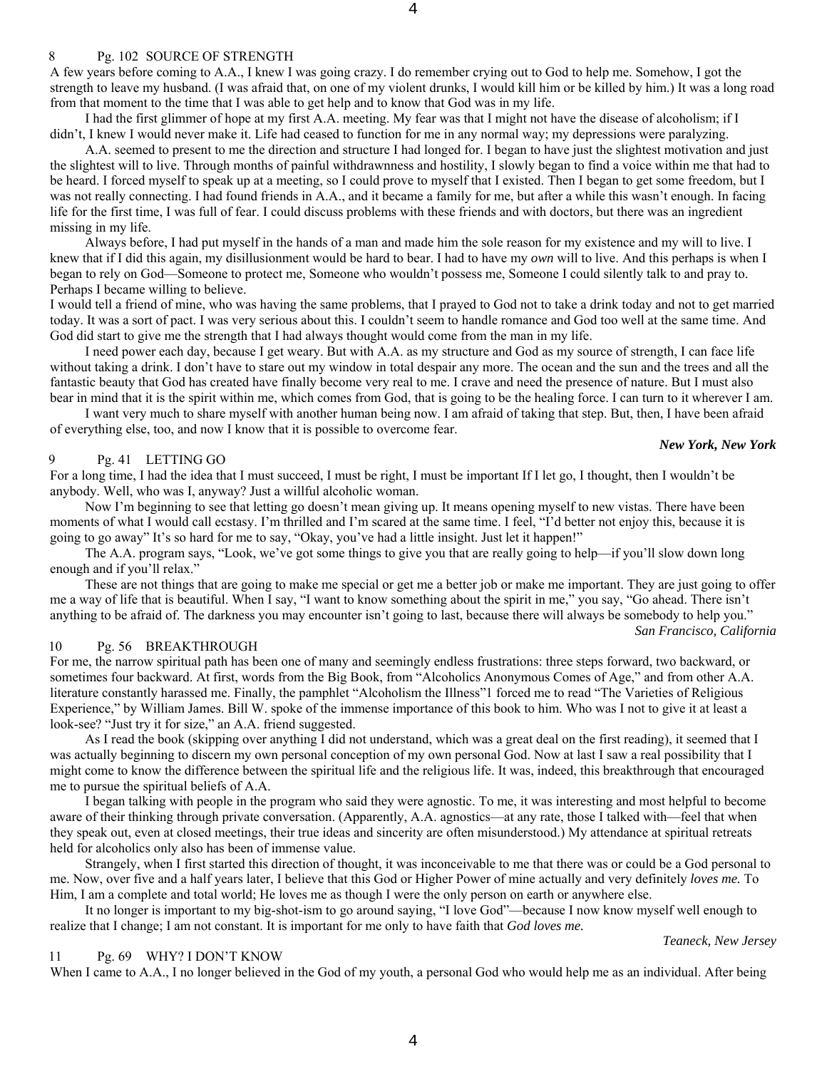### 8 Pg. 102 SOURCE OF STRENGTH

A few years before coming to A.A., I knew I was going crazy. I do remember crying out to God to help me. Somehow, I got the strength to leave my husband. (I was afraid that, on one of my violent drunks, I would kill him or be killed by him.) It was a long road from that moment to the time that I was able to get help and to know that God was in my life.

I had the first glimmer of hope at my first A.A. meeting. My fear was that I might not have the disease of alcoholism; if I didn't, I knew I would never make it. Life had ceased to function for me in any normal way; my depressions were paralyzing.

A.A. seemed to present to me the direction and structure I had longed for. I began to have just the slightest motivation and just the slightest will to live. Through months of painful withdrawnness and hostility, I slowly began to find a voice within me that had to be heard. I forced myself to speak up at a meeting, so I could prove to myself that I existed. Then I began to get some freedom, but I was not really connecting. I had found friends in A.A., and it became a family for me, but after a while this wasn't enough. In facing life for the first time, I was full of fear. I could discuss problems with these friends and with doctors, but there was an ingredient missing in my life.

Always before, I had put myself in the hands of a man and made him the sole reason for my existence and my will to live. I knew that if I did this again, my disillusionment would be hard to bear. I had to have my *own* will to live. And this perhaps is when I began to rely on God—Someone to protect me, Someone who wouldn't possess me, Someone I could silently talk to and pray to. Perhaps I became willing to believe.

I would tell a friend of mine, who was having the same problems, that I prayed to God not to take a drink today and not to get married today. It was a sort of pact. I was very serious about this. I couldn't seem to handle romance and God too well at the same time. And God did start to give me the strength that I had always thought would come from the man in my life.

I need power each day, because I get weary. But with A.A. as my structure and God as my source of strength, I can face life without taking a drink. I don't have to stare out my window in total despair any more. The ocean and the sun and the trees and all the fantastic beauty that God has created have finally become very real to me. I crave and need the presence of nature. But I must also bear in mind that it is the spirit within me, which comes from God, that is going to be the healing force. I can turn to it wherever I am.

I want very much to share myself with another human being now. I am afraid of taking that step. But, then, I have been afraid of everything else, too, and now I know that it is possible to overcome fear.

***New York, New York***

### 9 Pg. 41 LETTING GO

For a long time, I had the idea that I must succeed, I must be right, I must be important If I let go, I thought, then I wouldn't be anybody. Well, who was I, anyway? Just a willful alcoholic woman.

Now I'm beginning to see that letting go doesn't mean giving up. It means opening myself to new vistas. There have been moments of what I would call ecstasy. I'm thrilled and I'm scared at the same time. I feel, "I'd better not enjoy this, because it is going to go away" It's so hard for me to say, "Okay, you've had a little insight. Just let it happen!"

The A.A. program says, "Look, we've got some things to give you that are really going to help—if you'll slow down long enough and if you'll relax."

These are not things that are going to make me special or get me a better job or make me important. They are just going to offer me a way of life that is beautiful. When I say, "I want to know something about the spirit in me," you say, "Go ahead. There isn't anything to be afraid of. The darkness you may encounter isn't going to last, because there will always be somebody to help you."

*San Francisco, California*

### 10 Pg. 56 BREAKTHROUGH

For me, the narrow spiritual path has been one of many and seemingly endless frustrations: three steps forward, two backward, or sometimes four backward. At first, words from the Big Book, from "Alcoholics Anonymous Comes of Age," and from other A.A. literature constantly harassed me. Finally, the pamphlet "Alcoholism the Illness"1 forced me to read "The Varieties of Religious Experience," by William James. Bill W. spoke of the immense importance of this book to him. Who was I not to give it at least a look-see? "Just try it for size," an A.A. friend suggested.

As I read the book (skipping over anything I did not understand, which was a great deal on the first reading), it seemed that I was actually beginning to discern my own personal conception of my own personal God. Now at last I saw a real possibility that I might come to know the difference between the spiritual life and the religious life. It was, indeed, this breakthrough that encouraged me to pursue the spiritual beliefs of A.A.

I began talking with people in the program who said they were agnostic. To me, it was interesting and most helpful to become aware of their thinking through private conversation. (Apparently, A.A. agnostics—at any rate, those I talked with—feel that when they speak out, even at closed meetings, their true ideas and sincerity are often misunderstood.) My attendance at spiritual retreats held for alcoholics only also has been of immense value.

Strangely, when I first started this direction of thought, it was inconceivable to me that there was or could be a God personal to me. Now, over five and a half years later, I believe that this God or Higher Power of mine actually and very definitely *loves me.* To Him, I am a complete and total world; He loves me as though I were the only person on earth or anywhere else.

It no longer is important to my big-shot-ism to go around saying, "I love God"—because I now know myself well enough to realize that I change; I am not constant. It is important for me only to have faith that *God loves me.*

*Teaneck, New Jersey*

### 11 Pg. 69 WHY? I DON'T KNOW

When I came to A.A., I no longer believed in the God of my youth, a personal God who would help me as an individual. After being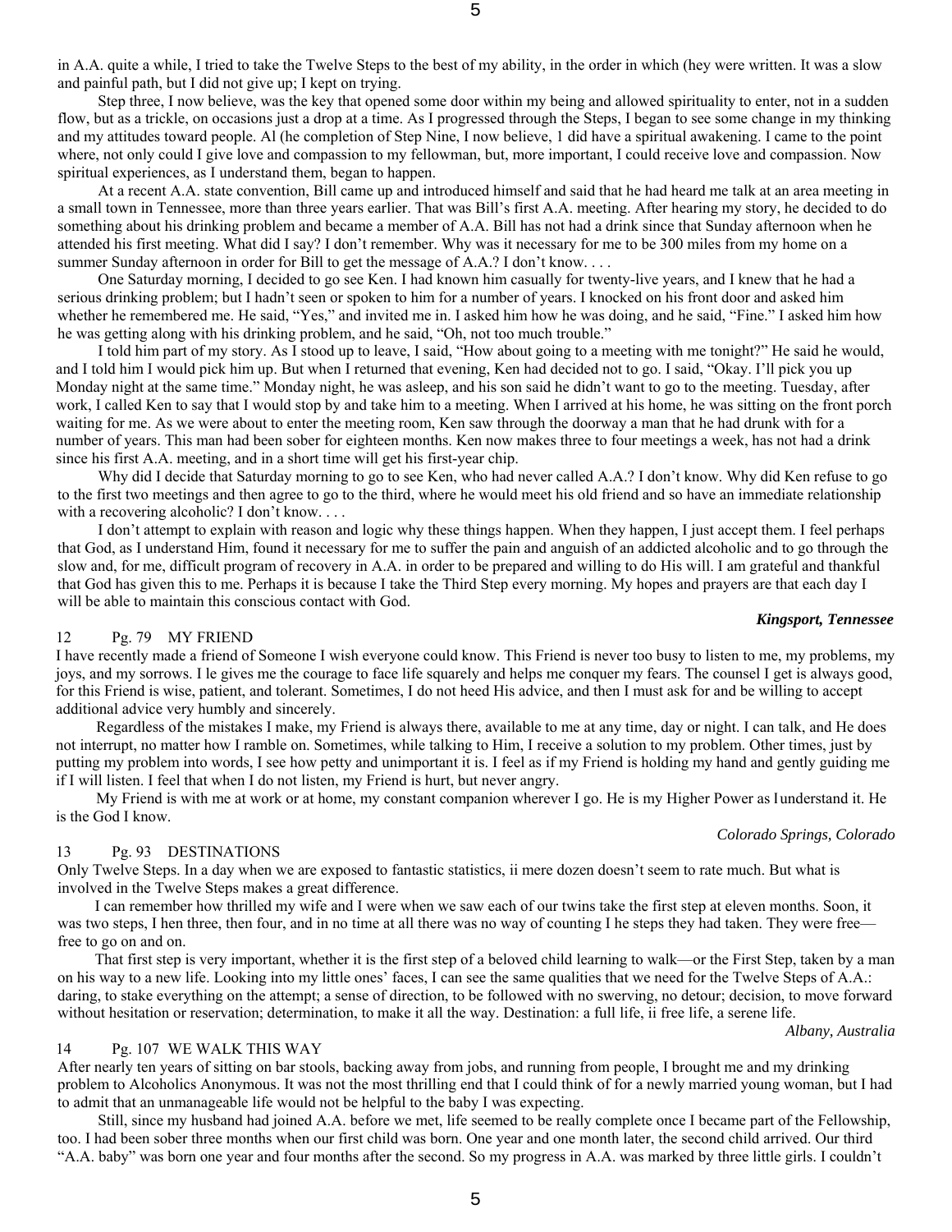in A.A. quite a while, I tried to take the Twelve Steps to the best of my ability, in the order in which (hey were written. It was a slow and painful path, but I did not give up; I kept on trying.

Step three, I now believe, was the key that opened some door within my being and allowed spirituality to enter, not in a sudden flow, but as a trickle, on occasions just a drop at a time. As I progressed through the Steps, I began to see some change in my thinking and my attitudes toward people. Al (he completion of Step Nine, I now believe, 1 did have a spiritual awakening. I came to the point where, not only could I give love and compassion to my fellowman, but, more important, I could receive love and compassion. Now spiritual experiences, as I understand them, began to happen.

At a recent A.A. state convention, Bill came up and introduced himself and said that he had heard me talk at an area meeting in a small town in Tennessee, more than three years earlier. That was Bill's first A.A. meeting. After hearing my story, he decided to do something about his drinking problem and became a member of A.A. Bill has not had a drink since that Sunday afternoon when he attended his first meeting. What did I say? I don't remember. Why was it necessary for me to be 300 miles from my home on a summer Sunday afternoon in order for Bill to get the message of A.A.? I don't know. . . .

One Saturday morning, I decided to go see Ken. I had known him casually for twenty-live years, and I knew that he had a serious drinking problem; but I hadn't seen or spoken to him for a number of years. I knocked on his front door and asked him whether he remembered me. He said, "Yes," and invited me in. I asked him how he was doing, and he said, "Fine." I asked him how he was getting along with his drinking problem, and he said, "Oh, not too much trouble."

I told him part of my story. As I stood up to leave, I said, "How about going to a meeting with me tonight?" He said he would, and I told him I would pick him up. But when I returned that evening, Ken had decided not to go. I said, "Okay. I'll pick you up Monday night at the same time." Monday night, he was asleep, and his son said he didn't want to go to the meeting. Tuesday, after work, I called Ken to say that I would stop by and take him to a meeting. When I arrived at his home, he was sitting on the front porch waiting for me. As we were about to enter the meeting room, Ken saw through the doorway a man that he had drunk with for a number of years. This man had been sober for eighteen months. Ken now makes three to four meetings a week, has not had a drink since his first A.A. meeting, and in a short time will get his first-year chip.

Why did I decide that Saturday morning to go to see Ken, who had never called A.A.? I don't know. Why did Ken refuse to go to the first two meetings and then agree to go to the third, where he would meet his old friend and so have an immediate relationship with a recovering alcoholic? I don't know. . . .

I don't attempt to explain with reason and logic why these things happen. When they happen, I just accept them. I feel perhaps that God, as I understand Him, found it necessary for me to suffer the pain and anguish of an addicted alcoholic and to go through the slow and, for me, difficult program of recovery in A.A. in order to be prepared and willing to do His will. I am grateful and thankful that God has given this to me. Perhaps it is because I take the Third Step every morning. My hopes and prayers are that each day I will be able to maintain this conscious contact with God.

***Kingsport, Tennessee***

12 Pg. 79 MY FRIEND

I have recently made a friend of Someone I wish everyone could know. This Friend is never too busy to listen to me, my problems, my joys, and my sorrows. I le gives me the courage to face life squarely and helps me conquer my fears. The counsel I get is always good, for this Friend is wise, patient, and tolerant. Sometimes, I do not heed His advice, and then I must ask for and be willing to accept additional advice very humbly and sincerely.

Regardless of the mistakes I make, my Friend is always there, available to me at any time, day or night. I can talk, and He does not interrupt, no matter how I ramble on. Sometimes, while talking to Him, I receive a solution to my problem. Other times, just by putting my problem into words, I see how petty and unimportant it is. I feel as if my Friend is holding my hand and gently guiding me if I will listen. I feel that when I do not listen, my Friend is hurt, but never angry.

My Friend is with me at work or at home, my constant companion wherever I go. He is my Higher Power as I understand it. He is the God I know.

*Colorado Springs, Colorado*

13 Pg. 93 DESTINATIONS

Only Twelve Steps. In a day when we are exposed to fantastic statistics, ii mere dozen doesn't seem to rate much. But what is involved in the Twelve Steps makes a great difference.

I can remember how thrilled my wife and I were when we saw each of our twins take the first step at eleven months. Soon, it was two steps, I hen three, then four, and in no time at all there was no way of counting I he steps they had taken. They were free—free to go on and on.

That first step is very important, whether it is the first step of a beloved child learning to walk—or the First Step, taken by a man on his way to a new life. Looking into my little ones' faces, I can see the same qualities that we need for the Twelve Steps of A.A.: daring, to stake everything on the attempt; a sense of direction, to be followed with no swerving, no detour; decision, to move forward without hesitation or reservation; determination, to make it all the way. Destination: a full life, ii free life, a serene life.

*Albany, Australia*

14 Pg. 107 WE WALK THIS WAY

After nearly ten years of sitting on bar stools, backing away from jobs, and running from people, I brought me and my drinking problem to Alcoholics Anonymous. It was not the most thrilling end that I could think of for a newly married young woman, but I had to admit that an unmanageable life would not be helpful to the baby I was expecting.

Still, since my husband had joined A.A. before we met, life seemed to be really complete once I became part of the Fellowship, too. I had been sober three months when our first child was born. One year and one month later, the second child arrived. Our third "A.A. baby" was born one year and four months after the second. So my progress in A.A. was marked by three little girls. I couldn't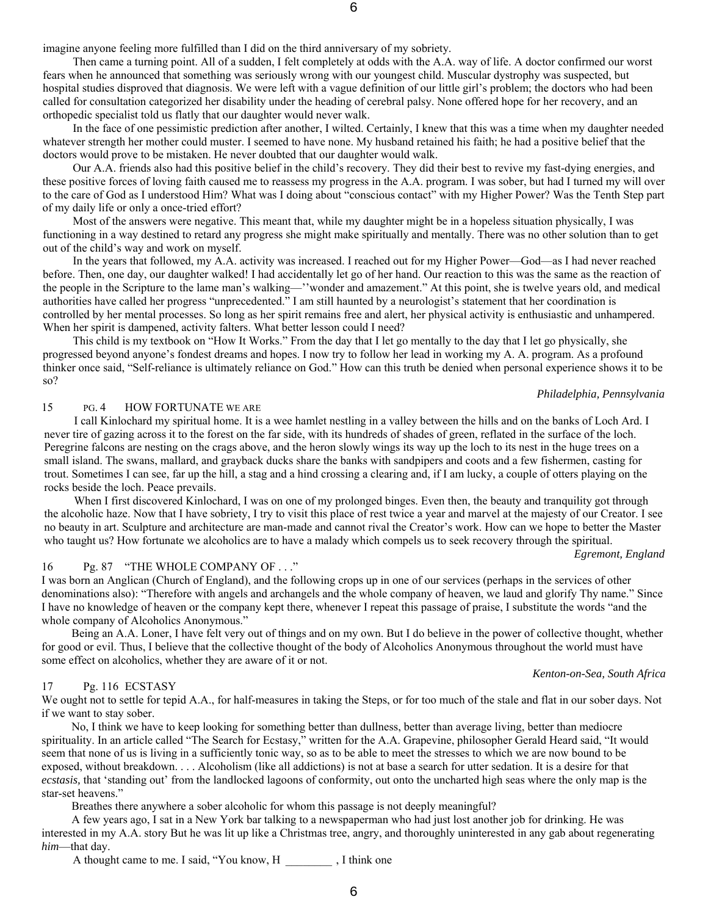imagine anyone feeling more fulfilled than I did on the third anniversary of my sobriety.

Then came a turning point. All of a sudden, I felt completely at odds with the A.A. way of life. A doctor confirmed our worst fears when he announced that something was seriously wrong with our youngest child. Muscular dystrophy was suspected, but hospital studies disproved that diagnosis. We were left with a vague definition of our little girl's problem; the doctors who had been called for consultation categorized her disability under the heading of cerebral palsy. None offered hope for her recovery, and an orthopedic specialist told us flatly that our daughter would never walk.

In the face of one pessimistic prediction after another, I wilted. Certainly, I knew that this was a time when my daughter needed whatever strength her mother could muster. I seemed to have none. My husband retained his faith; he had a positive belief that the doctors would prove to be mistaken. He never doubted that our daughter would walk.

Our A.A. friends also had this positive belief in the child's recovery. They did their best to revive my fast-dying energies, and these positive forces of loving faith caused me to reassess my progress in the A.A. program. I was sober, but had I turned my will over to the care of God as I understood Him? What was I doing about "conscious contact" with my Higher Power? Was the Tenth Step part of my daily life or only a once-tried effort?

Most of the answers were negative. This meant that, while my daughter might be in a hopeless situation physically, I was functioning in a way destined to retard any progress she might make spiritually and mentally. There was no other solution than to get out of the child's way and work on myself.

In the years that followed, my A.A. activity was increased. I reached out for my Higher Power—God—as I had never reached before. Then, one day, our daughter walked! I had accidentally let go of her hand. Our reaction to this was the same as the reaction of the people in the Scripture to the lame man's walking—''wonder and amazement." At this point, she is twelve years old, and medical authorities have called her progress "unprecedented." I am still haunted by a neurologist's statement that her coordination is controlled by her mental processes. So long as her spirit remains free and alert, her physical activity is enthusiastic and unhampered. When her spirit is dampened, activity falters. What better lesson could I need?

This child is my textbook on "How It Works." From the day that I let go mentally to the day that I let go physically, she progressed beyond anyone's fondest dreams and hopes. I now try to follow her lead in working my A. A. program. As a profound thinker once said, "Self-reliance is ultimately reliance on God." How can this truth be denied when personal experience shows it to be so?

*Philadelphia, Pennsylvania*

15 PG. 4 HOW FORTUNATE WE ARE

I call Kinlochard my spiritual home. It is a wee hamlet nestling in a valley between the hills and on the banks of Loch Ard. I never tire of gazing across it to the forest on the far side, with its hundreds of shades of green, reflated in the surface of the loch. Peregrine falcons are nesting on the crags above, and the heron slowly wings its way up the loch to its nest in the huge trees on a small island. The swans, mallard, and grayback ducks share the banks with sandpipers and coots and a few fishermen, casting for trout. Sometimes I can see, far up the hill, a stag and a hind crossing a clearing and, if I am lucky, a couple of otters playing on the rocks beside the loch. Peace prevails.

When I first discovered Kinlochard, I was on one of my prolonged binges. Even then, the beauty and tranquility got through the alcoholic haze. Now that I have sobriety, I try to visit this place of rest twice a year and marvel at the majesty of our Creator. I see no beauty in art. Sculpture and architecture are man-made and cannot rival the Creator's work. How can we hope to better the Master who taught us? How fortunate we alcoholics are to have a malady which compels us to seek recovery through the spiritual.

*Egremont, England*

16 Pg. 87 "THE WHOLE COMPANY OF . . ."

I was born an Anglican (Church of England), and the following crops up in one of our services (perhaps in the services of other denominations also): "Therefore with angels and archangels and the whole company of heaven, we laud and glorify Thy name." Since I have no knowledge of heaven or the company kept there, whenever I repeat this passage of praise, I substitute the words "and the whole company of Alcoholics Anonymous."

Being an A.A. Loner, I have felt very out of things and on my own. But I do believe in the power of collective thought, whether for good or evil. Thus, I believe that the collective thought of the body of Alcoholics Anonymous throughout the world must have some effect on alcoholics, whether they are aware of it or not.

*Kenton-on-Sea, South Africa*

17 Pg. 116 ECSTASY

We ought not to settle for tepid A.A., for half-measures in taking the Steps, or for too much of the stale and flat in our sober days. Not if we want to stay sober.

No, I think we have to keep looking for something better than dullness, better than average living, better than mediocre spirituality. In an article called "The Search for Ecstasy," written for the A.A. Grapevine, philosopher Gerald Heard said, "It would seem that none of us is living in a sufficiently tonic way, so as to be able to meet the stresses to which we are now bound to be exposed, without breakdown. . . . Alcoholism (like all addictions) is not at base a search for utter sedation. It is a desire for that *ecstasis,* that 'standing out' from the landlocked lagoons of conformity, out onto the uncharted high seas where the only map is the star-set heavens."

Breathes there anywhere a sober alcoholic for whom this passage is not deeply meaningful?

A few years ago, I sat in a New York bar talking to a newspaperman who had just lost another job for drinking. He was interested in my A.A. story But he was lit up like a Christmas tree, angry, and thoroughly uninterested in any gab about regenerating *him*—that day.

A thought came to me. I said, "You know, H ________ , I think one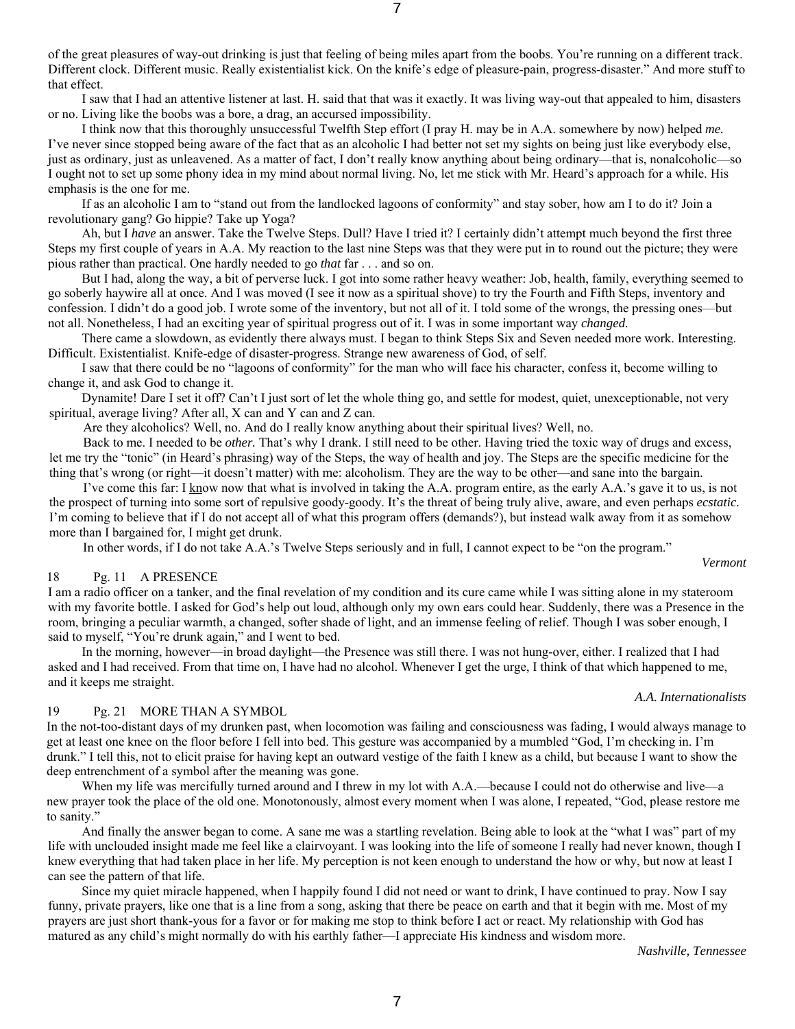of the great pleasures of way-out drinking is just that feeling of being miles apart from the boobs. You're running on a different track. Different clock. Different music. Really existentialist kick. On the knife's edge of pleasure-pain, progress-disaster." And more stuff to that effect.

I saw that I had an attentive listener at last. H. said that that was it exactly. It was living way-out that appealed to him, disasters or no. Living like the boobs was a bore, a drag, an accursed impossibility.

I think now that this thoroughly unsuccessful Twelfth Step effort (I pray H. may be in A.A. somewhere by now) helped *me.* I've never since stopped being aware of the fact that as an alcoholic I had better not set my sights on being just like everybody else, just as ordinary, just as unleavened. As a matter of fact, I don't really know anything about being ordinary—that is, nonalcoholic—so I ought not to set up some phony idea in my mind about normal living. No, let me stick with Mr. Heard's approach for a while. His emphasis is the one for me.

If as an alcoholic I am to "stand out from the landlocked lagoons of conformity" and stay sober, how am I to do it? Join a revolutionary gang? Go hippie? Take up Yoga?

Ah, but I *have* an answer. Take the Twelve Steps. Dull? Have I tried it? I certainly didn't attempt much beyond the first three Steps my first couple of years in A.A. My reaction to the last nine Steps was that they were put in to round out the picture; they were pious rather than practical. One hardly needed to go *that* far . . . and so on.

But I had, along the way, a bit of perverse luck. I got into some rather heavy weather: Job, health, family, everything seemed to go soberly haywire all at once. And I was moved (I see it now as a spiritual shove) to try the Fourth and Fifth Steps, inventory and confession. I didn't do a good job. I wrote some of the inventory, but not all of it. I told some of the wrongs, the pressing ones—but not all. Nonetheless, I had an exciting year of spiritual progress out of it. I was in some important way *changed.*

There came a slowdown, as evidently there always must. I began to think Steps Six and Seven needed more work. Interesting. Difficult. Existentialist. Knife-edge of disaster-progress. Strange new awareness of God, of self.

I saw that there could be no "lagoons of conformity" for the man who will face his character, confess it, become willing to change it, and ask God to change it.

Dynamite! Dare I set it off? Can't I just sort of let the whole thing go, and settle for modest, quiet, unexceptionable, not very spiritual, average living? After all, X can and Y can and Z can.

Are they alcoholics? Well, no. And do I really know anything about their spiritual lives? Well, no.

Back to me. I needed to be *other.* That's why I drank. I still need to be other. Having tried the toxic way of drugs and excess, let me try the "tonic" (in Heard's phrasing) way of the Steps, the way of health and joy. The Steps are the specific medicine for the thing that's wrong (or right—it doesn't matter) with me: alcoholism. They are the way to be other—and sane into the bargain.

I've come this far: I know now that what is involved in taking the A.A. program entire, as the early A.A.'s gave it to us, is not the prospect of turning into some sort of repulsive goody-goody. It's the threat of being truly alive, aware, and even perhaps *ecstatic.* I'm coming to believe that if I do not accept all of what this program offers (demands?), but instead walk away from it as somehow more than I bargained for, I might get drunk.

In other words, if I do not take A.A.'s Twelve Steps seriously and in full, I cannot expect to be "on the program."

*Vermont*

## 18 Pg. 11 A PRESENCE

I am a radio officer on a tanker, and the final revelation of my condition and its cure came while I was sitting alone in my stateroom with my favorite bottle. I asked for God's help out loud, although only my own ears could hear. Suddenly, there was a Presence in the room, bringing a peculiar warmth, a changed, softer shade of light, and an immense feeling of relief. Though I was sober enough, I said to myself, "You're drunk again," and I went to bed.

In the morning, however—in broad daylight—the Presence was still there. I was not hung-over, either. I realized that I had asked and I had received. From that time on, I have had no alcohol. Whenever I get the urge, I think of that which happened to me, and it keeps me straight.

*A.A. Internationalists*

## 19 Pg. 21 MORE THAN A SYMBOL

In the not-too-distant days of my drunken past, when locomotion was failing and consciousness was fading, I would always manage to get at least one knee on the floor before I fell into bed. This gesture was accompanied by a mumbled "God, I'm checking in. I'm drunk." I tell this, not to elicit praise for having kept an outward vestige of the faith I knew as a child, but because I want to show the deep entrenchment of a symbol after the meaning was gone.

When my life was mercifully turned around and I threw in my lot with A.A.—because I could not do otherwise and live—a new prayer took the place of the old one. Monotonously, almost every moment when I was alone, I repeated, "God, please restore me to sanity."

And finally the answer began to come. A sane me was a startling revelation. Being able to look at the "what I was" part of my life with unclouded insight made me feel like a clairvoyant. I was looking into the life of someone I really had never known, though I knew everything that had taken place in her life. My perception is not keen enough to understand the how or why, but now at least I can see the pattern of that life.

Since my quiet miracle happened, when I happily found I did not need or want to drink, I have continued to pray. Now I say funny, private prayers, like one that is a line from a song, asking that there be peace on earth and that it begin with me. Most of my prayers are just short thank-yous for a favor or for making me stop to think before I act or react. My relationship with God has matured as any child's might normally do with his earthly father—I appreciate His kindness and wisdom more.

*Nashville, Tennessee*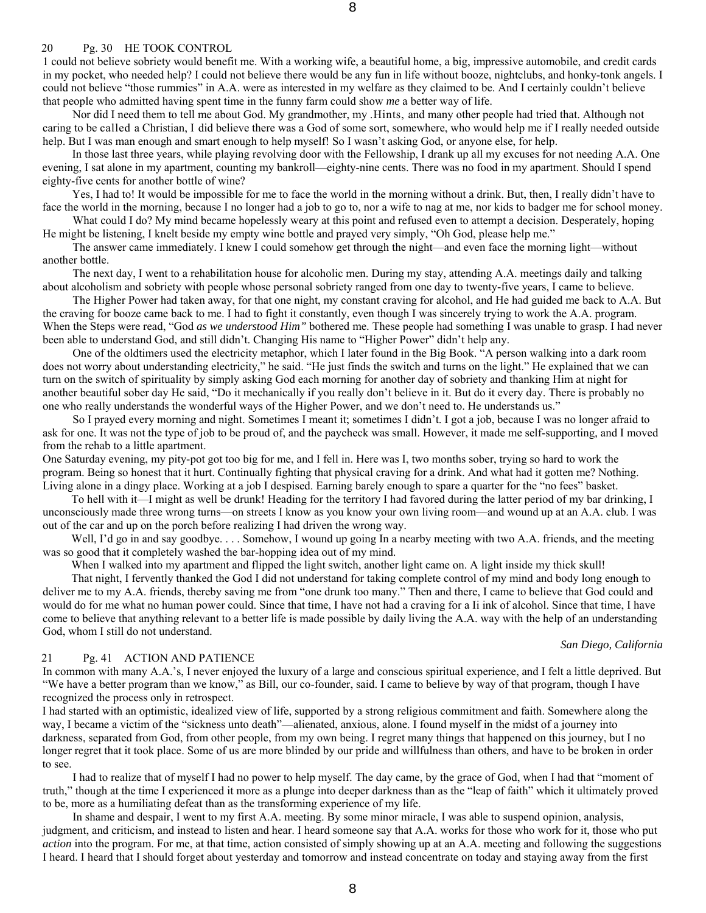## 20 Pg. 30 HE TOOK CONTROL

1 could not believe sobriety would benefit me. With a working wife, a beautiful home, a big, impressive automobile, and credit cards in my pocket, who needed help? I could not believe there would be any fun in life without booze, nightclubs, and honky-tonk angels. I could not believe "those rummies" in A.A. were as interested in my welfare as they claimed to be. And I certainly couldn't believe that people who admitted having spent time in the funny farm could show *me* a better way of life.

Nor did I need them to tell me about God. My grandmother, my .Hints, and many other people had tried that. Although not caring to be called a Christian, I did believe there was a God of some sort, somewhere, who would help me if I really needed outside help. But I was man enough and smart enough to help myself! So I wasn't asking God, or anyone else, for help.

In those last three years, while playing revolving door with the Fellowship, I drank up all my excuses for not needing A.A. One evening, I sat alone in my apartment, counting my bankroll—eighty-nine cents. There was no food in my apartment. Should I spend eighty-five cents for another bottle of wine?

Yes, I had to! It would be impossible for me to face the world in the morning without a drink. But, then, I really didn't have to face the world in the morning, because I no longer had a job to go to, nor a wife to nag at me, nor kids to badger me for school money.

What could I do? My mind became hopelessly weary at this point and refused even to attempt a decision. Desperately, hoping He might be listening, I knelt beside my empty wine bottle and prayed very simply, "Oh God, please help me."

The answer came immediately. I knew I could somehow get through the night—and even face the morning light—without another bottle.

The next day, I went to a rehabilitation house for alcoholic men. During my stay, attending A.A. meetings daily and talking about alcoholism and sobriety with people whose personal sobriety ranged from one day to twenty-five years, I came to believe.

The Higher Power had taken away, for that one night, my constant craving for alcohol, and He had guided me back to A.A. But the craving for booze came back to me. I had to fight it constantly, even though I was sincerely trying to work the A.A. program. When the Steps were read, "God *as we understood Him"* bothered me. These people had something I was unable to grasp. I had never been able to understand God, and still didn't. Changing His name to "Higher Power" didn't help any.

One of the oldtimers used the electricity metaphor, which I later found in the Big Book. "A person walking into a dark room does not worry about understanding electricity," he said. "He just finds the switch and turns on the light." He explained that we can turn on the switch of spirituality by simply asking God each morning for another day of sobriety and thanking Him at night for another beautiful sober day He said, "Do it mechanically if you really don't believe in it. But do it every day. There is probably no one who really understands the wonderful ways of the Higher Power, and we don't need to. He understands us."

So I prayed every morning and night. Sometimes I meant it; sometimes I didn't. I got a job, because I was no longer afraid to ask for one. It was not the type of job to be proud of, and the paycheck was small. However, it made me self-supporting, and I moved from the rehab to a little apartment.

One Saturday evening, my pity-pot got too big for me, and I fell in. Here was I, two months sober, trying so hard to work the program. Being so honest that it hurt. Continually fighting that physical craving for a drink. And what had it gotten me? Nothing. Living alone in a dingy place. Working at a job I despised. Earning barely enough to spare a quarter for the "no fees" basket.

To hell with it—I might as well be drunk! Heading for the territory I had favored during the latter period of my bar drinking, I unconsciously made three wrong turns—on streets I know as you know your own living room—and wound up at an A.A. club. I was out of the car and up on the porch before realizing I had driven the wrong way.

Well, I'd go in and say goodbye. . . . Somehow, I wound up going In a nearby meeting with two A.A. friends, and the meeting was so good that it completely washed the bar-hopping idea out of my mind.

When I walked into my apartment and flipped the light switch, another light came on. A light inside my thick skull!

That night, I fervently thanked the God I did not understand for taking complete control of my mind and body long enough to deliver me to my A.A. friends, thereby saving me from "one drunk too many." Then and there, I came to believe that God could and would do for me what no human power could. Since that time, I have not had a craving for a Ii ink of alcohol. Since that time, I have come to believe that anything relevant to a better life is made possible by daily living the A.A. way with the help of an understanding God, whom I still do not understand.

*San Diego, California*

## 21 Pg. 41 ACTION AND PATIENCE

In common with many A.A.'s, I never enjoyed the luxury of a large and conscious spiritual experience, and I felt a little deprived. But "We have a better program than we know," as Bill, our co-founder, said. I came to believe by way of that program, though I have recognized the process only in retrospect.

I had started with an optimistic, idealized view of life, supported by a strong religious commitment and faith. Somewhere along the way, I became a victim of the "sickness unto death"—alienated, anxious, alone. I found myself in the midst of a journey into darkness, separated from God, from other people, from my own being. I regret many things that happened on this journey, but I no longer regret that it took place. Some of us are more blinded by our pride and willfulness than others, and have to be broken in order to see.

I had to realize that of myself I had no power to help myself. The day came, by the grace of God, when I had that "moment of truth," though at the time I experienced it more as a plunge into deeper darkness than as the "leap of faith" which it ultimately proved to be, more as a humiliating defeat than as the transforming experience of my life.

In shame and despair, I went to my first A.A. meeting. By some minor miracle, I was able to suspend opinion, analysis, judgment, and criticism, and instead to listen and hear. I heard someone say that A.A. works for those who work for it, those who put *action* into the program. For me, at that time, action consisted of simply showing up at an A.A. meeting and following the suggestions I heard. I heard that I should forget about yesterday and tomorrow and instead concentrate on today and staying away from the first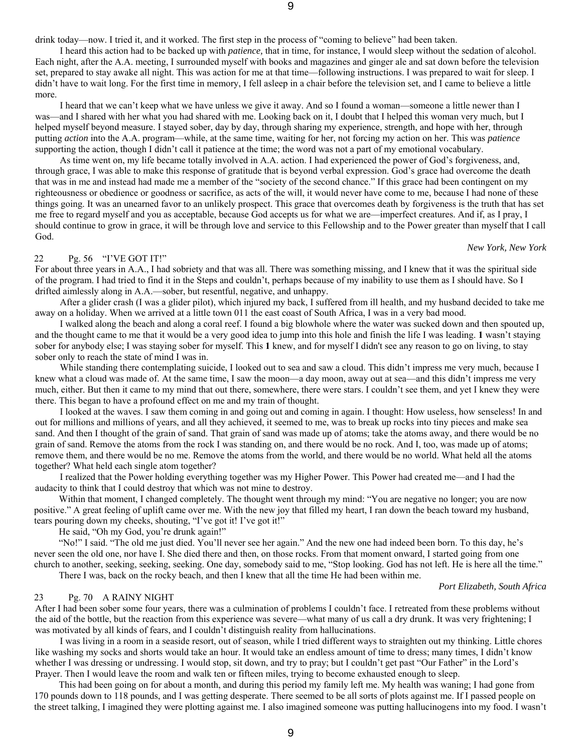drink today—now. I tried it, and it worked. The first step in the process of "coming to believe" had been taken.

I heard this action had to be backed up with *patience,* that in time, for instance, I would sleep without the sedation of alcohol. Each night, after the A.A. meeting, I surrounded myself with books and magazines and ginger ale and sat down before the television set, prepared to stay awake all night. This was action for me at that time—following instructions. I was prepared to wait for sleep. I didn't have to wait long. For the first time in memory, I fell asleep in a chair before the television set, and I came to believe a little more.

I heard that we can't keep what we have unless we give it away. And so I found a woman—someone a little newer than I was—and I shared with her what you had shared with me. Looking back on it, I doubt that I helped this woman very much, but I helped myself beyond measure. I stayed sober, day by day, through sharing my experience, strength, and hope with her, through putting *action* into the A.A. program—while, at the same time, waiting for her, not forcing my action on her. This was *patience* supporting the action, though I didn't call it patience at the time; the word was not a part of my emotional vocabulary.

As time went on, my life became totally involved in A.A. action. I had experienced the power of God's forgiveness, and, through grace, I was able to make this response of gratitude that is beyond verbal expression. God's grace had overcome the death that was in me and instead had made me a member of the "society of the second chance." If this grace had been contingent on my righteousness or obedience or goodness or sacrifice, as acts of the will, it would never have come to me, because I had none of these things going. It was an unearned favor to an unlikely prospect. This grace that overcomes death by forgiveness is the truth that has set me free to regard myself and you as acceptable, because God accepts us for what we are—imperfect creatures. And if, as I pray, I should continue to grow in grace, it will be through love and service to this Fellowship and to the Power greater than myself that I call God.

*New York, New York*

## 22 Pg. 56 "I'VE GOT IT!"

For about three years in A.A., I had sobriety and that was all. There was something missing, and I knew that it was the spiritual side of the program. I had tried to find it in the Steps and couldn't, perhaps because of my inability to use them as I should have. So I drifted aimlessly along in A.A.—sober, but resentful, negative, and unhappy.

After a glider crash (I was a glider pilot), which injured my back, I suffered from ill health, and my husband decided to take me away on a holiday. When we arrived at a little town 011 the east coast of South Africa, I was in a very bad mood.

I walked along the beach and along a coral reef. I found a big blowhole where the water was sucked down and then spouted up, and the thought came to me that it would be a very good idea to jump into this hole and finish the life I was leading. **1** wasn't staying sober for anybody else; I was staying sober for myself. This **1** knew, and for myself I didn't see any reason to go on living, to stay sober only to reach the state of mind I was in.

While standing there contemplating suicide, I looked out to sea and saw a cloud. This didn't impress me very much, because I knew what a cloud was made of. At the same time, I saw the moon—a day moon, away out at sea—and this didn't impress me very much, either. But then it came to my mind that out there, somewhere, there were stars. I couldn't see them, and yet I knew they were there. This began to have a profound effect on me and my train of thought.

I looked at the waves. I saw them coming in and going out and coming in again. I thought: How useless, how senseless! In and out for millions and millions of years, and all they achieved, it seemed to me, was to break up rocks into tiny pieces and make sea sand. And then I thought of the grain of sand. That grain of sand was made up of atoms; take the atoms away, and there would be no grain of sand. Remove the atoms from the rock I was standing on, and there would be no rock. And I, too, was made up of atoms; remove them, and there would be no me. Remove the atoms from the world, and there would be no world. What held all the atoms together? What held each single atom together?

I realized that the Power holding everything together was my Higher Power. This Power had created me—and I had the audacity to think that I could destroy that which was not mine to destroy.

Within that moment, I changed completely. The thought went through my mind: "You are negative no longer; you are now positive." A great feeling of uplift came over me. With the new joy that filled my heart, I ran down the beach toward my husband, tears pouring down my cheeks, shouting, "I've got it! I've got it!"

He said, "Oh my God, you're drunk again!"

"No!" I said. "The old me just died. You'll never see her again." And the new one had indeed been born. To this day, he's never seen the old one, nor have I. She died there and then, on those rocks. From that moment onward, I started going from one church to another, seeking, seeking, seeking. One day, somebody said to me, "Stop looking. God has not left. He is here all the time."

There I was, back on the rocky beach, and then I knew that all the time He had been within me.

*Port Elizabeth, South Africa*

## 23 Pg. 70 A RAINY NIGHT

After I had been sober some four years, there was a culmination of problems I couldn't face. I retreated from these problems without the aid of the bottle, but the reaction from this experience was severe—what many of us call a dry drunk. It was very frightening; I was motivated by all kinds of fears, and I couldn't distinguish reality from hallucinations.

I was living in a room in a seaside resort, out of season, while I tried different ways to straighten out my thinking. Little chores like washing my socks and shorts would take an hour. It would take an endless amount of time to dress; many times, I didn't know whether I was dressing or undressing. I would stop, sit down, and try to pray; but I couldn't get past "Our Father" in the Lord's Prayer. Then I would leave the room and walk ten or fifteen miles, trying to become exhausted enough to sleep.

This had been going on for about a month, and during this period my family left me. My health was waning; I had gone from 170 pounds down to 118 pounds, and I was getting desperate. There seemed to be all sorts of plots against me. If I passed people on the street talking, I imagined they were plotting against me. I also imagined someone was putting hallucinogens into my food. I wasn't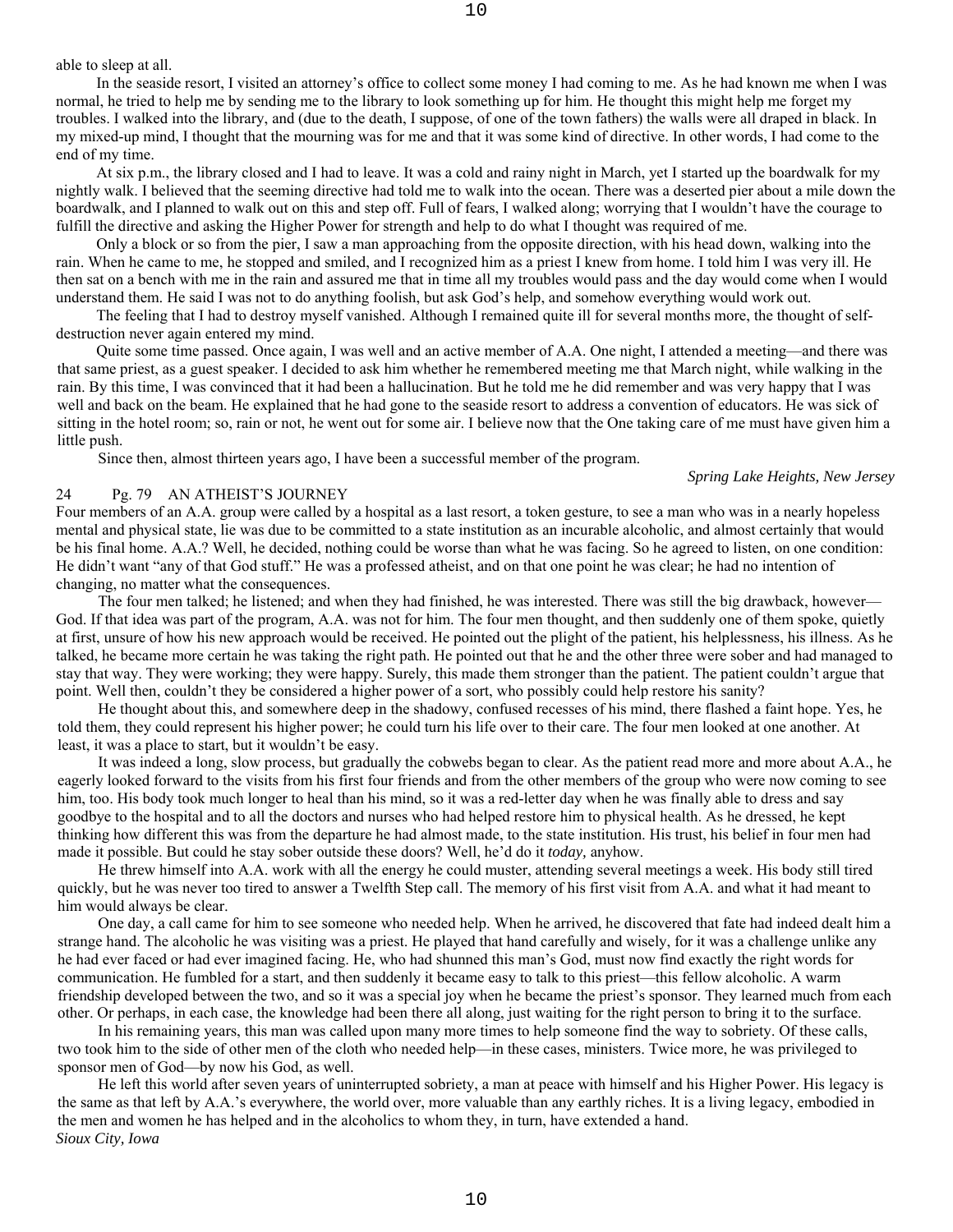able to sleep at all.

In the seaside resort, I visited an attorney's office to collect some money I had coming to me. As he had known me when I was normal, he tried to help me by sending me to the library to look something up for him. He thought this might help me forget my troubles. I walked into the library, and (due to the death, I suppose, of one of the town fathers) the walls were all draped in black. In my mixed-up mind, I thought that the mourning was for me and that it was some kind of directive. In other words, I had come to the end of my time.

At six p.m., the library closed and I had to leave. It was a cold and rainy night in March, yet I started up the boardwalk for my nightly walk. I believed that the seeming directive had told me to walk into the ocean. There was a deserted pier about a mile down the boardwalk, and I planned to walk out on this and step off. Full of fears, I walked along; worrying that I wouldn't have the courage to fulfill the directive and asking the Higher Power for strength and help to do what I thought was required of me.

Only a block or so from the pier, I saw a man approaching from the opposite direction, with his head down, walking into the rain. When he came to me, he stopped and smiled, and I recognized him as a priest I knew from home. I told him I was very ill. He then sat on a bench with me in the rain and assured me that in time all my troubles would pass and the day would come when I would understand them. He said I was not to do anything foolish, but ask God's help, and somehow everything would work out.

The feeling that I had to destroy myself vanished. Although I remained quite ill for several months more, the thought of self-destruction never again entered my mind.

Quite some time passed. Once again, I was well and an active member of A.A. One night, I attended a meeting—and there was that same priest, as a guest speaker. I decided to ask him whether he remembered meeting me that March night, while walking in the rain. By this time, I was convinced that it had been a hallucination. But he told me he did remember and was very happy that I was well and back on the beam. He explained that he had gone to the seaside resort to address a convention of educators. He was sick of sitting in the hotel room; so, rain or not, he went out for some air. I believe now that the One taking care of me must have given him a little push.

Since then, almost thirteen years ago, I have been a successful member of the program.

*Spring Lake Heights, New Jersey*

## 24 Pg. 79 AN ATHEIST'S JOURNEY

Four members of an A.A. group were called by a hospital as a last resort, a token gesture, to see a man who was in a nearly hopeless mental and physical state, lie was due to be committed to a state institution as an incurable alcoholic, and almost certainly that would be his final home. A.A.? Well, he decided, nothing could be worse than what he was facing. So he agreed to listen, on one condition: He didn't want "any of that God stuff." He was a professed atheist, and on that one point he was clear; he had no intention of changing, no matter what the consequences.

The four men talked; he listened; and when they had finished, he was interested. There was still the big drawback, however—God. If that idea was part of the program, A.A. was not for him. The four men thought, and then suddenly one of them spoke, quietly at first, unsure of how his new approach would be received. He pointed out the plight of the patient, his helplessness, his illness. As he talked, he became more certain he was taking the right path. He pointed out that he and the other three were sober and had managed to stay that way. They were working; they were happy. Surely, this made them stronger than the patient. The patient couldn't argue that point. Well then, couldn't they be considered a higher power of a sort, who possibly could help restore his sanity?

He thought about this, and somewhere deep in the shadowy, confused recesses of his mind, there flashed a faint hope. Yes, he told them, they could represent his higher power; he could turn his life over to their care. The four men looked at one another. At least, it was a place to start, but it wouldn't be easy.

It was indeed a long, slow process, but gradually the cobwebs began to clear. As the patient read more and more about A.A., he eagerly looked forward to the visits from his first four friends and from the other members of the group who were now coming to see him, too. His body took much longer to heal than his mind, so it was a red-letter day when he was finally able to dress and say goodbye to the hospital and to all the doctors and nurses who had helped restore him to physical health. As he dressed, he kept thinking how different this was from the departure he had almost made, to the state institution. His trust, his belief in four men had made it possible. But could he stay sober outside these doors? Well, he'd do it *today,* anyhow.

He threw himself into A.A. work with all the energy he could muster, attending several meetings a week. His body still tired quickly, but he was never too tired to answer a Twelfth Step call. The memory of his first visit from A.A. and what it had meant to him would always be clear.

One day, a call came for him to see someone who needed help. When he arrived, he discovered that fate had indeed dealt him a strange hand. The alcoholic he was visiting was a priest. He played that hand carefully and wisely, for it was a challenge unlike any he had ever faced or had ever imagined facing. He, who had shunned this man's God, must now find exactly the right words for communication. He fumbled for a start, and then suddenly it became easy to talk to this priest—this fellow alcoholic. A warm friendship developed between the two, and so it was a special joy when he became the priest's sponsor. They learned much from each other. Or perhaps, in each case, the knowledge had been there all along, just waiting for the right person to bring it to the surface.

In his remaining years, this man was called upon many more times to help someone find the way to sobriety. Of these calls, two took him to the side of other men of the cloth who needed help—in these cases, ministers. Twice more, he was privileged to sponsor men of God—by now his God, as well.

He left this world after seven years of uninterrupted sobriety, a man at peace with himself and his Higher Power. His legacy is the same as that left by A.A.'s everywhere, the world over, more valuable than any earthly riches. It is a living legacy, embodied in the men and women he has helped and in the alcoholics to whom they, in turn, have extended a hand.

*Sioux City, Iowa*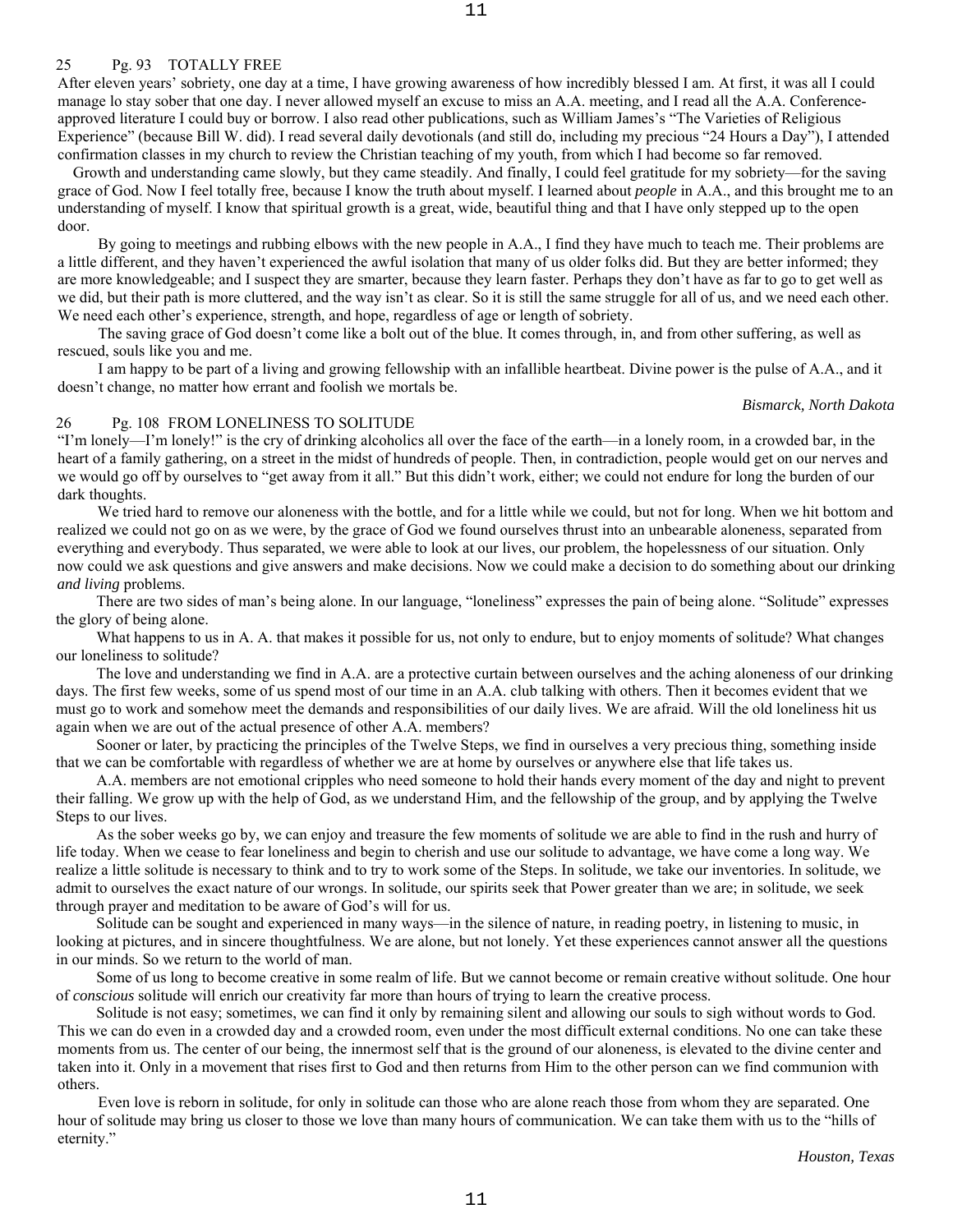## 25 Pg. 93 TOTALLY FREE

After eleven years' sobriety, one day at a time, I have growing awareness of how incredibly blessed I am. At first, it was all I could manage lo stay sober that one day. I never allowed myself an excuse to miss an A.A. meeting, and I read all the A.A. Conference-approved literature I could buy or borrow. I also read other publications, such as William James's "The Varieties of Religious Experience" (because Bill W. did). I read several daily devotionals (and still do, including my precious "24 Hours a Day"), I attended confirmation classes in my church to review the Christian teaching of my youth, from which I had become so far removed.

Growth and understanding came slowly, but they came steadily. And finally, I could feel gratitude for my sobriety—for the saving grace of God. Now I feel totally free, because I know the truth about myself. I learned about *people* in A.A., and this brought me to an understanding of myself. I know that spiritual growth is a great, wide, beautiful thing and that I have only stepped up to the open door.

By going to meetings and rubbing elbows with the new people in A.A., I find they have much to teach me. Their problems are a little different, and they haven't experienced the awful isolation that many of us older folks did. But they are better informed; they are more knowledgeable; and I suspect they are smarter, because they learn faster. Perhaps they don't have as far to go to get well as we did, but their path is more cluttered, and the way isn't as clear. So it is still the same struggle for all of us, and we need each other. We need each other's experience, strength, and hope, regardless of age or length of sobriety.

The saving grace of God doesn't come like a bolt out of the blue. It comes through, in, and from other suffering, as well as rescued, souls like you and me.

I am happy to be part of a living and growing fellowship with an infallible heartbeat. Divine power is the pulse of A.A., and it doesn't change, no matter how errant and foolish we mortals be.

*Bismarck, North Dakota*

## 26 Pg. 108 FROM LONELINESS TO SOLITUDE

"I'm lonely—I'm lonely!" is the cry of drinking alcoholics all over the face of the earth—in a lonely room, in a crowded bar, in the heart of a family gathering, on a street in the midst of hundreds of people. Then, in contradiction, people would get on our nerves and we would go off by ourselves to "get away from it all." But this didn't work, either; we could not endure for long the burden of our dark thoughts.

We tried hard to remove our aloneness with the bottle, and for a little while we could, but not for long. When we hit bottom and realized we could not go on as we were, by the grace of God we found ourselves thrust into an unbearable aloneness, separated from everything and everybody. Thus separated, we were able to look at our lives, our problem, the hopelessness of our situation. Only now could we ask questions and give answers and make decisions. Now we could make a decision to do something about our drinking *and living* problems.

There are two sides of man's being alone. In our language, "loneliness" expresses the pain of being alone. "Solitude" expresses the glory of being alone.

What happens to us in A. A. that makes it possible for us, not only to endure, but to enjoy moments of solitude? What changes our loneliness to solitude?

The love and understanding we find in A.A. are a protective curtain between ourselves and the aching aloneness of our drinking days. The first few weeks, some of us spend most of our time in an A.A. club talking with others. Then it becomes evident that we must go to work and somehow meet the demands and responsibilities of our daily lives. We are afraid. Will the old loneliness hit us again when we are out of the actual presence of other A.A. members?

Sooner or later, by practicing the principles of the Twelve Steps, we find in ourselves a very precious thing, something inside that we can be comfortable with regardless of whether we are at home by ourselves or anywhere else that life takes us.

A.A. members are not emotional cripples who need someone to hold their hands every moment of the day and night to prevent their falling. We grow up with the help of God, as we understand Him, and the fellowship of the group, and by applying the Twelve Steps to our lives.

As the sober weeks go by, we can enjoy and treasure the few moments of solitude we are able to find in the rush and hurry of life today. When we cease to fear loneliness and begin to cherish and use our solitude to advantage, we have come a long way. We realize a little solitude is necessary to think and to try to work some of the Steps. In solitude, we take our inventories. In solitude, we admit to ourselves the exact nature of our wrongs. In solitude, our spirits seek that Power greater than we are; in solitude, we seek through prayer and meditation to be aware of God's will for us.

Solitude can be sought and experienced in many ways—in the silence of nature, in reading poetry, in listening to music, in looking at pictures, and in sincere thoughtfulness. We are alone, but not lonely. Yet these experiences cannot answer all the questions in our minds. So we return to the world of man.

Some of us long to become creative in some realm of life. But we cannot become or remain creative without solitude. One hour of *conscious* solitude will enrich our creativity far more than hours of trying to learn the creative process.

Solitude is not easy; sometimes, we can find it only by remaining silent and allowing our souls to sigh without words to God. This we can do even in a crowded day and a crowded room, even under the most difficult external conditions. No one can take these moments from us. The center of our being, the innermost self that is the ground of our aloneness, is elevated to the divine center and taken into it. Only in a movement that rises first to God and then returns from Him to the other person can we find communion with others.

Even love is reborn in solitude, for only in solitude can those who are alone reach those from whom they are separated. One hour of solitude may bring us closer to those we love than many hours of communication. We can take them with us to the "hills of eternity."

*Houston, Texas*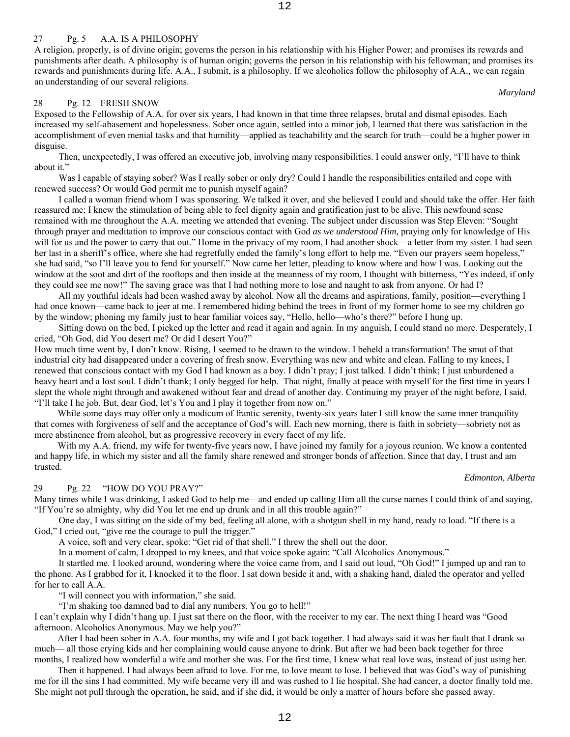27 Pg. 5 A.A. IS A PHILOSOPHY

A religion, properly, is of divine origin; governs the person in his relationship with his Higher Power; and promises its rewards and punishments after death. A philosophy is of human origin; governs the person in his relationship with his fellowman; and promises its rewards and punishments during life. A.A., I submit, is a philosophy. If we alcoholics follow the philosophy of A.A., we can regain an understanding of our several religions.

*Maryland*

28 Pg. 12 FRESH SNOW

Exposed to the Fellowship of A.A. for over six years, I had known in that time three relapses, brutal and dismal episodes. Each increased my self-abasement and hopelessness. Sober once again, settled into a minor job, I learned that there was satisfaction in the accomplishment of even menial tasks and that humility—applied as teachability and the search for truth—could be a higher power in disguise.

Then, unexpectedly, I was offered an executive job, involving many responsibilities. I could answer only, "I'll have to think about it."

Was I capable of staying sober? Was I really sober or only dry? Could I handle the responsibilities entailed and cope with renewed success? Or would God permit me to punish myself again?

I called a woman friend whom I was sponsoring. We talked it over, and she believed I could and should take the offer. Her faith reassured me; I knew the stimulation of being able to feel dignity again and gratification just to be alive. This newfound sense remained with me throughout the A.A. meeting we attended that evening. The subject under discussion was Step Eleven: "Sought through prayer and meditation to improve our conscious contact with God *as we understood Him,* praying only for knowledge of His will for us and the power to carry that out." Home in the privacy of my room, I had another shock—a letter from my sister. I had seen her last in a sheriff's office, where she had regretfully ended the family's long effort to help me. "Even our prayers seem hopeless," she had said, "so I'll leave you to fend for yourself." Now came her letter, pleading to know where and how I was. Looking out the window at the soot and dirt of the rooftops and then inside at the meanness of my room, I thought with bitterness, "Yes indeed, if only they could see me now!" The saving grace was that I had nothing more to lose and naught to ask from anyone. Or had I?

All my youthful ideals had been washed away by alcohol. Now all the dreams and aspirations, family, position—everything I had once known—came back to jeer at me. I remembered hiding behind the trees in front of my former home to see my children go by the window; phoning my family just to hear familiar voices say, "Hello, hello—who's there?" before I hung up.

Sitting down on the bed, I picked up the letter and read it again and again. In my anguish, I could stand no more. Desperately, I cried, "Oh God, did You desert me? Or did I desert You?"

How much time went by, I don't know. Rising, I seemed to be drawn to the window. I beheld a transformation! The smut of that industrial city had disappeared under a covering of fresh snow. Everything was new and white and clean. Falling to my knees, I renewed that conscious contact with my God I had known as a boy. I didn't pray; I just talked. I didn't think; I just unburdened a heavy heart and a lost soul. I didn't thank; I only begged for help. That night, finally at peace with myself for the first time in years I slept the whole night through and awakened without fear and dread of another day. Continuing my prayer of the night before, I said, "I'll take I he job. But, dear God, let's You and I play it together from now on."

While some days may offer only a modicum of frantic serenity, twenty-six years later I still know the same inner tranquility that comes with forgiveness of self and the acceptance of God's will. Each new morning, there is faith in sobriety—sobriety not as mere abstinence from alcohol, but as progressive recovery in every facet of my life.

With my A.A. friend, my wife for twenty-five years now, I have joined my family for a joyous reunion. We know a contented and happy life, in which my sister and all the family share renewed and stronger bonds of affection. Since that day, I trust and am trusted.

*Edmonton, Alberta*

29 Pg. 22 "HOW DO YOU PRAY?"

Many times while I was drinking, I asked God to help me—and ended up calling Him all the curse names I could think of and saying, "If You're so almighty, why did You let me end up drunk and in all this trouble again?"

One day, I was sitting on the side of my bed, feeling all alone, with a shotgun shell in my hand, ready to load. "If there is a God," I cried out, "give me the courage to pull the trigger."

A voice, soft and very clear, spoke: "Get rid of that shell." I threw the shell out the door.

In a moment of calm, I dropped to my knees, and that voice spoke again: "Call Alcoholics Anonymous."

It startled me. I looked around, wondering where the voice came from, and I said out loud, "Oh God!" I jumped up and ran to the phone. As I grabbed for it, I knocked it to the floor. I sat down beside it and, with a shaking hand, dialed the operator and yelled for her to call A.A.

"I will connect you with information," she said.

"I'm shaking too damned bad to dial any numbers. You go to hell!"

I can't explain why I didn't hang up. I just sat there on the floor, with the receiver to my ear. The next thing I heard was "Good afternoon. Alcoholics Anonymous. May we help you?"

After I had been sober in A.A. four months, my wife and I got back together. I had always said it was her fault that I drank so much— all those crying kids and her complaining would cause anyone to drink. But after we had been back together for three months, I realized how wonderful a wife and mother she was. For the first time, I knew what real love was, instead of just using her.

Then it happened. I had always been afraid to love. For me, to love meant to lose. I believed that was God's way of punishing me for ill the sins I had committed. My wife became very ill and was rushed to I lie hospital. She had cancer, a doctor finally told me. She might not pull through the operation, he said, and if she did, it would be only a matter of hours before she passed away.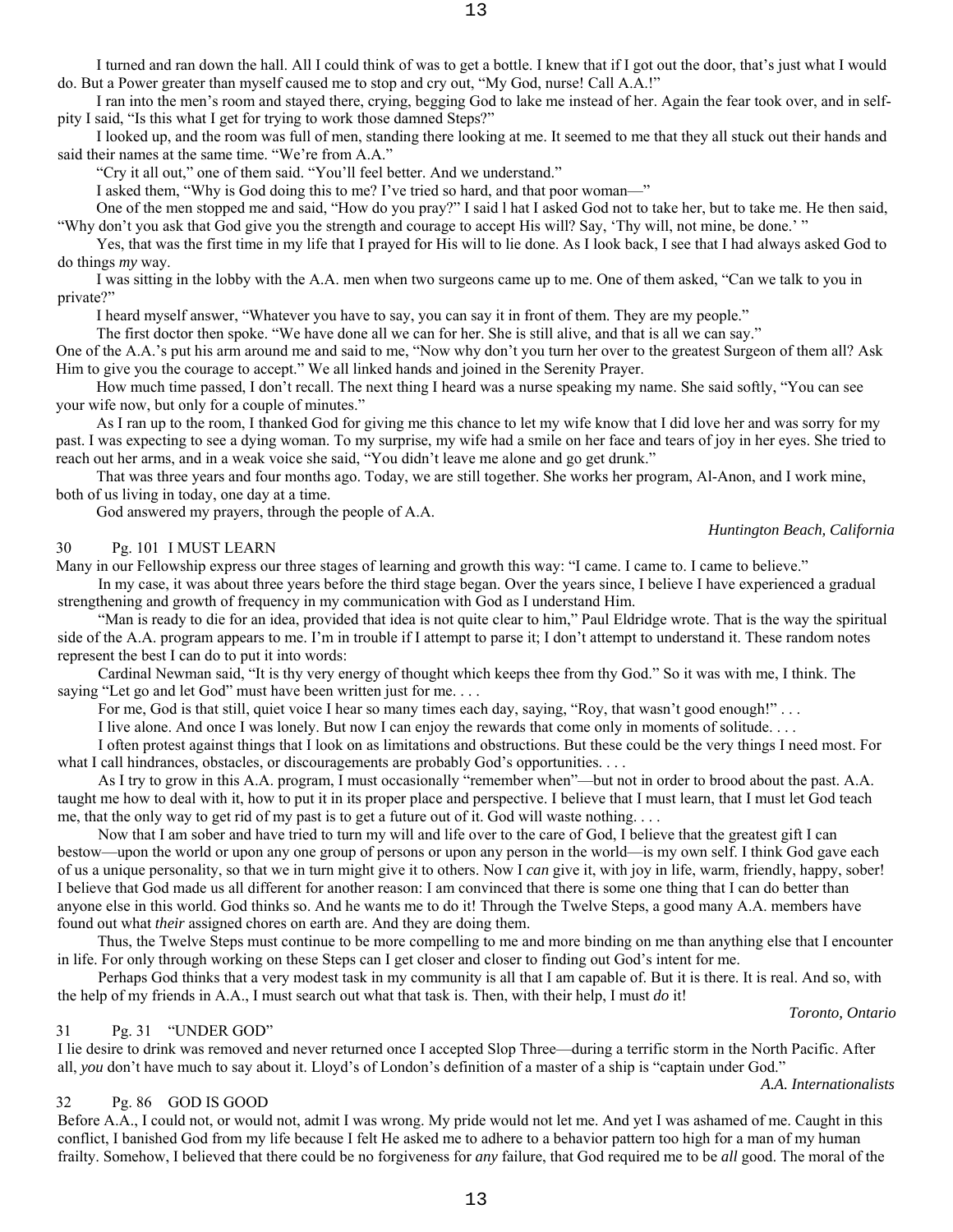I turned and ran down the hall. All I could think of was to get a bottle. I knew that if I got out the door, that's just what I would do. But a Power greater than myself caused me to stop and cry out, "My God, nurse! Call A.A.!"

I ran into the men's room and stayed there, crying, begging God to lake me instead of her. Again the fear took over, and in self-pity I said, "Is this what I get for trying to work those damned Steps?"

I looked up, and the room was full of men, standing there looking at me. It seemed to me that they all stuck out their hands and said their names at the same time. "We're from A.A."

"Cry it all out," one of them said. "You'll feel better. And we understand."

I asked them, "Why is God doing this to me? I've tried so hard, and that poor woman—"

One of the men stopped me and said, "How do you pray?" I said l hat I asked God not to take her, but to take me. He then said, "Why don't you ask that God give you the strength and courage to accept His will? Say, 'Thy will, not mine, be done.' "

Yes, that was the first time in my life that I prayed for His will to lie done. As I look back, I see that I had always asked God to do things *my* way.

I was sitting in the lobby with the A.A. men when two surgeons came up to me. One of them asked, "Can we talk to you in private?"

I heard myself answer, "Whatever you have to say, you can say it in front of them. They are my people."

The first doctor then spoke. "We have done all we can for her. She is still alive, and that is all we can say."

One of the A.A.'s put his arm around me and said to me, "Now why don't you turn her over to the greatest Surgeon of them all? Ask Him to give you the courage to accept." We all linked hands and joined in the Serenity Prayer.

How much time passed, I don't recall. The next thing I heard was a nurse speaking my name. She said softly, "You can see your wife now, but only for a couple of minutes."

As I ran up to the room, I thanked God for giving me this chance to let my wife know that I did love her and was sorry for my past. I was expecting to see a dying woman. To my surprise, my wife had a smile on her face and tears of joy in her eyes. She tried to reach out her arms, and in a weak voice she said, "You didn't leave me alone and go get drunk."

That was three years and four months ago. Today, we are still together. She works her program, Al-Anon, and I work mine, both of us living in today, one day at a time.

God answered my prayers, through the people of A.A.

*Huntington Beach, California*

## 30 Pg. 101 I MUST LEARN

Many in our Fellowship express our three stages of learning and growth this way: "I came. I came to. I came to believe."

In my case, it was about three years before the third stage began. Over the years since, I believe I have experienced a gradual strengthening and growth of frequency in my communication with God as I understand Him.

"Man is ready to die for an idea, provided that idea is not quite clear to him," Paul Eldridge wrote. That is the way the spiritual side of the A.A. program appears to me. I'm in trouble if I attempt to parse it; I don't attempt to understand it. These random notes represent the best I can do to put it into words:

Cardinal Newman said, "It is thy very energy of thought which keeps thee from thy God." So it was with me, I think. The saying "Let go and let God" must have been written just for me. . . .

For me, God is that still, quiet voice I hear so many times each day, saying, "Roy, that wasn't good enough!" . . .

I live alone. And once I was lonely. But now I can enjoy the rewards that come only in moments of solitude. . . .

I often protest against things that I look on as limitations and obstructions. But these could be the very things I need most. For what I call hindrances, obstacles, or discouragements are probably God's opportunities. . . .

As I try to grow in this A.A. program, I must occasionally "remember when"—but not in order to brood about the past. A.A. taught me how to deal with it, how to put it in its proper place and perspective. I believe that I must learn, that I must let God teach me, that the only way to get rid of my past is to get a future out of it. God will waste nothing. . . .

Now that I am sober and have tried to turn my will and life over to the care of God, I believe that the greatest gift I can bestow—upon the world or upon any one group of persons or upon any person in the world—is my own self. I think God gave each of us a unique personality, so that we in turn might give it to others. Now I *can* give it, with joy in life, warm, friendly, happy, sober! I believe that God made us all different for another reason: I am convinced that there is some one thing that I can do better than anyone else in this world. God thinks so. And he wants me to do it! Through the Twelve Steps, a good many A.A. members have found out what *their* assigned chores on earth are. And they are doing them.

Thus, the Twelve Steps must continue to be more compelling to me and more binding on me than anything else that I encounter in life. For only through working on these Steps can I get closer and closer to finding out God's intent for me.

Perhaps God thinks that a very modest task in my community is all that I am capable of. But it is there. It is real. And so, with the help of my friends in A.A., I must search out what that task is. Then, with their help, I must *do* it!

*Toronto, Ontario*

## 31 Pg. 31 "UNDER GOD"

I lie desire to drink was removed and never returned once I accepted Slop Three—during a terrific storm in the North Pacific. After all, *you* don't have much to say about it. Lloyd's of London's definition of a master of a ship is "captain under God."

*A.A. Internationalists*

## 32 Pg. 86 GOD IS GOOD

Before A.A., I could not, or would not, admit I was wrong. My pride would not let me. And yet I was ashamed of me. Caught in this conflict, I banished God from my life because I felt He asked me to adhere to a behavior pattern too high for a man of my human frailty. Somehow, I believed that there could be no forgiveness for *any* failure, that God required me to be *all* good. The moral of the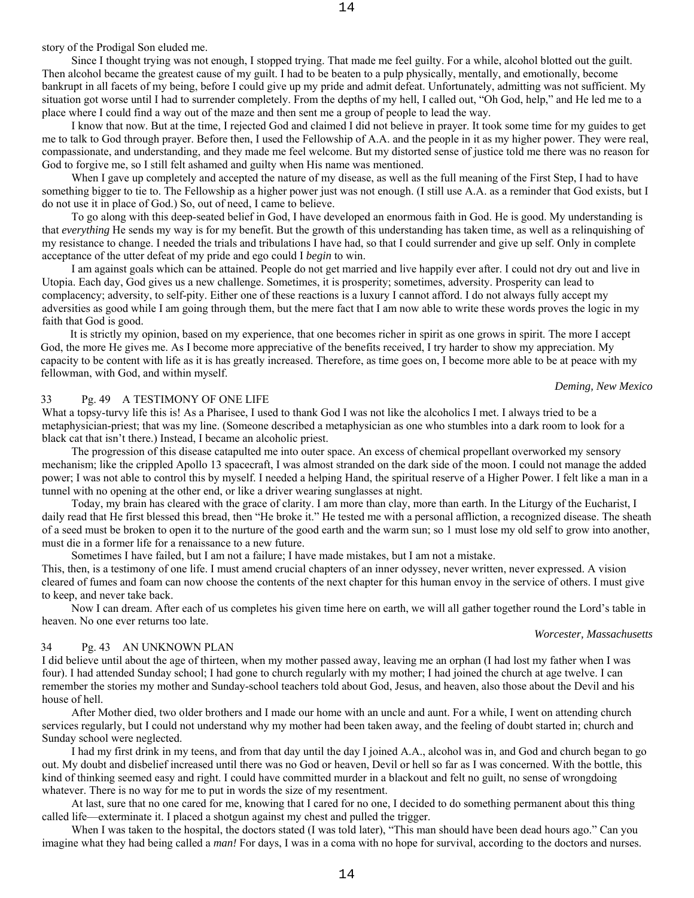story of the Prodigal Son eluded me.

Since I thought trying was not enough, I stopped trying. That made me feel guilty. For a while, alcohol blotted out the guilt. Then alcohol became the greatest cause of my guilt. I had to be beaten to a pulp physically, mentally, and emotionally, become bankrupt in all facets of my being, before I could give up my pride and admit defeat. Unfortunately, admitting was not sufficient. My situation got worse until I had to surrender completely. From the depths of my hell, I called out, "Oh God, help," and He led me to a place where I could find a way out of the maze and then sent me a group of people to lead the way.

I know that now. But at the time, I rejected God and claimed I did not believe in prayer. It took some time for my guides to get me to talk to God through prayer. Before then, I used the Fellowship of A.A. and the people in it as my higher power. They were real, compassionate, and understanding, and they made me feel welcome. But my distorted sense of justice told me there was no reason for God to forgive me, so I still felt ashamed and guilty when His name was mentioned.

When I gave up completely and accepted the nature of my disease, as well as the full meaning of the First Step, I had to have something bigger to tie to. The Fellowship as a higher power just was not enough. (I still use A.A. as a reminder that God exists, but I do not use it in place of God.) So, out of need, I came to believe.

To go along with this deep-seated belief in God, I have developed an enormous faith in God. He is good. My understanding is that *everything* He sends my way is for my benefit. But the growth of this understanding has taken time, as well as a relinquishing of my resistance to change. I needed the trials and tribulations I have had, so that I could surrender and give up self. Only in complete acceptance of the utter defeat of my pride and ego could I *begin* to win.

I am against goals which can be attained. People do not get married and live happily ever after. I could not dry out and live in Utopia. Each day, God gives us a new challenge. Sometimes, it is prosperity; sometimes, adversity. Prosperity can lead to complacency; adversity, to self-pity. Either one of these reactions is a luxury I cannot afford. I do not always fully accept my adversities as good while I am going through them, but the mere fact that I am now able to write these words proves the logic in my faith that God is good.

It is strictly my opinion, based on my experience, that one becomes richer in spirit as one grows in spirit. The more I accept God, the more He gives me. As I become more appreciative of the benefits received, I try harder to show my appreciation. My capacity to be content with life as it is has greatly increased. Therefore, as time goes on, I become more able to be at peace with my fellowman, with God, and within myself.

*Deming, New Mexico*

## 33 Pg. 49 A TESTIMONY OF ONE LIFE

What a topsy-turvy life this is! As a Pharisee, I used to thank God I was not like the alcoholics I met. I always tried to be a metaphysician-priest; that was my line. (Someone described a metaphysician as one who stumbles into a dark room to look for a black cat that isn't there.) Instead, I became an alcoholic priest.

The progression of this disease catapulted me into outer space. An excess of chemical propellant overworked my sensory mechanism; like the crippled Apollo 13 spacecraft, I was almost stranded on the dark side of the moon. I could not manage the added power; I was not able to control this by myself. I needed a helping Hand, the spiritual reserve of a Higher Power. I felt like a man in a tunnel with no opening at the other end, or like a driver wearing sunglasses at night.

Today, my brain has cleared with the grace of clarity. I am more than clay, more than earth. In the Liturgy of the Eucharist, I daily read that He first blessed this bread, then "He broke it." He tested me with a personal affliction, a recognized disease. The sheath of a seed must be broken to open it to the nurture of the good earth and the warm sun; so 1 must lose my old self to grow into another, must die in a former life for a renaissance to a new future.

Sometimes I have failed, but I am not a failure; I have made mistakes, but I am not a mistake.

This, then, is a testimony of one life. I must amend crucial chapters of an inner odyssey, never written, never expressed. A vision cleared of fumes and foam can now choose the contents of the next chapter for this human envoy in the service of others. I must give to keep, and never take back.

Now I can dream. After each of us completes his given time here on earth, we will all gather together round the Lord's table in heaven. No one ever returns too late.

*Worcester, Massachusetts*

## 34 Pg. 43 AN UNKNOWN PLAN

I did believe until about the age of thirteen, when my mother passed away, leaving me an orphan (I had lost my father when I was four). I had attended Sunday school; I had gone to church regularly with my mother; I had joined the church at age twelve. I can remember the stories my mother and Sunday-school teachers told about God, Jesus, and heaven, also those about the Devil and his house of hell.

After Mother died, two older brothers and I made our home with an uncle and aunt. For a while, I went on attending church services regularly, but I could not understand why my mother had been taken away, and the feeling of doubt started in; church and Sunday school were neglected.

I had my first drink in my teens, and from that day until the day I joined A.A., alcohol was in, and God and church began to go out. My doubt and disbelief increased until there was no God or heaven, Devil or hell so far as I was concerned. With the bottle, this kind of thinking seemed easy and right. I could have committed murder in a blackout and felt no guilt, no sense of wrongdoing whatever. There is no way for me to put in words the size of my resentment.

At last, sure that no one cared for me, knowing that I cared for no one, I decided to do something permanent about this thing called life—exterminate it. I placed a shotgun against my chest and pulled the trigger.

When I was taken to the hospital, the doctors stated (I was told later), "This man should have been dead hours ago." Can you imagine what they had being called a *man!* For days, I was in a coma with no hope for survival, according to the doctors and nurses.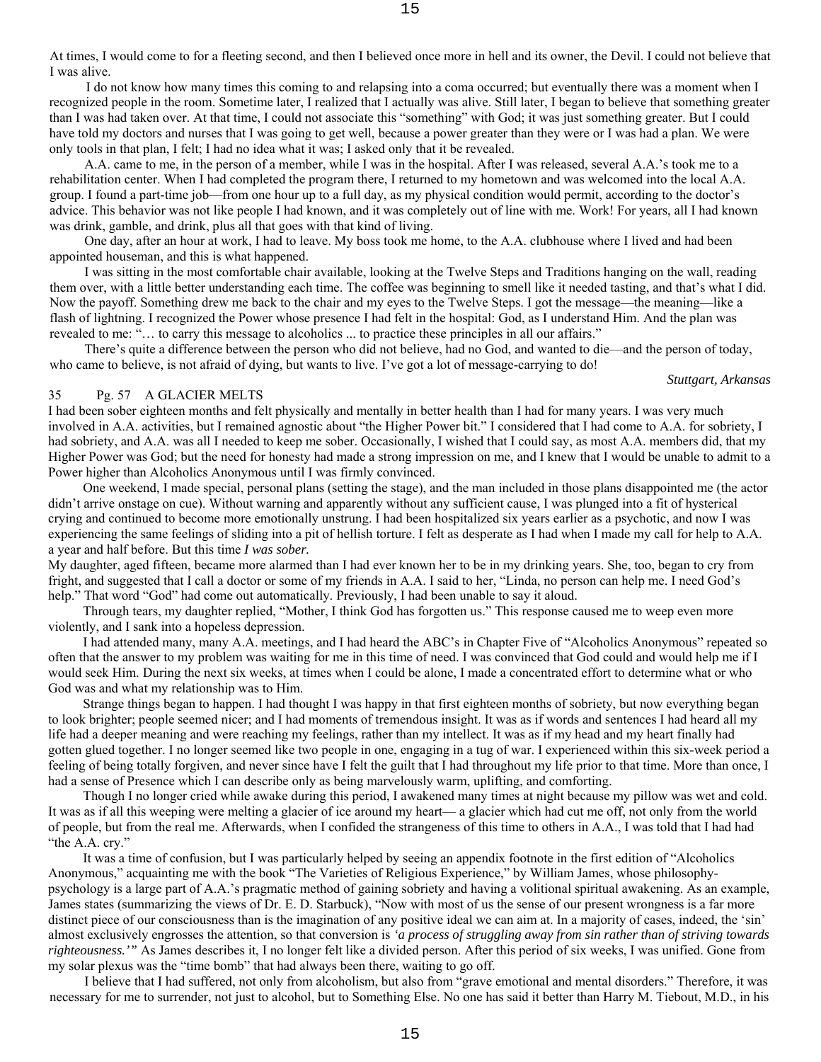At times, I would come to for a fleeting second, and then I believed once more in hell and its owner, the Devil. I could not believe that I was alive.

I do not know how many times this coming to and relapsing into a coma occurred; but eventually there was a moment when I recognized people in the room. Sometime later, I realized that I actually was alive. Still later, I began to believe that something greater than I was had taken over. At that time, I could not associate this "something" with God; it was just something greater. But I could have told my doctors and nurses that I was going to get well, because a power greater than they were or I was had a plan. We were only tools in that plan, I felt; I had no idea what it was; I asked only that it be revealed.

A.A. came to me, in the person of a member, while I was in the hospital. After I was released, several A.A.'s took me to a rehabilitation center. When I had completed the program there, I returned to my hometown and was welcomed into the local A.A. group. I found a part-time job—from one hour up to a full day, as my physical condition would permit, according to the doctor's advice. This behavior was not like people I had known, and it was completely out of line with me. Work! For years, all I had known was drink, gamble, and drink, plus all that goes with that kind of living.

One day, after an hour at work, I had to leave. My boss took me home, to the A.A. clubhouse where I lived and had been appointed houseman, and this is what happened.

I was sitting in the most comfortable chair available, looking at the Twelve Steps and Traditions hanging on the wall, reading them over, with a little better understanding each time. The coffee was beginning to smell like it needed tasting, and that's what I did. Now the payoff. Something drew me back to the chair and my eyes to the Twelve Steps. I got the message—the meaning—like a flash of lightning. I recognized the Power whose presence I had felt in the hospital: God, as I understand Him. And the plan was revealed to me: "… to carry this message to alcoholics ... to practice these principles in all our affairs."

There's quite a difference between the person who did not believe, had no God, and wanted to die—and the person of today, who came to believe, is not afraid of dying, but wants to live. I've got a lot of message-carrying to do!

*Stuttgart, Arkansas*

35 Pg. 57 A GLACIER MELTS

I had been sober eighteen months and felt physically and mentally in better health than I had for many years. I was very much involved in A.A. activities, but I remained agnostic about "the Higher Power bit." I considered that I had come to A.A. for sobriety, I had sobriety, and A.A. was all I needed to keep me sober. Occasionally, I wished that I could say, as most A.A. members did, that my Higher Power was God; but the need for honesty had made a strong impression on me, and I knew that I would be unable to admit to a Power higher than Alcoholics Anonymous until I was firmly convinced.

One weekend, I made special, personal plans (setting the stage), and the man included in those plans disappointed me (the actor didn't arrive onstage on cue). Without warning and apparently without any sufficient cause, I was plunged into a fit of hysterical crying and continued to become more emotionally unstrung. I had been hospitalized six years earlier as a psychotic, and now I was experiencing the same feelings of sliding into a pit of hellish torture. I felt as desperate as I had when I made my call for help to A.A. a year and half before. But this time *I was sober.*

My daughter, aged fifteen, became more alarmed than I had ever known her to be in my drinking years. She, too, began to cry from fright, and suggested that I call a doctor or some of my friends in A.A. I said to her, "Linda, no person can help me. I need God's help." That word "God" had come out automatically. Previously, I had been unable to say it aloud.

Through tears, my daughter replied, "Mother, I think God has forgotten us." This response caused me to weep even more violently, and I sank into a hopeless depression.

I had attended many, many A.A. meetings, and I had heard the ABC's in Chapter Five of "Alcoholics Anonymous" repeated so often that the answer to my problem was waiting for me in this time of need. I was convinced that God could and would help me if I would seek Him. During the next six weeks, at times when I could be alone, I made a concentrated effort to determine what or who God was and what my relationship was to Him.

Strange things began to happen. I had thought I was happy in that first eighteen months of sobriety, but now everything began to look brighter; people seemed nicer; and I had moments of tremendous insight. It was as if words and sentences I had heard all my life had a deeper meaning and were reaching my feelings, rather than my intellect. It was as if my head and my heart finally had gotten glued together. I no longer seemed like two people in one, engaging in a tug of war. I experienced within this six-week period a feeling of being totally forgiven, and never since have I felt the guilt that I had throughout my life prior to that time. More than once, I had a sense of Presence which I can describe only as being marvelously warm, uplifting, and comforting.

Though I no longer cried while awake during this period, I awakened many times at night because my pillow was wet and cold. It was as if all this weeping were melting a glacier of ice around my heart— a glacier which had cut me off, not only from the world of people, but from the real me. Afterwards, when I confided the strangeness of this time to others in A.A., I was told that I had had "the A.A. cry."

It was a time of confusion, but I was particularly helped by seeing an appendix footnote in the first edition of "Alcoholics Anonymous," acquainting me with the book "The Varieties of Religious Experience," by William James, whose philosophy-psychology is a large part of A.A.'s pragmatic method of gaining sobriety and having a volitional spiritual awakening. As an example, James states (summarizing the views of Dr. E. D. Starbuck), "Now with most of us the sense of our present wrongness is a far more distinct piece of our consciousness than is the imagination of any positive ideal we can aim at. In a majority of cases, indeed, the 'sin' almost exclusively engrosses the attention, so that conversion is *'a process of struggling away from sin rather than of striving towards righteousness.'"* As James describes it, I no longer felt like a divided person. After this period of six weeks, I was unified. Gone from my solar plexus was the "time bomb" that had always been there, waiting to go off.

I believe that I had suffered, not only from alcoholism, but also from "grave emotional and mental disorders." Therefore, it was necessary for me to surrender, not just to alcohol, but to Something Else. No one has said it better than Harry M. Tiebout, M.D., in his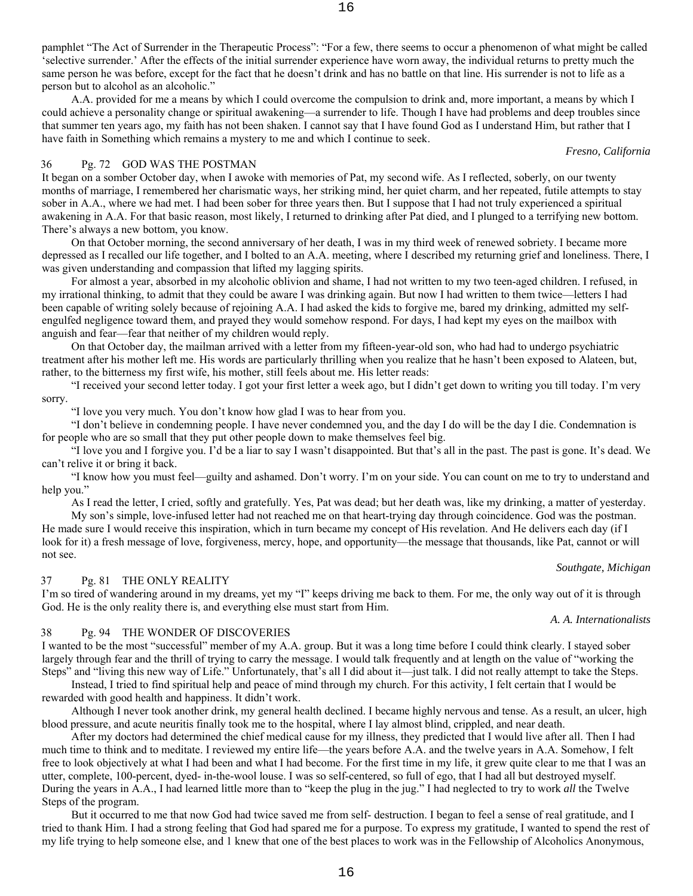pamphlet "The Act of Surrender in the Therapeutic Process": "For a few, there seems to occur a phenomenon of what might be called 'selective surrender.' After the effects of the initial surrender experience have worn away, the individual returns to pretty much the same person he was before, except for the fact that he doesn't drink and has no battle on that line. His surrender is not to life as a person but to alcohol as an alcoholic."

A.A. provided for me a means by which I could overcome the compulsion to drink and, more important, a means by which I could achieve a personality change or spiritual awakening—a surrender to life. Though I have had problems and deep troubles since that summer ten years ago, my faith has not been shaken. I cannot say that I have found God as I understand Him, but rather that I have faith in Something which remains a mystery to me and which I continue to seek.

*Fresno, California*

36 Pg. 72 GOD WAS THE POSTMAN

It began on a somber October day, when I awoke with memories of Pat, my second wife. As I reflected, soberly, on our twenty months of marriage, I remembered her charismatic ways, her striking mind, her quiet charm, and her repeated, futile attempts to stay sober in A.A., where we had met. I had been sober for three years then. But I suppose that I had not truly experienced a spiritual awakening in A.A. For that basic reason, most likely, I returned to drinking after Pat died, and I plunged to a terrifying new bottom. There's always a new bottom, you know.

On that October morning, the second anniversary of her death, I was in my third week of renewed sobriety. I became more depressed as I recalled our life together, and I bolted to an A.A. meeting, where I described my returning grief and loneliness. There, I was given understanding and compassion that lifted my lagging spirits.

For almost a year, absorbed in my alcoholic oblivion and shame, I had not written to my two teen-aged children. I refused, in my irrational thinking, to admit that they could be aware I was drinking again. But now I had written to them twice—letters I had been capable of writing solely because of rejoining A.A. I had asked the kids to forgive me, bared my drinking, admitted my self-engulfed negligence toward them, and prayed they would somehow respond. For days, I had kept my eyes on the mailbox with anguish and fear—fear that neither of my children would reply.

On that October day, the mailman arrived with a letter from my fifteen-year-old son, who had had to undergo psychiatric treatment after his mother left me. His words are particularly thrilling when you realize that he hasn't been exposed to Alateen, but, rather, to the bitterness my first wife, his mother, still feels about me. His letter reads:

"I received your second letter today. I got your first letter a week ago, but I didn't get down to writing you till today. I'm very sorry.

"I love you very much. You don't know how glad I was to hear from you.

"I don't believe in condemning people. I have never condemned you, and the day I do will be the day I die. Condemnation is for people who are so small that they put other people down to make themselves feel big.

"I love you and I forgive you. I'd be a liar to say I wasn't disappointed. But that's all in the past. The past is gone. It's dead. We can't relive it or bring it back.

"I know how you must feel—guilty and ashamed. Don't worry. I'm on your side. You can count on me to try to understand and help you."

As I read the letter, I cried, softly and gratefully. Yes, Pat was dead; but her death was, like my drinking, a matter of yesterday.

My son's simple, love-infused letter had not reached me on that heart-trying day through coincidence. God was the postman. He made sure I would receive this inspiration, which in turn became my concept of His revelation. And He delivers each day (if I look for it) a fresh message of love, forgiveness, mercy, hope, and opportunity—the message that thousands, like Pat, cannot or will not see.

*Southgate, Michigan*

37 Pg. 81 THE ONLY REALITY

I'm so tired of wandering around in my dreams, yet my "I" keeps driving me back to them. For me, the only way out of it is through God. He is the only reality there is, and everything else must start from Him.

*A. A. Internationalists*

38 Pg. 94 THE WONDER OF DISCOVERIES

I wanted to be the most "successful" member of my A.A. group. But it was a long time before I could think clearly. I stayed sober largely through fear and the thrill of trying to carry the message. I would talk frequently and at length on the value of "working the Steps" and "living this new way of Life." Unfortunately, that's all I did about it—just talk. I did not really attempt to take the Steps.

Instead, I tried to find spiritual help and peace of mind through my church. For this activity, I felt certain that I would be rewarded with good health and happiness. It didn't work.

Although I never took another drink, my general health declined. I became highly nervous and tense. As a result, an ulcer, high blood pressure, and acute neuritis finally took me to the hospital, where I lay almost blind, crippled, and near death.

After my doctors had determined the chief medical cause for my illness, they predicted that I would live after all. Then I had much time to think and to meditate. I reviewed my entire life—the years before A.A. and the twelve years in A.A. Somehow, I felt free to look objectively at what I had been and what I had become. For the first time in my life, it grew quite clear to me that I was an utter, complete, 100-percent, dyed- in-the-wool louse. I was so self-centered, so full of ego, that I had all but destroyed myself. During the years in A.A., I had learned little more than to "keep the plug in the jug." I had neglected to try to work *all* the Twelve Steps of the program.

But it occurred to me that now God had twice saved me from self- destruction. I began to feel a sense of real gratitude, and I tried to thank Him. I had a strong feeling that God had spared me for a purpose. To express my gratitude, I wanted to spend the rest of my life trying to help someone else, and 1 knew that one of the best places to work was in the Fellowship of Alcoholics Anonymous,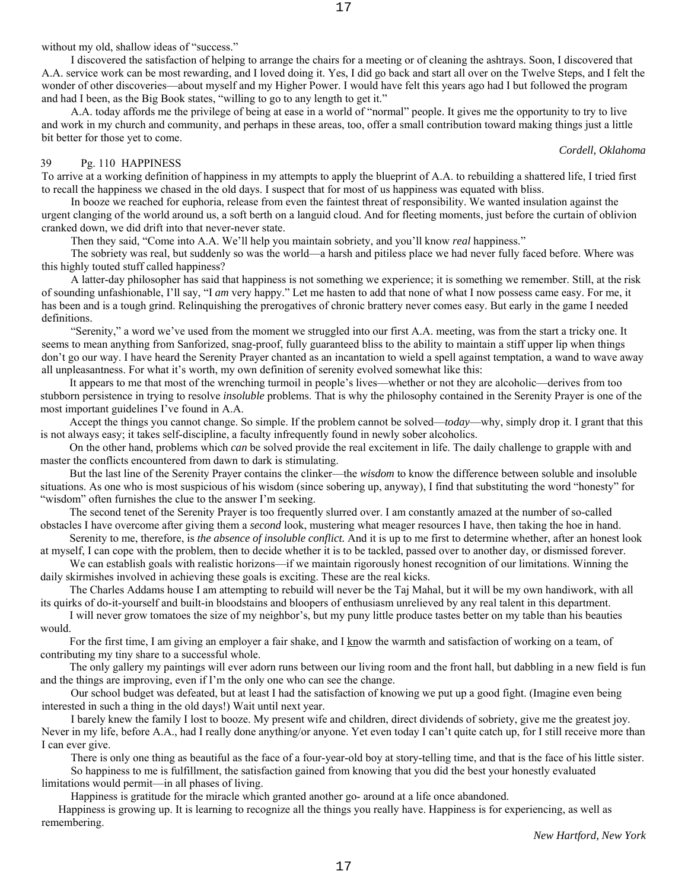without my old, shallow ideas of "success."

I discovered the satisfaction of helping to arrange the chairs for a meeting or of cleaning the ashtrays. Soon, I discovered that A.A. service work can be most rewarding, and I loved doing it. Yes, I did go back and start all over on the Twelve Steps, and I felt the wonder of other discoveries—about myself and my Higher Power. I would have felt this years ago had I but followed the program and had I been, as the Big Book states, "willing to go to any length to get it."

A.A. today affords me the privilege of being at ease in a world of "normal" people. It gives me the opportunity to try to live and work in my church and community, and perhaps in these areas, too, offer a small contribution toward making things just a little bit better for those yet to come.

*Cordell, Oklahoma*

## 39 Pg. 110 HAPPINESS

To arrive at a working definition of happiness in my attempts to apply the blueprint of A.A. to rebuilding a shattered life, I tried first to recall the happiness we chased in the old days. I suspect that for most of us happiness was equated with bliss.

In booze we reached for euphoria, release from even the faintest threat of responsibility. We wanted insulation against the urgent clanging of the world around us, a soft berth on a languid cloud. And for fleeting moments, just before the curtain of oblivion cranked down, we did drift into that never-never state.

Then they said, "Come into A.A. We'll help you maintain sobriety, and you'll know *real* happiness."

The sobriety was real, but suddenly so was the world—a harsh and pitiless place we had never fully faced before. Where was this highly touted stuff called happiness?

A latter-day philosopher has said that happiness is not something we experience; it is something we remember. Still, at the risk of sounding unfashionable, I'll say, "I *am* very happy." Let me hasten to add that none of what I now possess came easy. For me, it has been and is a tough grind. Relinquishing the prerogatives of chronic brattery never comes easy. But early in the game I needed definitions.

"Serenity," a word we've used from the moment we struggled into our first A.A. meeting, was from the start a tricky one. It seems to mean anything from Sanforized, snag-proof, fully guaranteed bliss to the ability to maintain a stiff upper lip when things don't go our way. I have heard the Serenity Prayer chanted as an incantation to wield a spell against temptation, a wand to wave away all unpleasantness. For what it's worth, my own definition of serenity evolved somewhat like this:

It appears to me that most of the wrenching turmoil in people's lives—whether or not they are alcoholic—derives from too stubborn persistence in trying to resolve *insoluble* problems. That is why the philosophy contained in the Serenity Prayer is one of the most important guidelines I've found in A.A.

Accept the things you cannot change. So simple. If the problem cannot be solved—*today*—why, simply drop it. I grant that this is not always easy; it takes self-discipline, a faculty infrequently found in newly sober alcoholics.

On the other hand, problems which *can* be solved provide the real excitement in life. The daily challenge to grapple with and master the conflicts encountered from dawn to dark is stimulating.

But the last line of the Serenity Prayer contains the clinker—the *wisdom* to know the difference between soluble and insoluble situations. As one who is most suspicious of his wisdom (since sobering up, anyway), I find that substituting the word "honesty" for "wisdom" often furnishes the clue to the answer I'm seeking.

The second tenet of the Serenity Prayer is too frequently slurred over. I am constantly amazed at the number of so-called obstacles I have overcome after giving them a *second* look, mustering what meager resources I have, then taking the hoe in hand.

Serenity to me, therefore, is *the absence of insoluble conflict.* And it is up to me first to determine whether, after an honest look at myself, I can cope with the problem, then to decide whether it is to be tackled, passed over to another day, or dismissed forever.

We can establish goals with realistic horizons—if we maintain rigorously honest recognition of our limitations. Winning the daily skirmishes involved in achieving these goals is exciting. These are the real kicks.

The Charles Addams house I am attempting to rebuild will never be the Taj Mahal, but it will be my own handiwork, with all its quirks of do-it-yourself and built-in bloodstains and bloopers of enthusiasm unrelieved by any real talent in this department.

I will never grow tomatoes the size of my neighbor's, but my puny little produce tastes better on my table than his beauties would.

For the first time, I am giving an employer a fair shake, and I know the warmth and satisfaction of working on a team, of contributing my tiny share to a successful whole.

The only gallery my paintings will ever adorn runs between our living room and the front hall, but dabbling in a new field is fun and the things are improving, even if I'm the only one who can see the change.

Our school budget was defeated, but at least I had the satisfaction of knowing we put up a good fight. (Imagine even being interested in such a thing in the old days!) Wait until next year.

I barely knew the family I lost to booze. My present wife and children, direct dividends of sobriety, give me the greatest joy. Never in my life, before A.A., had I really done anything/or anyone. Yet even today I can't quite catch up, for I still receive more than I can ever give.

There is only one thing as beautiful as the face of a four-year-old boy at story-telling time, and that is the face of his little sister.

So happiness to me is fulfillment, the satisfaction gained from knowing that you did the best your honestly evaluated limitations would permit—in all phases of living.

Happiness is gratitude for the miracle which granted another go- around at a life once abandoned.

Happiness is growing up. It is learning to recognize all the things you really have. Happiness is for experiencing, as well as remembering.

*New Hartford, New York*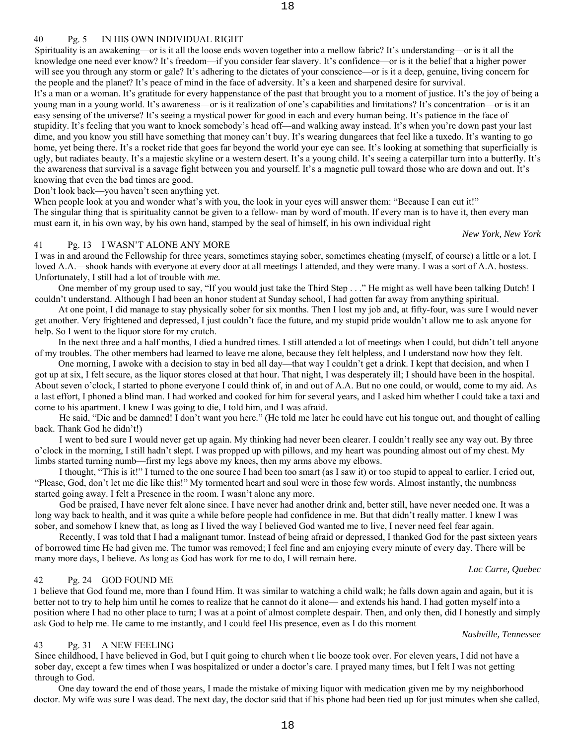### 40 Pg. 5 IN HIS OWN INDIVIDUAL RIGHT

Spirituality is an awakening—or is it all the loose ends woven together into a mellow fabric? It's understanding—or is it all the knowledge one need ever know? It's freedom—if you consider fear slavery. It's confidence—or is it the belief that a higher power will see you through any storm or gale? It's adhering to the dictates of your conscience—or is it a deep, genuine, living concern for the people and the planet? It's peace of mind in the face of adversity. It's a keen and sharpened desire for survival.

It's a man or a woman. It's gratitude for every happenstance of the past that brought you to a moment of justice. It's the joy of being a young man in a young world. It's awareness—or is it realization of one's capabilities and limitations? It's concentration—or is it an easy sensing of the universe? It's seeing a mystical power for good in each and every human being. It's patience in the face of stupidity. It's feeling that you want to knock somebody's head off—and walking away instead. It's when you're down past your last dime, and you know you still have something that money can't buy. It's wearing dungarees that feel like a tuxedo. It's wanting to go home, yet being there. It's a rocket ride that goes far beyond the world your eye can see. It's looking at something that superficially is ugly, but radiates beauty. It's a majestic skyline or a western desert. It's a young child. It's seeing a caterpillar turn into a butterfly. It's the awareness that survival is a savage fight between you and yourself. It's a magnetic pull toward those who are down and out. It's knowing that even the bad times are good.

Don't look back—you haven't seen anything yet.

When people look at you and wonder what's with you, the look in your eyes will answer them: "Because I can cut it!"

The singular thing that is spirituality cannot be given to a fellow- man by word of mouth. If every man is to have it, then every man must earn it, in his own way, by his own hand, stamped by the seal of himself, in his own individual right

*New York, New York*

### 41 Pg. 13 I WASN'T ALONE ANY MORE

I was in and around the Fellowship for three years, sometimes staying sober, sometimes cheating (myself, of course) a little or a lot. I loved A.A.—shook hands with everyone at every door at all meetings I attended, and they were many. I was a sort of A.A. hostess. Unfortunately, I still had a lot of trouble with *me.*

One member of my group used to say, "If you would just take the Third Step . . ." He might as well have been talking Dutch! I couldn't understand. Although I had been an honor student at Sunday school, I had gotten far away from anything spiritual.

At one point, I did manage to stay physically sober for six months. Then I lost my job and, at fifty-four, was sure I would never get another. Very frightened and depressed, I just couldn't face the future, and my stupid pride wouldn't allow me to ask anyone for help. So I went to the liquor store for my crutch.

In the next three and a half months, I died a hundred times. I still attended a lot of meetings when I could, but didn't tell anyone of my troubles. The other members had learned to leave me alone, because they felt helpless, and I understand now how they felt.

One morning, I awoke with a decision to stay in bed all day—that way I couldn't get a drink. I kept that decision, and when I got up at six, I felt secure, as the liquor stores closed at that hour. That night, I was desperately ill; I should have been in the hospital. About seven o'clock, I started to phone everyone I could think of, in and out of A.A. But no one could, or would, come to my aid. As a last effort, I phoned a blind man. I had worked and cooked for him for several years, and I asked him whether I could take a taxi and come to his apartment. I knew I was going to die, I told him, and I was afraid.

He said, "Die and be damned! I don't want you here." (He told me later he could have cut his tongue out, and thought of calling back. Thank God he didn't!)

I went to bed sure I would never get up again. My thinking had never been clearer. I couldn't really see any way out. By three o'clock in the morning, I still hadn't slept. I was propped up with pillows, and my heart was pounding almost out of my chest. My limbs started turning numb—first my legs above my knees, then my arms above my elbows.

I thought, "This is it!" I turned to the one source I had been too smart (as I saw it) or too stupid to appeal to earlier. I cried out, "Please, God, don't let me die like this!" My tormented heart and soul were in those few words. Almost instantly, the numbness started going away. I felt a Presence in the room. I wasn't alone any more.

God be praised, I have never felt alone since. I have never had another drink and, better still, have never needed one. It was a long way back to health, and it was quite a while before people had confidence in me. But that didn't really matter. I knew I was sober, and somehow I knew that, as long as I lived the way I believed God wanted me to live, I never need feel fear again.

Recently, I was told that I had a malignant tumor. Instead of being afraid or depressed, I thanked God for the past sixteen years of borrowed time He had given me. The tumor was removed; I feel fine and am enjoying every minute of every day. There will be many more days, I believe. As long as God has work for me to do, I will remain here.

*Lac Carre, Quebec*

### 42 Pg. 24 GOD FOUND ME

I believe that God found me, more than I found Him. It was similar to watching a child walk; he falls down again and again, but it is better not to try to help him until he comes to realize that he cannot do it alone— and extends his hand. I had gotten myself into a position where I had no other place to turn; I was at a point of almost complete despair. Then, and only then, did I honestly and simply ask God to help me. He came to me instantly, and I could feel His presence, even as I do this moment

*Nashville, Tennessee*

### 43 Pg. 31 A NEW FEELING

Since childhood, I have believed in God, but I quit going to church when t lie booze took over. For eleven years, I did not have a sober day, except a few times when I was hospitalized or under a doctor's care. I prayed many times, but I felt I was not getting through to God.

One day toward the end of those years, I made the mistake of mixing liquor with medication given me by my neighborhood doctor. My wife was sure I was dead. The next day, the doctor said that if his phone had been tied up for just minutes when she called,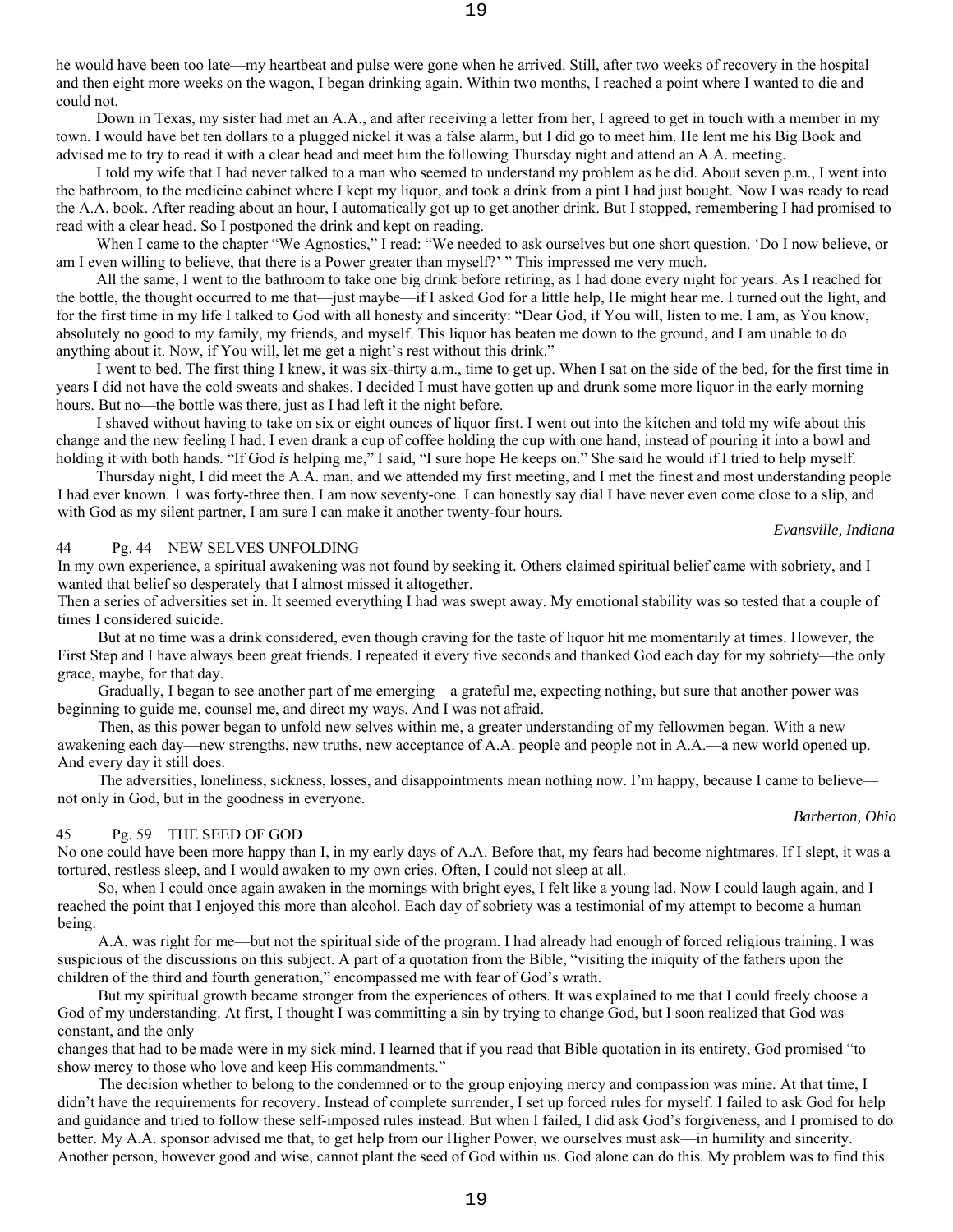he would have been too late—my heartbeat and pulse were gone when he arrived. Still, after two weeks of recovery in the hospital and then eight more weeks on the wagon, I began drinking again. Within two months, I reached a point where I wanted to die and could not.

Down in Texas, my sister had met an A.A., and after receiving a letter from her, I agreed to get in touch with a member in my town. I would have bet ten dollars to a plugged nickel it was a false alarm, but I did go to meet him. He lent me his Big Book and advised me to try to read it with a clear head and meet him the following Thursday night and attend an A.A. meeting.

I told my wife that I had never talked to a man who seemed to understand my problem as he did. About seven p.m., I went into the bathroom, to the medicine cabinet where I kept my liquor, and took a drink from a pint I had just bought. Now I was ready to read the A.A. book. After reading about an hour, I automatically got up to get another drink. But I stopped, remembering I had promised to read with a clear head. So I postponed the drink and kept on reading.

When I came to the chapter "We Agnostics," I read: "We needed to ask ourselves but one short question. 'Do I now believe, or am I even willing to believe, that there is a Power greater than myself?' " This impressed me very much.

All the same, I went to the bathroom to take one big drink before retiring, as I had done every night for years. As I reached for the bottle, the thought occurred to me that—just maybe—if I asked God for a little help, He might hear me. I turned out the light, and for the first time in my life I talked to God with all honesty and sincerity: "Dear God, if You will, listen to me. I am, as You know, absolutely no good to my family, my friends, and myself. This liquor has beaten me down to the ground, and I am unable to do anything about it. Now, if You will, let me get a night's rest without this drink."

I went to bed. The first thing I knew, it was six-thirty a.m., time to get up. When I sat on the side of the bed, for the first time in years I did not have the cold sweats and shakes. I decided I must have gotten up and drunk some more liquor in the early morning hours. But no—the bottle was there, just as I had left it the night before.

I shaved without having to take on six or eight ounces of liquor first. I went out into the kitchen and told my wife about this change and the new feeling I had. I even drank a cup of coffee holding the cup with one hand, instead of pouring it into a bowl and holding it with both hands. "If God *is* helping me," I said, "I sure hope He keeps on." She said he would if I tried to help myself.

Thursday night, I did meet the A.A. man, and we attended my first meeting, and I met the finest and most understanding people I had ever known. 1 was forty-three then. I am now seventy-one. I can honestly say dial I have never even come close to a slip, and with God as my silent partner, I am sure I can make it another twenty-four hours.

*Evansville, Indiana*

## 44 Pg. 44 NEW SELVES UNFOLDING

In my own experience, a spiritual awakening was not found by seeking it. Others claimed spiritual belief came with sobriety, and I wanted that belief so desperately that I almost missed it altogether.

Then a series of adversities set in. It seemed everything I had was swept away. My emotional stability was so tested that a couple of times I considered suicide.

But at no time was a drink considered, even though craving for the taste of liquor hit me momentarily at times. However, the First Step and I have always been great friends. I repeated it every five seconds and thanked God each day for my sobriety—the only grace, maybe, for that day.

Gradually, I began to see another part of me emerging—a grateful me, expecting nothing, but sure that another power was beginning to guide me, counsel me, and direct my ways. And I was not afraid.

Then, as this power began to unfold new selves within me, a greater understanding of my fellowmen began. With a new awakening each day—new strengths, new truths, new acceptance of A.A. people and people not in A.A.—a new world opened up. And every day it still does.

The adversities, loneliness, sickness, losses, and disappointments mean nothing now. I'm happy, because I came to believe—not only in God, but in the goodness in everyone.

*Barberton, Ohio*

## 45 Pg. 59 THE SEED OF GOD

No one could have been more happy than I, in my early days of A.A. Before that, my fears had become nightmares. If I slept, it was a tortured, restless sleep, and I would awaken to my own cries. Often, I could not sleep at all.

So, when I could once again awaken in the mornings with bright eyes, I felt like a young lad. Now I could laugh again, and I reached the point that I enjoyed this more than alcohol. Each day of sobriety was a testimonial of my attempt to become a human being.

A.A. was right for me—but not the spiritual side of the program. I had already had enough of forced religious training. I was suspicious of the discussions on this subject. A part of a quotation from the Bible, "visiting the iniquity of the fathers upon the children of the third and fourth generation," encompassed me with fear of God's wrath.

But my spiritual growth became stronger from the experiences of others. It was explained to me that I could freely choose a God of my understanding. At first, I thought I was committing a sin by trying to change God, but I soon realized that God was constant, and the only changes that had to be made were in my sick mind. I learned that if you read that Bible quotation in its entirety, God promised "to show mercy to those who love and keep His commandments."

The decision whether to belong to the condemned or to the group enjoying mercy and compassion was mine. At that time, I didn't have the requirements for recovery. Instead of complete surrender, I set up forced rules for myself. I failed to ask God for help and guidance and tried to follow these self-imposed rules instead. But when I failed, I did ask God's forgiveness, and I promised to do better. My A.A. sponsor advised me that, to get help from our Higher Power, we ourselves must ask—in humility and sincerity. Another person, however good and wise, cannot plant the seed of God within us. God alone can do this. My problem was to find this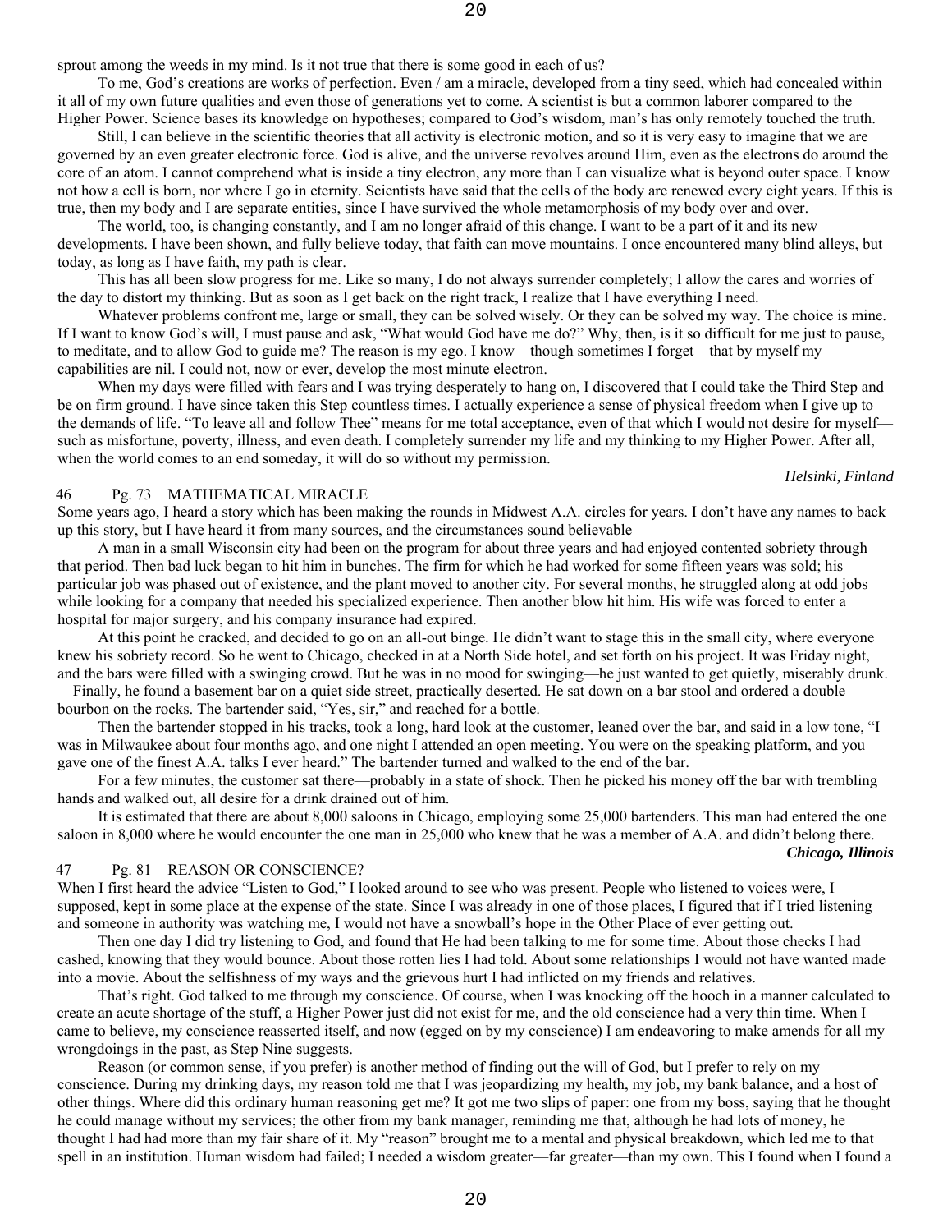sprout among the weeds in my mind. Is it not true that there is some good in each of us?

To me, God's creations are works of perfection. Even *I* am a miracle, developed from a tiny seed, which had concealed within it all of my own future qualities and even those of generations yet to come. A scientist is but a common laborer compared to the Higher Power. Science bases its knowledge on hypotheses; compared to God's wisdom, man's has only remotely touched the truth.

Still, I can believe in the scientific theories that all activity is electronic motion, and so it is very easy to imagine that we are governed by an even greater electronic force. God is alive, and the universe revolves around Him, even as the electrons do around the core of an atom. I cannot comprehend what is inside a tiny electron, any more than I can visualize what is beyond outer space. I know not how a cell is born, nor where I go in eternity. Scientists have said that the cells of the body are renewed every eight years. If this is true, then my body and I are separate entities, since I have survived the whole metamorphosis of my body over and over.

The world, too, is changing constantly, and I am no longer afraid of this change. I want to be a part of it and its new developments. I have been shown, and fully believe today, that faith can move mountains. I once encountered many blind alleys, but today, as long as I have faith, my path is clear.

This has all been slow progress for me. Like so many, I do not always surrender completely; I allow the cares and worries of the day to distort my thinking. But as soon as I get back on the right track, I realize that I have everything I need.

Whatever problems confront me, large or small, they can be solved wisely. Or they can be solved my way. The choice is mine. If I want to know God's will, I must pause and ask, "What would God have me do?" Why, then, is it so difficult for me just to pause, to meditate, and to allow God to guide me? The reason is my ego. I know—though sometimes I forget—that by myself my capabilities are nil. I could not, now or ever, develop the most minute electron.

When my days were filled with fears and I was trying desperately to hang on, I discovered that I could take the Third Step and be on firm ground. I have since taken this Step countless times. I actually experience a sense of physical freedom when I give up to the demands of life. "To leave all and follow Thee" means for me total acceptance, even of that which I would not desire for myself—such as misfortune, poverty, illness, and even death. I completely surrender my life and my thinking to my Higher Power. After all, when the world comes to an end someday, it will do so without my permission.

*Helsinki, Finland*

## 46 Pg. 73 MATHEMATICAL MIRACLE

Some years ago, I heard a story which has been making the rounds in Midwest A.A. circles for years. I don't have any names to back up this story, but I have heard it from many sources, and the circumstances sound believable

A man in a small Wisconsin city had been on the program for about three years and had enjoyed contented sobriety through that period. Then bad luck began to hit him in bunches. The firm for which he had worked for some fifteen years was sold; his particular job was phased out of existence, and the plant moved to another city. For several months, he struggled along at odd jobs while looking for a company that needed his specialized experience. Then another blow hit him. His wife was forced to enter a hospital for major surgery, and his company insurance had expired.

At this point he cracked, and decided to go on an all-out binge. He didn't want to stage this in the small city, where everyone knew his sobriety record. So he went to Chicago, checked in at a North Side hotel, and set forth on his project. It was Friday night, and the bars were filled with a swinging crowd. But he was in no mood for swinging—he just wanted to get quietly, miserably drunk.

Finally, he found a basement bar on a quiet side street, practically deserted. He sat down on a bar stool and ordered a double bourbon on the rocks. The bartender said, "Yes, sir," and reached for a bottle.

Then the bartender stopped in his tracks, took a long, hard look at the customer, leaned over the bar, and said in a low tone, "I was in Milwaukee about four months ago, and one night I attended an open meeting. You were on the speaking platform, and you gave one of the finest A.A. talks I ever heard." The bartender turned and walked to the end of the bar.

For a few minutes, the customer sat there—probably in a state of shock. Then he picked his money off the bar with trembling hands and walked out, all desire for a drink drained out of him.

It is estimated that there are about 8,000 saloons in Chicago, employing some 25,000 bartenders. This man had entered the one saloon in 8,000 where he would encounter the one man in 25,000 who knew that he was a member of A.A. and didn't belong there.

***Chicago, Illinois***

## 47 Pg. 81 REASON OR CONSCIENCE?

When I first heard the advice "Listen to God," I looked around to see who was present. People who listened to voices were, I supposed, kept in some place at the expense of the state. Since I was already in one of those places, I figured that if I tried listening and someone in authority was watching me, I would not have a snowball's hope in the Other Place of ever getting out.

Then one day I did try listening to God, and found that He had been talking to me for some time. About those checks I had cashed, knowing that they would bounce. About those rotten lies I had told. About some relationships I would not have wanted made into a movie. About the selfishness of my ways and the grievous hurt I had inflicted on my friends and relatives.

That's right. God talked to me through my conscience. Of course, when I was knocking off the hooch in a manner calculated to create an acute shortage of the stuff, a Higher Power just did not exist for me, and the old conscience had a very thin time. When I came to believe, my conscience reasserted itself, and now (egged on by my conscience) I am endeavoring to make amends for all my wrongdoings in the past, as Step Nine suggests.

Reason (or common sense, if you prefer) is another method of finding out the will of God, but I prefer to rely on my conscience. During my drinking days, my reason told me that I was jeopardizing my health, my job, my bank balance, and a host of other things. Where did this ordinary human reasoning get me? It got me two slips of paper: one from my boss, saying that he thought he could manage without my services; the other from my bank manager, reminding me that, although he had lots of money, he thought I had had more than my fair share of it. My "reason" brought me to a mental and physical breakdown, which led me to that spell in an institution. Human wisdom had failed; I needed a wisdom greater—far greater—than my own. This I found when I found a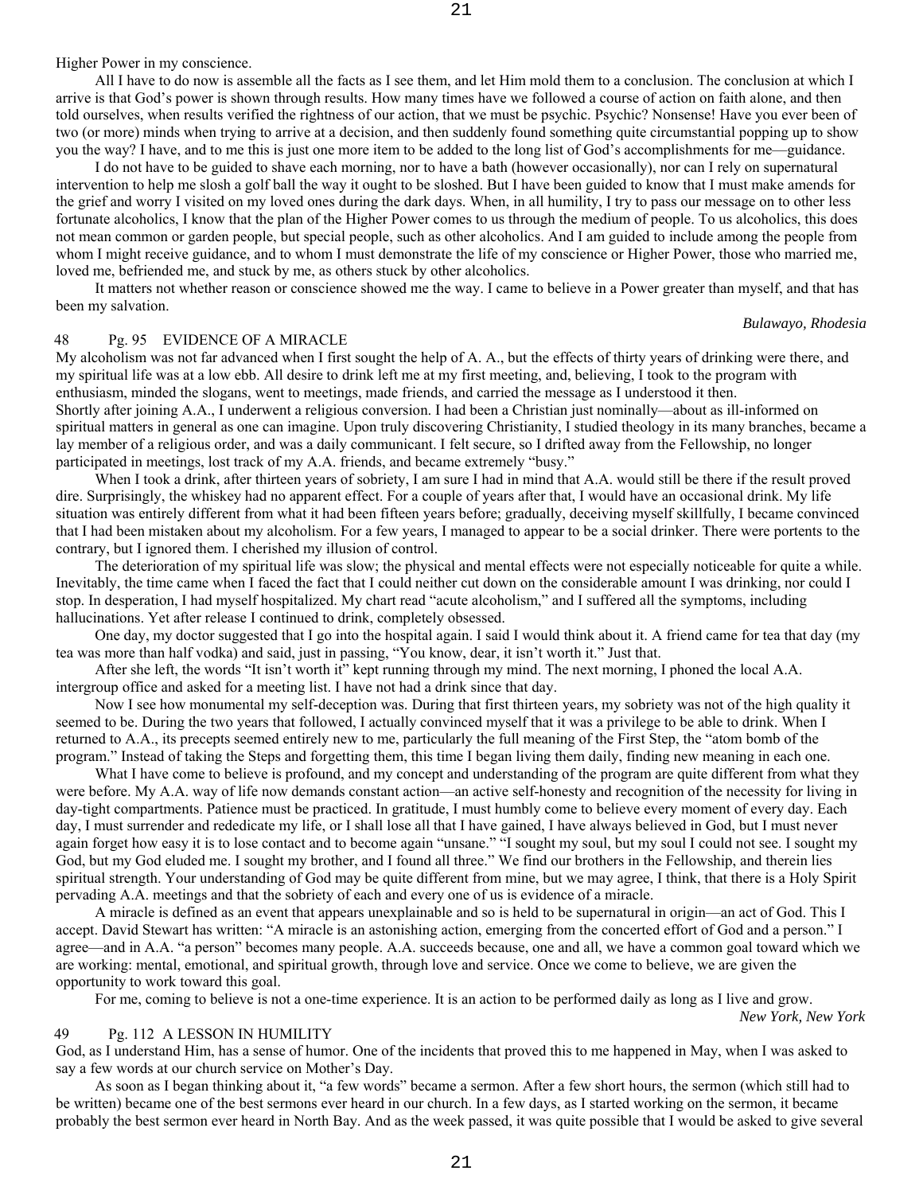Higher Power in my conscience.

All I have to do now is assemble all the facts as I see them, and let Him mold them to a conclusion. The conclusion at which I arrive is that God's power is shown through results. How many times have we followed a course of action on faith alone, and then told ourselves, when results verified the rightness of our action, that we must be psychic. Psychic? Nonsense! Have you ever been of two (or more) minds when trying to arrive at a decision, and then suddenly found something quite circumstantial popping up to show you the way? I have, and to me this is just one more item to be added to the long list of God's accomplishments for me—guidance.

I do not have to be guided to shave each morning, nor to have a bath (however occasionally), nor can I rely on supernatural intervention to help me slosh a golf ball the way it ought to be sloshed. But I have been guided to know that I must make amends for the grief and worry I visited on my loved ones during the dark days. When, in all humility, I try to pass our message on to other less fortunate alcoholics, I know that the plan of the Higher Power comes to us through the medium of people. To us alcoholics, this does not mean common or garden people, but special people, such as other alcoholics. And I am guided to include among the people from whom I might receive guidance, and to whom I must demonstrate the life of my conscience or Higher Power, those who married me, loved me, befriended me, and stuck by me, as others stuck by other alcoholics.

It matters not whether reason or conscience showed me the way. I came to believe in a Power greater than myself, and that has been my salvation.

*Bulawayo, Rhodesia*

48 Pg. 95 EVIDENCE OF A MIRACLE

My alcoholism was not far advanced when I first sought the help of A. A., but the effects of thirty years of drinking were there, and my spiritual life was at a low ebb. All desire to drink left me at my first meeting, and, believing, I took to the program with enthusiasm, minded the slogans, went to meetings, made friends, and carried the message as I understood it then.

Shortly after joining A.A., I underwent a religious conversion. I had been a Christian just nominally—about as ill-informed on spiritual matters in general as one can imagine. Upon truly discovering Christianity, I studied theology in its many branches, became a lay member of a religious order, and was a daily communicant. I felt secure, so I drifted away from the Fellowship, no longer participated in meetings, lost track of my A.A. friends, and became extremely "busy."

When I took a drink, after thirteen years of sobriety, I am sure I had in mind that A.A. would still be there if the result proved dire. Surprisingly, the whiskey had no apparent effect. For a couple of years after that, I would have an occasional drink. My life situation was entirely different from what it had been fifteen years before; gradually, deceiving myself skillfully, I became convinced that I had been mistaken about my alcoholism. For a few years, I managed to appear to be a social drinker. There were portents to the contrary, but I ignored them. I cherished my illusion of control.

The deterioration of my spiritual life was slow; the physical and mental effects were not especially noticeable for quite a while. Inevitably, the time came when I faced the fact that I could neither cut down on the considerable amount I was drinking, nor could I stop. In desperation, I had myself hospitalized. My chart read "acute alcoholism," and I suffered all the symptoms, including hallucinations. Yet after release I continued to drink, completely obsessed.

One day, my doctor suggested that I go into the hospital again. I said I would think about it. A friend came for tea that day (my tea was more than half vodka) and said, just in passing, "You know, dear, it isn't worth it." Just that.

After she left, the words "It isn't worth it" kept running through my mind. The next morning, I phoned the local A.A. intergroup office and asked for a meeting list. I have not had a drink since that day.

Now I see how monumental my self-deception was. During that first thirteen years, my sobriety was not of the high quality it seemed to be. During the two years that followed, I actually convinced myself that it was a privilege to be able to drink. When I returned to A.A., its precepts seemed entirely new to me, particularly the full meaning of the First Step, the "atom bomb of the program." Instead of taking the Steps and forgetting them, this time I began living them daily, finding new meaning in each one.

What I have come to believe is profound, and my concept and understanding of the program are quite different from what they were before. My A.A. way of life now demands constant action—an active self-honesty and recognition of the necessity for living in day-tight compartments. Patience must be practiced. In gratitude, I must humbly come to believe every moment of every day. Each day, I must surrender and rededicate my life, or I shall lose all that I have gained, I have always believed in God, but I must never again forget how easy it is to lose contact and to become again "unsane." "I sought my soul, but my soul I could not see. I sought my God, but my God eluded me. I sought my brother, and I found all three." We find our brothers in the Fellowship, and therein lies spiritual strength. Your understanding of God may be quite different from mine, but we may agree, I think, that there is a Holy Spirit pervading A.A. meetings and that the sobriety of each and every one of us is evidence of a miracle.

A miracle is defined as an event that appears unexplainable and so is held to be supernatural in origin—an act of God. This I accept. David Stewart has written: "A miracle is an astonishing action, emerging from the concerted effort of God and a person." I agree—and in A.A. "a person" becomes many people. A.A. succeeds because, one and all, we have a common goal toward which we are working: mental, emotional, and spiritual growth, through love and service. Once we come to believe, we are given the opportunity to work toward this goal.

For me, coming to believe is not a one-time experience. It is an action to be performed daily as long as I live and grow.

*New York, New York*

49 Pg. 112 A LESSON IN HUMILITY

God, as I understand Him, has a sense of humor. One of the incidents that proved this to me happened in May, when I was asked to say a few words at our church service on Mother's Day.

As soon as I began thinking about it, "a few words" became a sermon. After a few short hours, the sermon (which still had to be written) became one of the best sermons ever heard in our church. In a few days, as I started working on the sermon, it became probably the best sermon ever heard in North Bay. And as the week passed, it was quite possible that I would be asked to give several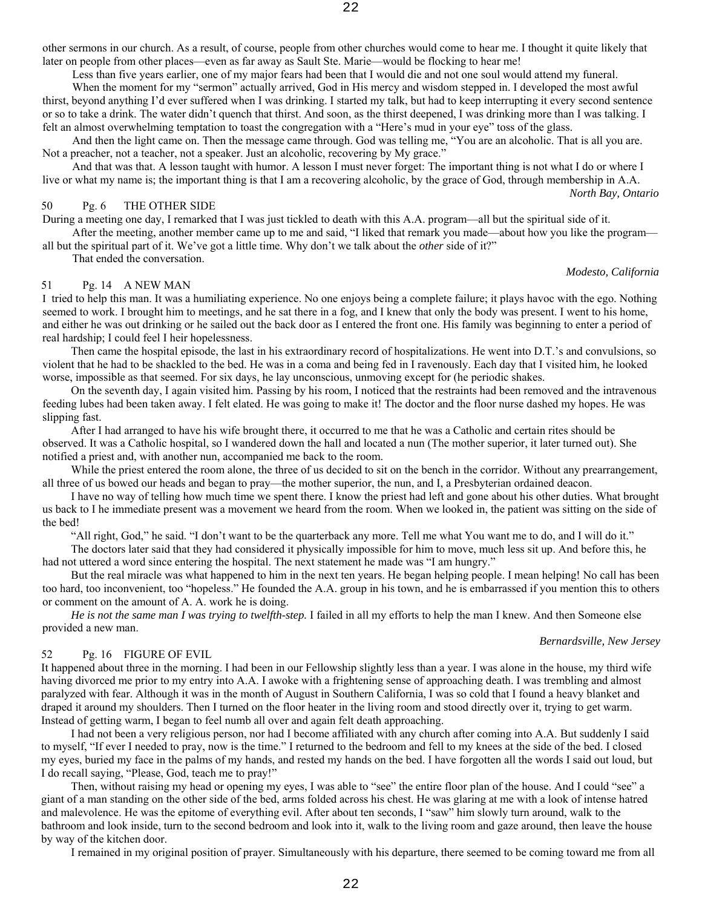other sermons in our church. As a result, of course, people from other churches would come to hear me. I thought it quite likely that later on people from other places—even as far away as Sault Ste. Marie—would be flocking to hear me!

Less than five years earlier, one of my major fears had been that I would die and not one soul would attend my funeral.

When the moment for my "sermon" actually arrived, God in His mercy and wisdom stepped in. I developed the most awful thirst, beyond anything I'd ever suffered when I was drinking. I started my talk, but had to keep interrupting it every second sentence or so to take a drink. The water didn't quench that thirst. And soon, as the thirst deepened, I was drinking more than I was talking. I felt an almost overwhelming temptation to toast the congregation with a "Here's mud in your eye" toss of the glass.

And then the light came on. Then the message came through. God was telling me, "You are an alcoholic. That is all you are. Not a preacher, not a teacher, not a speaker. Just an alcoholic, recovering by My grace."

And that was that. A lesson taught with humor. A lesson I must never forget: The important thing is not what I do or where I live or what my name is; the important thing is that I am a recovering alcoholic, by the grace of God, through membership in A.A.

*North Bay, Ontario*

50 Pg. 6 THE OTHER SIDE

During a meeting one day, I remarked that I was just tickled to death with this A.A. program—all but the spiritual side of it.

After the meeting, another member came up to me and said, "I liked that remark you made—about how you like the program—all but the spiritual part of it. We've got a little time. Why don't we talk about the *other* side of it?"

That ended the conversation.

*Modesto, California*

51 Pg. 14 A NEW MAN

I tried to help this man. It was a humiliating experience. No one enjoys being a complete failure; it plays havoc with the ego. Nothing seemed to work. I brought him to meetings, and he sat there in a fog, and I knew that only the body was present. I went to his home, and either he was out drinking or he sailed out the back door as I entered the front one. His family was beginning to enter a period of real hardship; I could feel I heir hopelessness.

Then came the hospital episode, the last in his extraordinary record of hospitalizations. He went into D.T.'s and convulsions, so violent that he had to be shackled to the bed. He was in a coma and being fed in I ravenously. Each day that I visited him, he looked worse, impossible as that seemed. For six days, he lay unconscious, unmoving except for (he periodic shakes.

On the seventh day, I again visited him. Passing by his room, I noticed that the restraints had been removed and the intravenous feeding lubes had been taken away. I felt elated. He was going to make it! The doctor and the floor nurse dashed my hopes. He was slipping fast.

After I had arranged to have his wife brought there, it occurred to me that he was a Catholic and certain rites should be observed. It was a Catholic hospital, so I wandered down the hall and located a nun (The mother superior, it later turned out). She notified a priest and, with another nun, accompanied me back to the room.

While the priest entered the room alone, the three of us decided to sit on the bench in the corridor. Without any prearrangement, all three of us bowed our heads and began to pray—the mother superior, the nun, and I, a Presbyterian ordained deacon.

I have no way of telling how much time we spent there. I know the priest had left and gone about his other duties. What brought us back to I he immediate present was a movement we heard from the room. When we looked in, the patient was sitting on the side of the bed!

"All right, God," he said. "I don't want to be the quarterback any more. Tell me what You want me to do, and I will do it."

The doctors later said that they had considered it physically impossible for him to move, much less sit up. And before this, he had not uttered a word since entering the hospital. The next statement he made was "I am hungry."

But the real miracle was what happened to him in the next ten years. He began helping people. I mean helping! No call has been too hard, too inconvenient, too "hopeless." He founded the A.A. group in his town, and he is embarrassed if you mention this to others or comment on the amount of A. A. work he is doing.

*He is not the same man I was trying to twelfth-step.* I failed in all my efforts to help the man I knew. And then Someone else provided a new man.

*Bernardsville, New Jersey*

52 Pg. 16 FIGURE OF EVIL

It happened about three in the morning. I had been in our Fellowship slightly less than a year. I was alone in the house, my third wife having divorced me prior to my entry into A.A. I awoke with a frightening sense of approaching death. I was trembling and almost paralyzed with fear. Although it was in the month of August in Southern California, I was so cold that I found a heavy blanket and draped it around my shoulders. Then I turned on the floor heater in the living room and stood directly over it, trying to get warm. Instead of getting warm, I began to feel numb all over and again felt death approaching.

I had not been a very religious person, nor had I become affiliated with any church after coming into A.A. But suddenly I said to myself, "If ever I needed to pray, now is the time." I returned to the bedroom and fell to my knees at the side of the bed. I closed my eyes, buried my face in the palms of my hands, and rested my hands on the bed. I have forgotten all the words I said out loud, but I do recall saying, "Please, God, teach me to pray!"

Then, without raising my head or opening my eyes, I was able to "see" the entire floor plan of the house. And I could "see" a giant of a man standing on the other side of the bed, arms folded across his chest. He was glaring at me with a look of intense hatred and malevolence. He was the epitome of everything evil. After about ten seconds, I "saw" him slowly turn around, walk to the bathroom and look inside, turn to the second bedroom and look into it, walk to the living room and gaze around, then leave the house by way of the kitchen door.

I remained in my original position of prayer. Simultaneously with his departure, there seemed to be coming toward me from all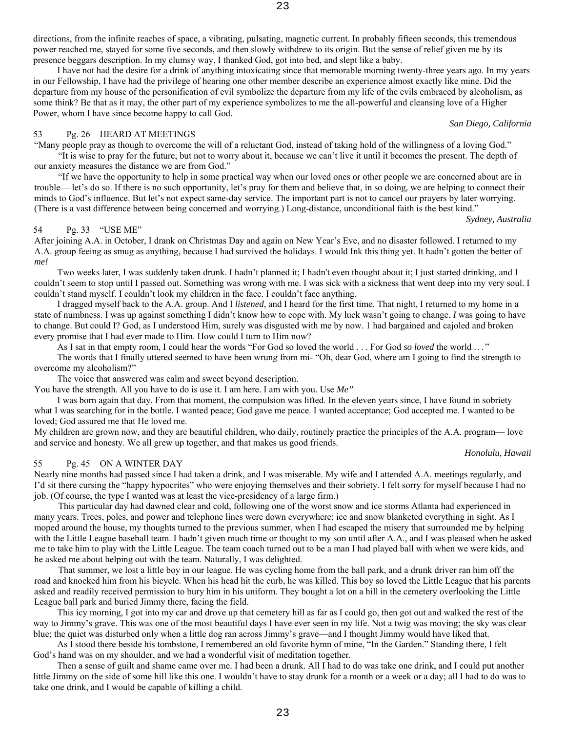directions, from the infinite reaches of space, a vibrating, pulsating, magnetic current. In probably fifteen seconds, this tremendous power reached me, stayed for some five seconds, and then slowly withdrew to its origin. But the sense of relief given me by its presence beggars description. In my clumsy way, I thanked God, got into bed, and slept like a baby.

I have not had the desire for a drink of anything intoxicating since that memorable morning twenty-three years ago. In my years in our Fellowship, I have had the privilege of hearing one other member describe an experience almost exactly like mine. Did the departure from my house of the personification of evil symbolize the departure from my life of the evils embraced by alcoholism, as some think? Be that as it may, the other part of my experience symbolizes to me the all-powerful and cleansing love of a Higher Power, whom I have since become happy to call God.

*San Diego, California*

### 53 Pg. 26 HEARD AT MEETINGS

"Many people pray as though to overcome the will of a reluctant God, instead of taking hold of the willingness of a loving God."

"It is wise to pray for the future, but not to worry about it, because we can't live it until it becomes the present. The depth of our anxiety measures the distance we are from God."

"If we have the opportunity to help in some practical way when our loved ones or other people we are concerned about are in trouble— let's do so. If there is no such opportunity, let's pray for them and believe that, in so doing, we are helping to connect their minds to God's influence. But let's not expect same-day service. The important part is not to cancel our prayers by later worrying. (There is a vast difference between being concerned and worrying.) Long-distance, unconditional faith is the best kind."

*Sydney, Australia*

### 54 Pg. 33 "USE ME"

After joining A.A. in October, I drank on Christmas Day and again on New Year's Eve, and no disaster followed. I returned to my A.A. group feeing as smug as anything, because I had survived the holidays. I would Ink this thing yet. It hadn't gotten the better of *me!*

Two weeks later, I was suddenly taken drunk. I hadn't planned it; I hadn't even thought about it; I just started drinking, and I couldn't seem to stop until I passed out. Something was wrong with me. I was sick with a sickness that went deep into my very soul. I couldn't stand myself. I couldn't look my children in the face. I couldn't face anything.

I dragged myself back to the A.A. group. And I *listened,* and I heard for the first time. That night, I returned to my home in a state of numbness. I was up against something I didn't know how to cope with. My luck wasn't going to change. *I* was going to have to change. But could I? God, as I understood Him, surely was disgusted with me by now. 1 had bargained and cajoled and broken every promise that I had ever made to Him. How could I turn to Him now?

As I sat in that empty room, I could hear the words "For God so loved the world . . . For God *so loved* the world . . ."

The words that I finally uttered seemed to have been wrung from mi- "Oh, dear God, where am I going to find the strength to overcome my alcoholism?"

The voice that answered was calm and sweet beyond description.

You have the strength. All you have to do is use it. I am here. I am with you. Use *Me"*

I was born again that day. From that moment, the compulsion was lifted. In the eleven years since, I have found in sobriety what I was searching for in the bottle. I wanted peace; God gave me peace. I wanted acceptance; God accepted me. I wanted to be loved; God assured me that He loved me.

My children are grown now, and they are beautiful children, who daily, routinely practice the principles of the A.A. program— love and service and honesty. We all grew up together, and that makes us good friends.

*Honolulu, Hawaii*

### 55 Pg. 45 ON A WINTER DAY

Nearly nine months had passed since I had taken a drink, and I was miserable. My wife and I attended A.A. meetings regularly, and I'd sit there cursing the "happy hypocrites" who were enjoying themselves and their sobriety. I felt sorry for myself because I had no job. (Of course, the type I wanted was at least the vice-presidency of a large firm.)

This particular day had dawned clear and cold, following one of the worst snow and ice storms Atlanta had experienced in many years. Trees, poles, and power and telephone lines were down everywhere; ice and snow blanketed everything in sight. As I moped around the house, my thoughts turned to the previous summer, when I had escaped the misery that surrounded me by helping with the Little League baseball team. I hadn't given much time or thought to my son until after A.A., and I was pleased when he asked me to take him to play with the Little League. The team coach turned out to be a man I had played ball with when we were kids, and he asked me about helping out with the team. Naturally, I was delighted.

That summer, we lost a little boy in our league. He was cycling home from the ball park, and a drunk driver ran him off the road and knocked him from his bicycle. When his head hit the curb, he was killed. This boy so loved the Little League that his parents asked and readily received permission to bury him in his uniform. They bought a lot on a hill in the cemetery overlooking the Little League ball park and buried Jimmy there, facing the field.

This icy morning, I got into my car and drove up that cemetery hill as far as I could go, then got out and walked the rest of the way to Jimmy's grave. This was one of the most beautiful days I have ever seen in my life. Not a twig was moving; the sky was clear blue; the quiet was disturbed only when a little dog ran across Jimmy's grave—and I thought Jimmy would have liked that.

As I stood there beside his tombstone, I remembered an old favorite hymn of mine, "In the Garden." Standing there, I felt God's hand was on my shoulder, and we had a wonderful visit of meditation together.

Then a sense of guilt and shame came over me. I had been a drunk. All I had to do was take one drink, and I could put another little Jimmy on the side of some hill like this one. I wouldn't have to stay drunk for a month or a week or a day; all I had to do was to take one drink, and I would be capable of killing a child.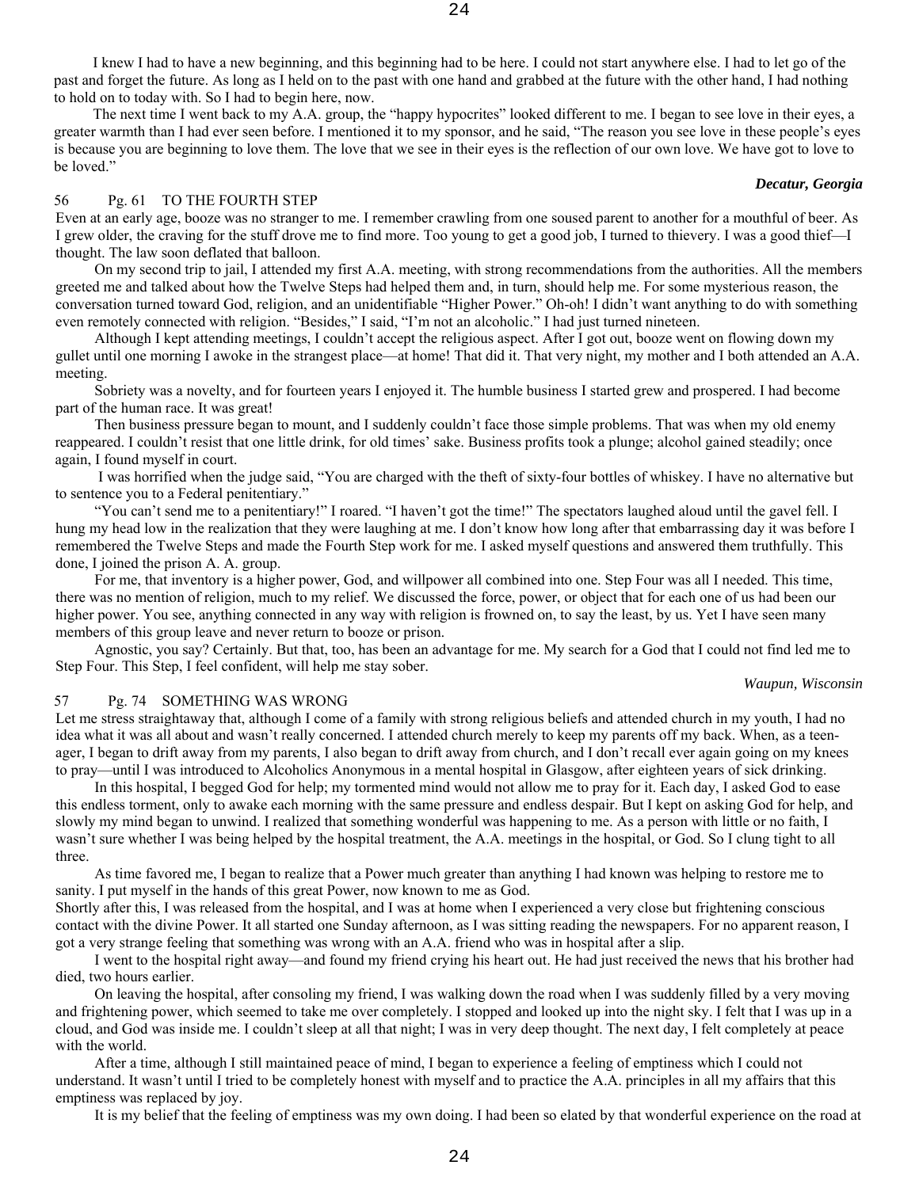I knew I had to have a new beginning, and this beginning had to be here. I could not start anywhere else. I had to let go of the past and forget the future. As long as I held on to the past with one hand and grabbed at the future with the other hand, I had nothing to hold on to today with. So I had to begin here, now.

The next time I went back to my A.A. group, the "happy hypocrites" looked different to me. I began to see love in their eyes, a greater warmth than I had ever seen before. I mentioned it to my sponsor, and he said, "The reason you see love in these people's eyes is because you are beginning to love them. The love that we see in their eyes is the reflection of our own love. We have got to love to be loved."

***Decatur, Georgia***

56 Pg. 61 TO THE FOURTH STEP

Even at an early age, booze was no stranger to me. I remember crawling from one soused parent to another for a mouthful of beer. As I grew older, the craving for the stuff drove me to find more. Too young to get a good job, I turned to thievery. I was a good thief—I thought. The law soon deflated that balloon.

On my second trip to jail, I attended my first A.A. meeting, with strong recommendations from the authorities. All the members greeted me and talked about how the Twelve Steps had helped them and, in turn, should help me. For some mysterious reason, the conversation turned toward God, religion, and an unidentifiable "Higher Power." Oh-oh! I didn't want anything to do with something even remotely connected with religion. "Besides," I said, "I'm not an alcoholic." I had just turned nineteen.

Although I kept attending meetings, I couldn't accept the religious aspect. After I got out, booze went on flowing down my gullet until one morning I awoke in the strangest place—at home! That did it. That very night, my mother and I both attended an A.A. meeting.

Sobriety was a novelty, and for fourteen years I enjoyed it. The humble business I started grew and prospered. I had become part of the human race. It was great!

Then business pressure began to mount, and I suddenly couldn't face those simple problems. That was when my old enemy reappeared. I couldn't resist that one little drink, for old times' sake. Business profits took a plunge; alcohol gained steadily; once again, I found myself in court.

I was horrified when the judge said, "You are charged with the theft of sixty-four bottles of whiskey. I have no alternative but to sentence you to a Federal penitentiary."

"You can't send me to a penitentiary!" I roared. "I haven't got the time!" The spectators laughed aloud until the gavel fell. I hung my head low in the realization that they were laughing at me. I don't know how long after that embarrassing day it was before I remembered the Twelve Steps and made the Fourth Step work for me. I asked myself questions and answered them truthfully. This done, I joined the prison A. A. group.

For me, that inventory is a higher power, God, and willpower all combined into one. Step Four was all I needed. This time, there was no mention of religion, much to my relief. We discussed the force, power, or object that for each one of us had been our higher power. You see, anything connected in any way with religion is frowned on, to say the least, by us. Yet I have seen many members of this group leave and never return to booze or prison.

Agnostic, you say? Certainly. But that, too, has been an advantage for me. My search for a God that I could not find led me to Step Four. This Step, I feel confident, will help me stay sober.

*Waupun, Wisconsin*

57 Pg. 74 SOMETHING WAS WRONG

Let me stress straightaway that, although I come of a family with strong religious beliefs and attended church in my youth, I had no idea what it was all about and wasn't really concerned. I attended church merely to keep my parents off my back. When, as a teen-ager, I began to drift away from my parents, I also began to drift away from church, and I don't recall ever again going on my knees to pray—until I was introduced to Alcoholics Anonymous in a mental hospital in Glasgow, after eighteen years of sick drinking.

In this hospital, I begged God for help; my tormented mind would not allow me to pray for it. Each day, I asked God to ease this endless torment, only to awake each morning with the same pressure and endless despair. But I kept on asking God for help, and slowly my mind began to unwind. I realized that something wonderful was happening to me. As a person with little or no faith, I wasn't sure whether I was being helped by the hospital treatment, the A.A. meetings in the hospital, or God. So I clung tight to all three.

As time favored me, I began to realize that a Power much greater than anything I had known was helping to restore me to sanity. I put myself in the hands of this great Power, now known to me as God.

Shortly after this, I was released from the hospital, and I was at home when I experienced a very close but frightening conscious contact with the divine Power. It all started one Sunday afternoon, as I was sitting reading the newspapers. For no apparent reason, I got a very strange feeling that something was wrong with an A.A. friend who was in hospital after a slip.

I went to the hospital right away—and found my friend crying his heart out. He had just received the news that his brother had died, two hours earlier.

On leaving the hospital, after consoling my friend, I was walking down the road when I was suddenly filled by a very moving and frightening power, which seemed to take me over completely. I stopped and looked up into the night sky. I felt that I was up in a cloud, and God was inside me. I couldn't sleep at all that night; I was in very deep thought. The next day, I felt completely at peace with the world.

After a time, although I still maintained peace of mind, I began to experience a feeling of emptiness which I could not understand. It wasn't until I tried to be completely honest with myself and to practice the A.A. principles in all my affairs that this emptiness was replaced by joy.

It is my belief that the feeling of emptiness was my own doing. I had been so elated by that wonderful experience on the road at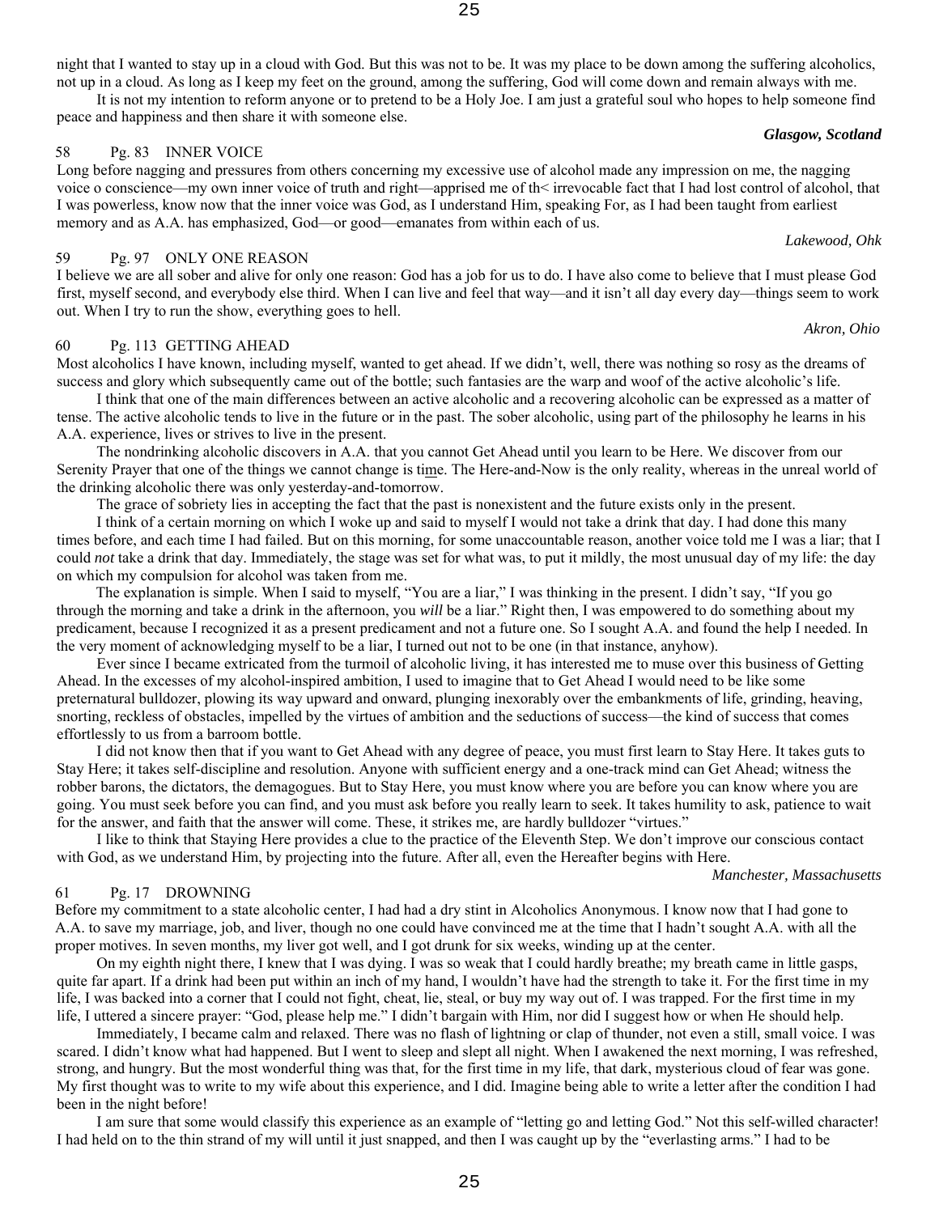night that I wanted to stay up in a cloud with God. But this was not to be. It was my place to be down among the suffering alcoholics, not up in a cloud. As long as I keep my feet on the ground, among the suffering, God will come down and remain always with me.

It is not my intention to reform anyone or to pretend to be a Holy Joe. I am just a grateful soul who hopes to help someone find peace and happiness and then share it with someone else.

***Glasgow, Scotland***

58 Pg. 83 INNER VOICE

Long before nagging and pressures from others concerning my excessive use of alcohol made any impression on me, the nagging voice o conscience—my own inner voice of truth and right—apprised me of th< irrevocable fact that I had lost control of alcohol, that I was powerless, know now that the inner voice was God, as I understand Him, speaking For, as I had been taught from earliest memory and as A.A. has emphasized, God—or good—emanates from within each of us.

*Lakewood, Ohk*

59 Pg. 97 ONLY ONE REASON

I believe we are all sober and alive for only one reason: God has a job for us to do. I have also come to believe that I must please God first, myself second, and everybody else third. When I can live and feel that way—and it isn't all day every day—things seem to work out. When I try to run the show, everything goes to hell.

*Akron, Ohio*

60 Pg. 113 GETTING AHEAD

Most alcoholics I have known, including myself, wanted to get ahead. If we didn't, well, there was nothing so rosy as the dreams of success and glory which subsequently came out of the bottle; such fantasies are the warp and woof of the active alcoholic's life.

I think that one of the main differences between an active alcoholic and a recovering alcoholic can be expressed as a matter of tense. The active alcoholic tends to live in the future or in the past. The sober alcoholic, using part of the philosophy he learns in his A.A. experience, lives or strives to live in the present.

The nondrinking alcoholic discovers in A.A. that you cannot Get Ahead until you learn to be Here. We discover from our Serenity Prayer that one of the things we cannot change is time. The Here-and-Now is the only reality, whereas in the unreal world of the drinking alcoholic there was only yesterday-and-tomorrow.

The grace of sobriety lies in accepting the fact that the past is nonexistent and the future exists only in the present.

I think of a certain morning on which I woke up and said to myself I would not take a drink that day. I had done this many times before, and each time I had failed. But on this morning, for some unaccountable reason, another voice told me I was a liar; that I could *not* take a drink that day. Immediately, the stage was set for what was, to put it mildly, the most unusual day of my life: the day on which my compulsion for alcohol was taken from me.

The explanation is simple. When I said to myself, "You are a liar," I was thinking in the present. I didn't say, "If you go through the morning and take a drink in the afternoon, you *will* be a liar." Right then, I was empowered to do something about my predicament, because I recognized it as a present predicament and not a future one. So I sought A.A. and found the help I needed. In the very moment of acknowledging myself to be a liar, I turned out not to be one (in that instance, anyhow).

Ever since I became extricated from the turmoil of alcoholic living, it has interested me to muse over this business of Getting Ahead. In the excesses of my alcohol-inspired ambition, I used to imagine that to Get Ahead I would need to be like some preternatural bulldozer, plowing its way upward and onward, plunging inexorably over the embankments of life, grinding, heaving, snorting, reckless of obstacles, impelled by the virtues of ambition and the seductions of success—the kind of success that comes effortlessly to us from a barroom bottle.

I did not know then that if you want to Get Ahead with any degree of peace, you must first learn to Stay Here. It takes guts to Stay Here; it takes self-discipline and resolution. Anyone with sufficient energy and a one-track mind can Get Ahead; witness the robber barons, the dictators, the demagogues. But to Stay Here, you must know where you are before you can know where you are going. You must seek before you can find, and you must ask before you really learn to seek. It takes humility to ask, patience to wait for the answer, and faith that the answer will come. These, it strikes me, are hardly bulldozer "virtues."

I like to think that Staying Here provides a clue to the practice of the Eleventh Step. We don't improve our conscious contact with God, as we understand Him, by projecting into the future. After all, even the Hereafter begins with Here.

*Manchester, Massachusetts*

61 Pg. 17 DROWNING

Before my commitment to a state alcoholic center, I had had a dry stint in Alcoholics Anonymous. I know now that I had gone to A.A. to save my marriage, job, and liver, though no one could have convinced me at the time that I hadn't sought A.A. with all the proper motives. In seven months, my liver got well, and I got drunk for six weeks, winding up at the center.

On my eighth night there, I knew that I was dying. I was so weak that I could hardly breathe; my breath came in little gasps, quite far apart. If a drink had been put within an inch of my hand, I wouldn't have had the strength to take it. For the first time in my life, I was backed into a corner that I could not fight, cheat, lie, steal, or buy my way out of. I was trapped. For the first time in my life, I uttered a sincere prayer: "God, please help me." I didn't bargain with Him, nor did I suggest how or when He should help.

Immediately, I became calm and relaxed. There was no flash of lightning or clap of thunder, not even a still, small voice. I was scared. I didn't know what had happened. But I went to sleep and slept all night. When I awakened the next morning, I was refreshed, strong, and hungry. But the most wonderful thing was that, for the first time in my life, that dark, mysterious cloud of fear was gone. My first thought was to write to my wife about this experience, and I did. Imagine being able to write a letter after the condition I had been in the night before!

I am sure that some would classify this experience as an example of "letting go and letting God." Not this self-willed character! I had held on to the thin strand of my will until it just snapped, and then I was caught up by the "everlasting arms." I had to be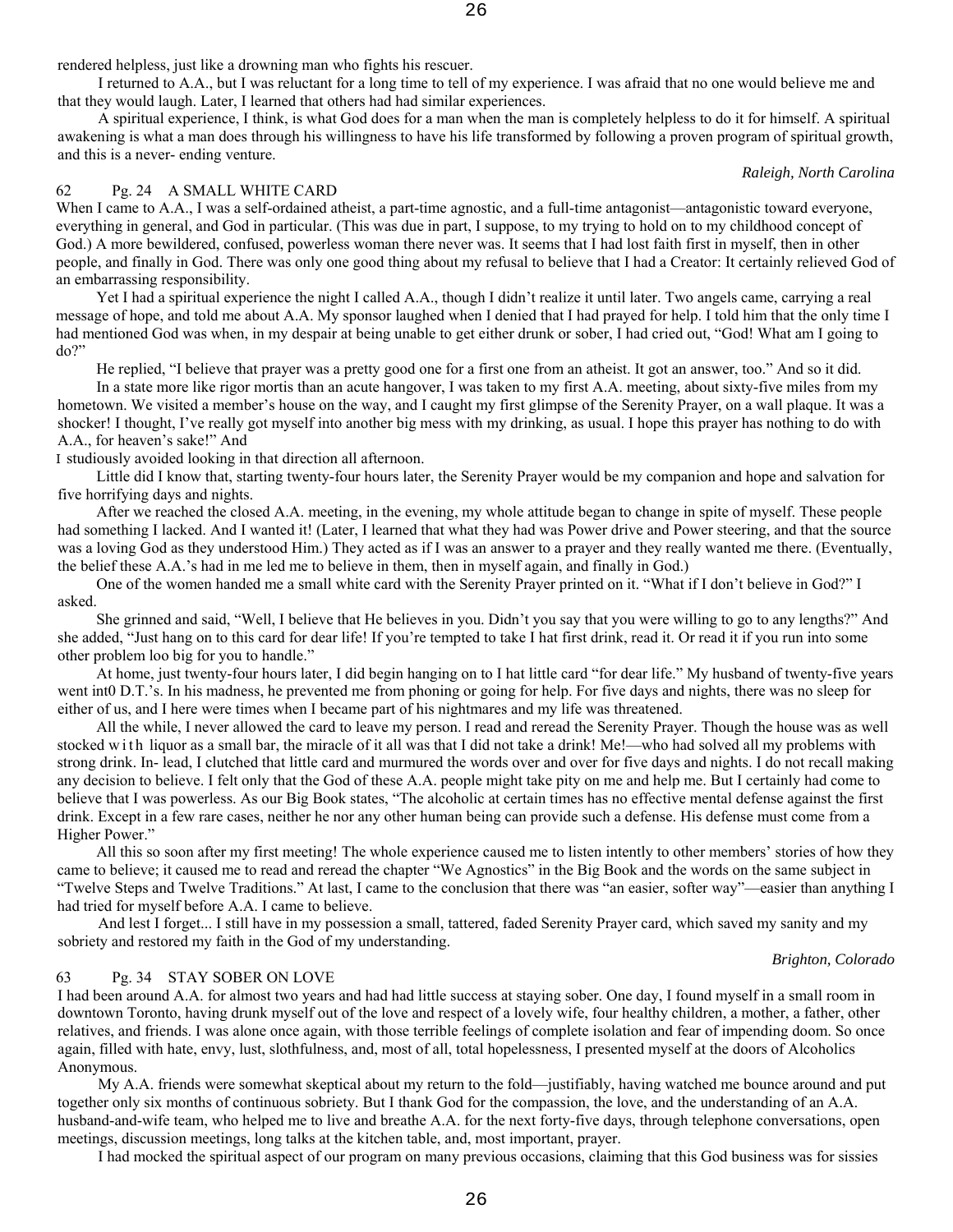rendered helpless, just like a drowning man who fights his rescuer.

I returned to A.A., but I was reluctant for a long time to tell of my experience. I was afraid that no one would believe me and that they would laugh. Later, I learned that others had had similar experiences.

A spiritual experience, I think, is what God does for a man when the man is completely helpless to do it for himself. A spiritual awakening is what a man does through his willingness to have his life transformed by following a proven program of spiritual growth, and this is a never- ending venture.

*Raleigh, North Carolina*

## 62 Pg. 24 A SMALL WHITE CARD

When I came to A.A., I was a self-ordained atheist, a part-time agnostic, and a full-time antagonist—antagonistic toward everyone, everything in general, and God in particular. (This was due in part, I suppose, to my trying to hold on to my childhood concept of God.) A more bewildered, confused, powerless woman there never was. It seems that I had lost faith first in myself, then in other people, and finally in God. There was only one good thing about my refusal to believe that I had a Creator: It certainly relieved God of an embarrassing responsibility.

Yet I had a spiritual experience the night I called A.A., though I didn't realize it until later. Two angels came, carrying a real message of hope, and told me about A.A. My sponsor laughed when I denied that I had prayed for help. I told him that the only time I had mentioned God was when, in my despair at being unable to get either drunk or sober, I had cried out, "God! What am I going to do?"

He replied, "I believe that prayer was a pretty good one for a first one from an atheist. It got an answer, too." And so it did.

In a state more like rigor mortis than an acute hangover, I was taken to my first A.A. meeting, about sixty-five miles from my hometown. We visited a member's house on the way, and I caught my first glimpse of the Serenity Prayer, on a wall plaque. It was a shocker! I thought, I've really got myself into another big mess with my drinking, as usual. I hope this prayer has nothing to do with A.A., for heaven's sake!" And

I studiously avoided looking in that direction all afternoon.

Little did I know that, starting twenty-four hours later, the Serenity Prayer would be my companion and hope and salvation for five horrifying days and nights.

After we reached the closed A.A. meeting, in the evening, my whole attitude began to change in spite of myself. These people had something I lacked. And I wanted it! (Later, I learned that what they had was Power drive and Power steering, and that the source was a loving God as they understood Him.) They acted as if I was an answer to a prayer and they really wanted me there. (Eventually, the belief these A.A.'s had in me led me to believe in them, then in myself again, and finally in God.)

One of the women handed me a small white card with the Serenity Prayer printed on it. "What if I don't believe in God?" I asked.

She grinned and said, "Well, I believe that He believes in you. Didn't you say that you were willing to go to any lengths?" And she added, "Just hang on to this card for dear life! If you're tempted to take I hat first drink, read it. Or read it if you run into some other problem loo big for you to handle."

At home, just twenty-four hours later, I did begin hanging on to I hat little card "for dear life." My husband of twenty-five years went int0 D.T.'s. In his madness, he prevented me from phoning or going for help. For five days and nights, there was no sleep for either of us, and I here were times when I became part of his nightmares and my life was threatened.

All the while, I never allowed the card to leave my person. I read and reread the Serenity Prayer. Though the house was as well stocked with liquor as a small bar, the miracle of it all was that I did not take a drink! Me!—who had solved all my problems with strong drink. In- lead, I clutched that little card and murmured the words over and over for five days and nights. I do not recall making any decision to believe. I felt only that the God of these A.A. people might take pity on me and help me. But I certainly had come to believe that I was powerless. As our Big Book states, "The alcoholic at certain times has no effective mental defense against the first drink. Except in a few rare cases, neither he nor any other human being can provide such a defense. His defense must come from a Higher Power."

All this so soon after my first meeting! The whole experience caused me to listen intently to other members' stories of how they came to believe; it caused me to read and reread the chapter "We Agnostics" in the Big Book and the words on the same subject in "Twelve Steps and Twelve Traditions." At last, I came to the conclusion that there was "an easier, softer way"—easier than anything I had tried for myself before A.A. I came to believe.

And lest I forget... I still have in my possession a small, tattered, faded Serenity Prayer card, which saved my sanity and my sobriety and restored my faith in the God of my understanding.

*Brighton, Colorado*

## 63 Pg. 34 STAY SOBER ON LOVE

I had been around A.A. for almost two years and had had little success at staying sober. One day, I found myself in a small room in downtown Toronto, having drunk myself out of the love and respect of a lovely wife, four healthy children, a mother, a father, other relatives, and friends. I was alone once again, with those terrible feelings of complete isolation and fear of impending doom. So once again, filled with hate, envy, lust, slothfulness, and, most of all, total hopelessness, I presented myself at the doors of Alcoholics Anonymous.

My A.A. friends were somewhat skeptical about my return to the fold—justifiably, having watched me bounce around and put together only six months of continuous sobriety. But I thank God for the compassion, the love, and the understanding of an A.A. husband-and-wife team, who helped me to live and breathe A.A. for the next forty-five days, through telephone conversations, open meetings, discussion meetings, long talks at the kitchen table, and, most important, prayer.

I had mocked the spiritual aspect of our program on many previous occasions, claiming that this God business was for sissies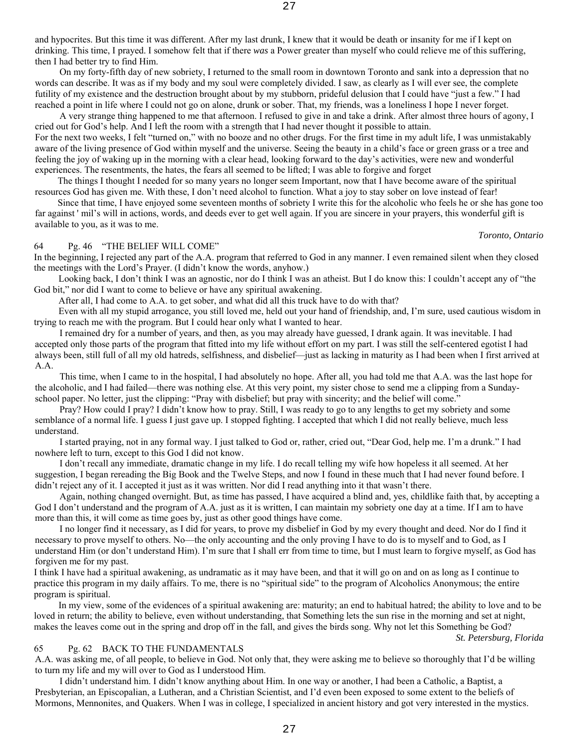and hypocrites. But this time it was different. After my last drunk, I knew that it would be death or insanity for me if I kept on drinking. This time, I prayed. I somehow felt that if there *was* a Power greater than myself who could relieve me of this suffering, then I had better try to find Him.

On my forty-fifth day of new sobriety, I returned to the small room in downtown Toronto and sank into a depression that no words can describe. It was as if my body and my soul were completely divided. I saw, as clearly as I will ever see, the complete futility of my existence and the destruction brought about by my stubborn, prideful delusion that I could have "just a few." I had reached a point in life where I could not go on alone, drunk or sober. That, my friends, was a loneliness I hope I never forget.

A very strange thing happened to me that afternoon. I refused to give in and take a drink. After almost three hours of agony, I cried out for God's help. And I left the room with a strength that I had never thought it possible to attain.

For the next two weeks, I felt "turned on," with no booze and no other drugs. For the first time in my adult life, I was unmistakably aware of the living presence of God within myself and the universe. Seeing the beauty in a child's face or green grass or a tree and feeling the joy of waking up in the morning with a clear head, looking forward to the day's activities, were new and wonderful experiences. The resentments, the hates, the fears all seemed to be lifted; I was able to forgive and forget

The things I thought I needed for so many years no longer seem Important, now that I have become aware of the spiritual resources God has given me. With these, I don't need alcohol to function. What a joy to stay sober on love instead of fear!

Since that time, I have enjoyed some seventeen months of sobriety I write this for the alcoholic who feels he or she has gone too far against ' mil's will in actions, words, and deeds ever to get well again. If you are sincere in your prayers, this wonderful gift is available to you, as it was to me.

*Toronto, Ontario*

64 Pg. 46 "THE BELIEF WILL COME"

In the beginning, I rejected any part of the A.A. program that referred to God in any manner. I even remained silent when they closed the meetings with the Lord's Prayer. (I didn't know the words, anyhow.)

Looking back, I don't think I was an agnostic, nor do I think I was an atheist. But I do know this: I couldn't accept any of "the God bit," nor did I want to come to believe or have any spiritual awakening.

After all, I had come to A.A. to get sober, and what did all this truck have to do with that?

Even with all my stupid arrogance, you still loved me, held out your hand of friendship, and, I'm sure, used cautious wisdom in trying to reach me with the program. But I could hear only what I wanted to hear.

I remained dry for a number of years, and then, as you may already have guessed, I drank again. It was inevitable. I had accepted only those parts of the program that fitted into my life without effort on my part. I was still the self-centered egotist I had always been, still full of all my old hatreds, selfishness, and disbelief—just as lacking in maturity as I had been when I first arrived at A.A.

This time, when I came to in the hospital, I had absolutely no hope. After all, you had told me that A.A. was the last hope for the alcoholic, and I had failed—there was nothing else. At this very point, my sister chose to send me a clipping from a Sunday-school paper. No letter, just the clipping: "Pray with disbelief; but pray with sincerity; and the belief will come."

Pray? How could I pray? I didn't know how to pray. Still, I was ready to go to any lengths to get my sobriety and some semblance of a normal life. I guess I just gave up. I stopped fighting. I accepted that which I did not really believe, much less understand.

I started praying, not in any formal way. I just talked to God or, rather, cried out, "Dear God, help me. I'm a drunk." I had nowhere left to turn, except to this God I did not know.

I don't recall any immediate, dramatic change in my life. I do recall telling my wife how hopeless it all seemed. At her suggestion, I began rereading the Big Book and the Twelve Steps, and now I found in these much that I had never found before. I didn't reject any of it. I accepted it just as it was written. Nor did I read anything into it that wasn't there.

Again, nothing changed overnight. But, as time has passed, I have acquired a blind and, yes, childlike faith that, by accepting a God I don't understand and the program of A.A. just as it is written, I can maintain my sobriety one day at a time. If I am to have more than this, it will come as time goes by, just as other good things have come.

I no longer find it necessary, as I did for years, to prove my disbelief in God by my every thought and deed. Nor do I find it necessary to prove myself to others. No—the only accounting and the only proving I have to do is to myself and to God, as I understand Him (or don't understand Him). I'm sure that I shall err from time to time, but I must learn to forgive myself, as God has forgiven me for my past.

I think I have had a spiritual awakening, as undramatic as it may have been, and that it will go on and on as long as I continue to practice this program in my daily affairs. To me, there is no "spiritual side" to the program of Alcoholics Anonymous; the entire program is spiritual.

In my view, some of the evidences of a spiritual awakening are: maturity; an end to habitual hatred; the ability to love and to be loved in return; the ability to believe, even without understanding, that Something lets the sun rise in the morning and set at night, makes the leaves come out in the spring and drop off in the fall, and gives the birds song. Why not let this Something be God?

*St. Petersburg, Florida*

65 Pg. 62 BACK TO THE FUNDAMENTALS

A.A. was asking me, of all people, to believe in God. Not only that, they were asking me to believe so thoroughly that I'd be willing to turn my life and my will over to God as I understood Him.

I didn't understand him. I didn't know anything about Him. In one way or another, I had been a Catholic, a Baptist, a Presbyterian, an Episcopalian, a Lutheran, and a Christian Scientist, and I'd even been exposed to some extent to the beliefs of Mormons, Mennonites, and Quakers. When I was in college, I specialized in ancient history and got very interested in the mystics.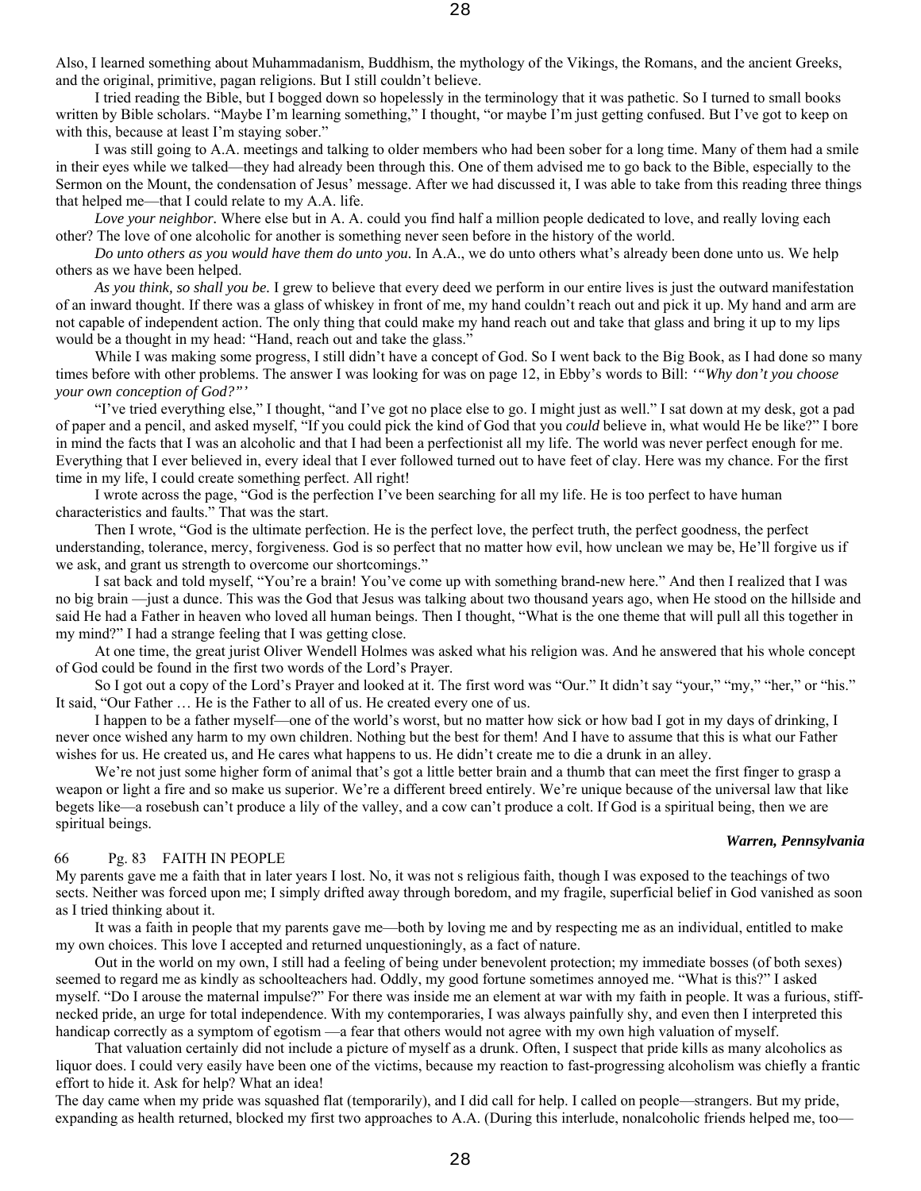Also, I learned something about Muhammadanism, Buddhism, the mythology of the Vikings, the Romans, and the ancient Greeks, and the original, primitive, pagan religions. But I still couldn't believe.

I tried reading the Bible, but I bogged down so hopelessly in the terminology that it was pathetic. So I turned to small books written by Bible scholars. "Maybe I'm learning something," I thought, "or maybe I'm just getting confused. But I've got to keep on with this, because at least I'm staying sober."

I was still going to A.A. meetings and talking to older members who had been sober for a long time. Many of them had a smile in their eyes while we talked—they had already been through this. One of them advised me to go back to the Bible, especially to the Sermon on the Mount, the condensation of Jesus' message. After we had discussed it, I was able to take from this reading three things that helped me—that I could relate to my A.A. life.

*Love your neighbor.* Where else but in A. A. could you find half a million people dedicated to love, and really loving each other? The love of one alcoholic for another is something never seen before in the history of the world.

*Do unto others as you would have them do unto you.* In A.A., we do unto others what's already been done unto us. We help others as we have been helped.

*As you think, so shall you be.* I grew to believe that every deed we perform in our entire lives is just the outward manifestation of an inward thought. If there was a glass of whiskey in front of me, my hand couldn't reach out and pick it up. My hand and arm are not capable of independent action. The only thing that could make my hand reach out and take that glass and bring it up to my lips would be a thought in my head: "Hand, reach out and take the glass."

While I was making some progress, I still didn't have a concept of God. So I went back to the Big Book, as I had done so many times before with other problems. The answer I was looking for was on page 12, in Ebby's words to Bill: *'"Why don't you choose your own conception of God?"'*

"I've tried everything else," I thought, "and I've got no place else to go. I might just as well." I sat down at my desk, got a pad of paper and a pencil, and asked myself, "If you could pick the kind of God that you *could* believe in, what would He be like?" I bore in mind the facts that I was an alcoholic and that I had been a perfectionist all my life. The world was never perfect enough for me. Everything that I ever believed in, every ideal that I ever followed turned out to have feet of clay. Here was my chance. For the first time in my life, I could create something perfect. All right!

I wrote across the page, "God is the perfection I've been searching for all my life. He is too perfect to have human characteristics and faults." That was the start.

Then I wrote, "God is the ultimate perfection. He is the perfect love, the perfect truth, the perfect goodness, the perfect understanding, tolerance, mercy, forgiveness. God is so perfect that no matter how evil, how unclean we may be, He'll forgive us if we ask, and grant us strength to overcome our shortcomings."

I sat back and told myself, "You're a brain! You've come up with something brand-new here." And then I realized that I was no big brain —just a dunce. This was the God that Jesus was talking about two thousand years ago, when He stood on the hillside and said He had a Father in heaven who loved all human beings. Then I thought, "What is the one theme that will pull all this together in my mind?" I had a strange feeling that I was getting close.

At one time, the great jurist Oliver Wendell Holmes was asked what his religion was. And he answered that his whole concept of God could be found in the first two words of the Lord's Prayer.

So I got out a copy of the Lord's Prayer and looked at it. The first word was "Our." It didn't say "your," "my," "her," or "his." It said, "Our Father … He is the Father to all of us. He created every one of us.

I happen to be a father myself—one of the world's worst, but no matter how sick or how bad I got in my days of drinking, I never once wished any harm to my own children. Nothing but the best for them! And I have to assume that this is what our Father wishes for us. He created us, and He cares what happens to us. He didn't create me to die a drunk in an alley.

We're not just some higher form of animal that's got a little better brain and a thumb that can meet the first finger to grasp a weapon or light a fire and so make us superior. We're a different breed entirely. We're unique because of the universal law that like begets like—a rosebush can't produce a lily of the valley, and a cow can't produce a colt. If God is a spiritual being, then we are spiritual beings.

***Warren, Pennsylvania***

66 Pg. 83 FAITH IN PEOPLE

My parents gave me a faith that in later years I lost. No, it was not s religious faith, though I was exposed to the teachings of two sects. Neither was forced upon me; I simply drifted away through boredom, and my fragile, superficial belief in God vanished as soon as I tried thinking about it.

It was a faith in people that my parents gave me—both by loving me and by respecting me as an individual, entitled to make my own choices. This love I accepted and returned unquestioningly, as a fact of nature.

Out in the world on my own, I still had a feeling of being under benevolent protection; my immediate bosses (of both sexes) seemed to regard me as kindly as schoolteachers had. Oddly, my good fortune sometimes annoyed me. "What is this?" I asked myself. "Do I arouse the maternal impulse?" For there was inside me an element at war with my faith in people. It was a furious, stiff-necked pride, an urge for total independence. With my contemporaries, I was always painfully shy, and even then I interpreted this handicap correctly as a symptom of egotism —a fear that others would not agree with my own high valuation of myself.

That valuation certainly did not include a picture of myself as a drunk. Often, I suspect that pride kills as many alcoholics as liquor does. I could very easily have been one of the victims, because my reaction to fast-progressing alcoholism was chiefly a frantic effort to hide it. Ask for help? What an idea!

The day came when my pride was squashed flat (temporarily), and I did call for help. I called on people—strangers. But my pride, expanding as health returned, blocked my first two approaches to A.A. (During this interlude, nonalcoholic friends helped me, too—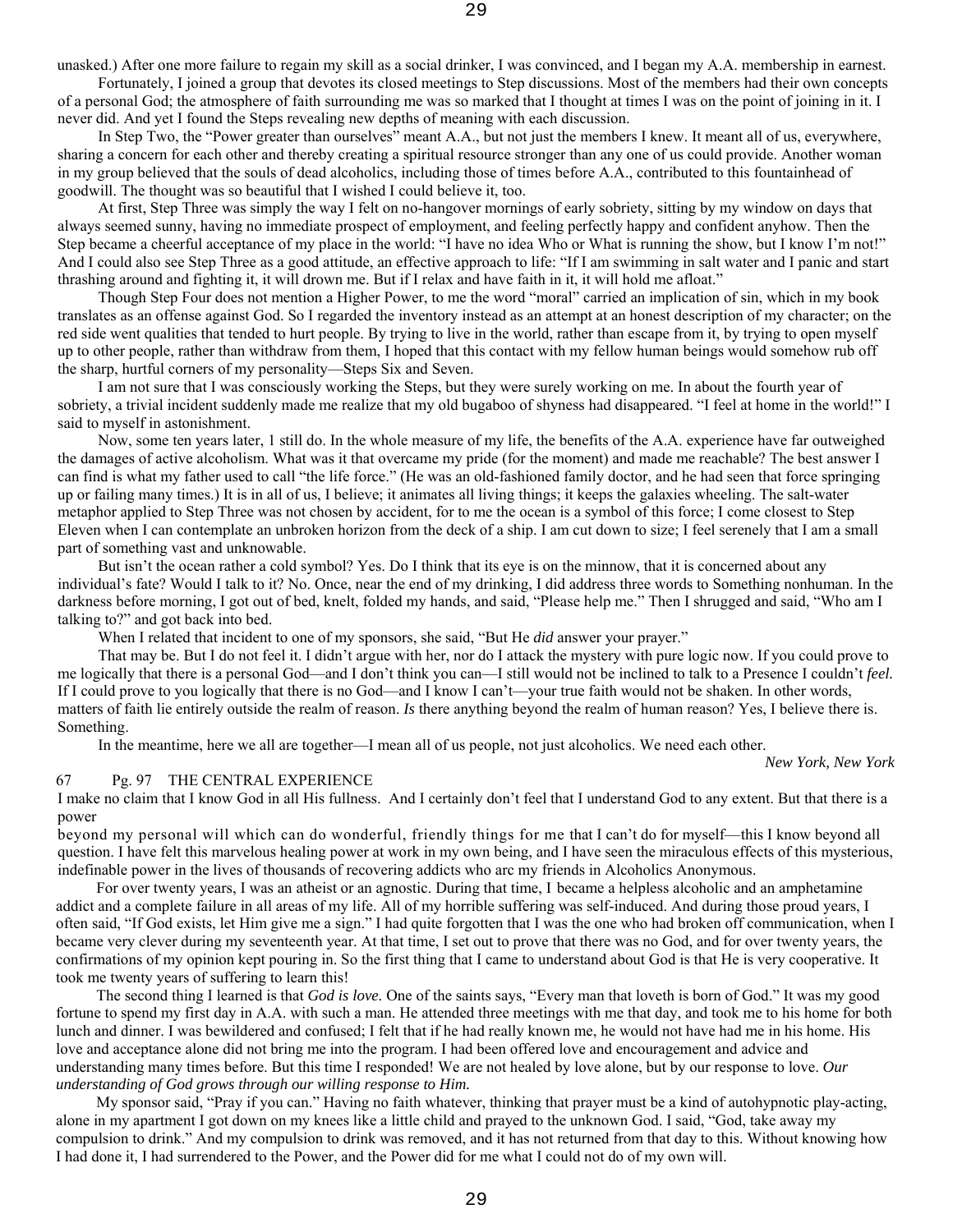unasked.) After one more failure to regain my skill as a social drinker, I was convinced, and I began my A.A. membership in earnest.

Fortunately, I joined a group that devotes its closed meetings to Step discussions. Most of the members had their own concepts of a personal God; the atmosphere of faith surrounding me was so marked that I thought at times I was on the point of joining in it. I never did. And yet I found the Steps revealing new depths of meaning with each discussion.

In Step Two, the "Power greater than ourselves" meant A.A., but not just the members I knew. It meant all of us, everywhere, sharing a concern for each other and thereby creating a spiritual resource stronger than any one of us could provide. Another woman in my group believed that the souls of dead alcoholics, including those of times before A.A., contributed to this fountainhead of goodwill. The thought was so beautiful that I wished I could believe it, too.

At first, Step Three was simply the way I felt on no-hangover mornings of early sobriety, sitting by my window on days that always seemed sunny, having no immediate prospect of employment, and feeling perfectly happy and confident anyhow. Then the Step became a cheerful acceptance of my place in the world: "I have no idea Who or What is running the show, but I know I'm not!" And I could also see Step Three as a good attitude, an effective approach to life: "If I am swimming in salt water and I panic and start thrashing around and fighting it, it will drown me. But if I relax and have faith in it, it will hold me afloat."

Though Step Four does not mention a Higher Power, to me the word "moral" carried an implication of sin, which in my book translates as an offense against God. So I regarded the inventory instead as an attempt at an honest description of my character; on the red side went qualities that tended to hurt people. By trying to live in the world, rather than escape from it, by trying to open myself up to other people, rather than withdraw from them, I hoped that this contact with my fellow human beings would somehow rub off the sharp, hurtful corners of my personality—Steps Six and Seven.

I am not sure that I was consciously working the Steps, but they were surely working on me. In about the fourth year of sobriety, a trivial incident suddenly made me realize that my old bugaboo of shyness had disappeared. "I feel at home in the world!" I said to myself in astonishment.

Now, some ten years later, 1 still do. In the whole measure of my life, the benefits of the A.A. experience have far outweighed the damages of active alcoholism. What was it that overcame my pride (for the moment) and made me reachable? The best answer I can find is what my father used to call "the life force." (He was an old-fashioned family doctor, and he had seen that force springing up or failing many times.) It is in all of us, I believe; it animates all living things; it keeps the galaxies wheeling. The salt-water metaphor applied to Step Three was not chosen by accident, for to me the ocean is a symbol of this force; I come closest to Step Eleven when I can contemplate an unbroken horizon from the deck of a ship. I am cut down to size; I feel serenely that I am a small part of something vast and unknowable.

But isn't the ocean rather a cold symbol? Yes. Do I think that its eye is on the minnow, that it is concerned about any individual's fate? Would I talk to it? No. Once, near the end of my drinking, I did address three words to Something nonhuman. In the darkness before morning, I got out of bed, knelt, folded my hands, and said, "Please help me." Then I shrugged and said, "Who am I talking to?" and got back into bed.

When I related that incident to one of my sponsors, she said, "But He *did* answer your prayer."

That may be. But I do not feel it. I didn't argue with her, nor do I attack the mystery with pure logic now. If you could prove to me logically that there is a personal God—and I don't think you can—I still would not be inclined to talk to a Presence I couldn't *feel.* If I could prove to you logically that there is no God—and I know I can't—your true faith would not be shaken. In other words, matters of faith lie entirely outside the realm of reason. *Is* there anything beyond the realm of human reason? Yes, I believe there is. Something.

In the meantime, here we all are together—I mean all of us people, not just alcoholics. We need each other.

*New York, New York*

67 Pg. 97 THE CENTRAL EXPERIENCE

I make no claim that I know God in all His fullness. And I certainly don't feel that I understand God to any extent. But that there is a power beyond my personal will which can do wonderful, friendly things for me that I can't do for myself—this I know beyond all question. I have felt this marvelous healing power at work in my own being, and I have seen the miraculous effects of this mysterious, indefinable power in the lives of thousands of recovering addicts who arc my friends in Alcoholics Anonymous.

For over twenty years, I was an atheist or an agnostic. During that time, I became a helpless alcoholic and an amphetamine addict and a complete failure in all areas of my life. All of my horrible suffering was self-induced. And during those proud years, I often said, "If God exists, let Him give me a sign." I had quite forgotten that I was the one who had broken off communication, when I became very clever during my seventeenth year. At that time, I set out to prove that there was no God, and for over twenty years, the confirmations of my opinion kept pouring in. So the first thing that I came to understand about God is that He is very cooperative. It took me twenty years of suffering to learn this!

The second thing I learned is that *God is love.* One of the saints says, "Every man that loveth is born of God." It was my good fortune to spend my first day in A.A. with such a man. He attended three meetings with me that day, and took me to his home for both lunch and dinner. I was bewildered and confused; I felt that if he had really known me, he would not have had me in his home. His love and acceptance alone did not bring me into the program. I had been offered love and encouragement and advice and understanding many times before. But this time I responded! We are not healed by love alone, but by our response to love. *Our understanding of God grows through our willing response to Him.*

My sponsor said, "Pray if you can." Having no faith whatever, thinking that prayer must be a kind of autohypnotic play-acting, alone in my apartment I got down on my knees like a little child and prayed to the unknown God. I said, "God, take away my compulsion to drink." And my compulsion to drink was removed, and it has not returned from that day to this. Without knowing how I had done it, I had surrendered to the Power, and the Power did for me what I could not do of my own will.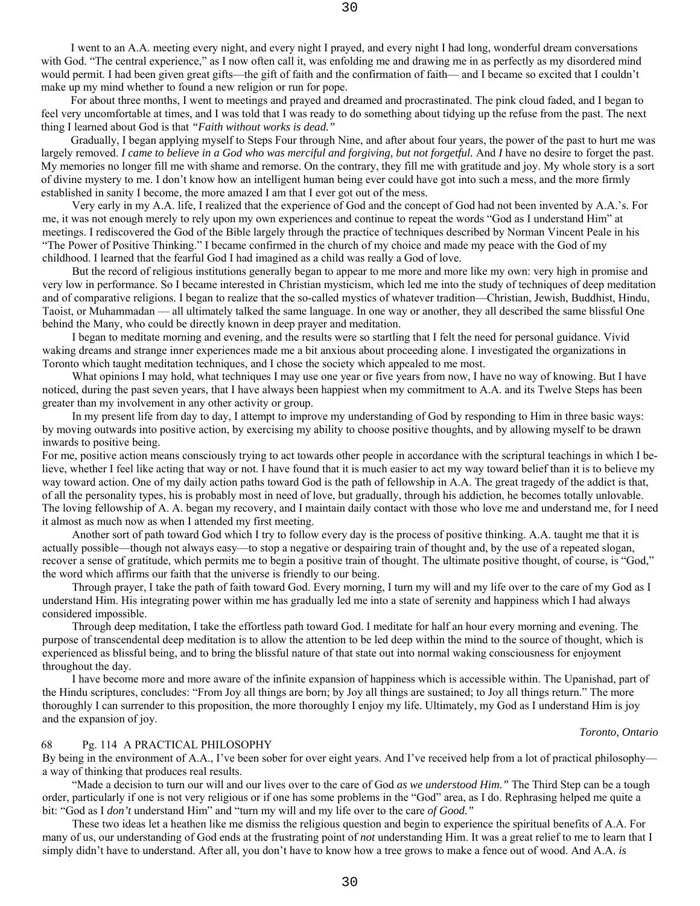I went to an A.A. meeting every night, and every night I prayed, and every night I had long, wonderful dream conversations with God. "The central experience," as I now often call it, was enfolding me and drawing me in as perfectly as my disordered mind would permit. I had been given great gifts—the gift of faith and the confirmation of faith— and I became so excited that I couldn't make up my mind whether to found a new religion or run for pope.

For about three months, I went to meetings and prayed and dreamed and procrastinated. The pink cloud faded, and I began to feel very uncomfortable at times, and I was told that I was ready to do something about tidying up the refuse from the past. The next thing I learned about God is that *"Faith without works is dead."*

Gradually, I began applying myself to Steps Four through Nine, and after about four years, the power of the past to hurt me was largely removed. *I came to believe in a God who was merciful and forgiving, but not forgetful.* And *I* have no desire to forget the past. My memories no longer fill me with shame and remorse. On the contrary, they fill me with gratitude and joy. My whole story is a sort of divine mystery to me. I don't know how an intelligent human being ever could have got into such a mess, and the more firmly established in sanity I become, the more amazed I am that I ever got out of the mess.

Very early in my A.A. life, I realized that the experience of God and the concept of God had not been invented by A.A.'s. For me, it was not enough merely to rely upon my own experiences and continue to repeat the words "God as I understand Him" at meetings. I rediscovered the God of the Bible largely through the practice of techniques described by Norman Vincent Peale in his "The Power of Positive Thinking." I became confirmed in the church of my choice and made my peace with the God of my childhood. I learned that the fearful God I had imagined as a child was really a God of love.

But the record of religious institutions generally began to appear to me more and more like my own: very high in promise and very low in performance. So I became interested in Christian mysticism, which led me into the study of techniques of deep meditation and of comparative religions. I began to realize that the so-called mystics of whatever tradition—Christian, Jewish, Buddhist, Hindu, Taoist, or Muhammadan — all ultimately talked the same language. In one way or another, they all described the same blissful One behind the Many, who could be directly known in deep prayer and meditation.

I began to meditate morning and evening, and the results were so startling that I felt the need for personal guidance. Vivid waking dreams and strange inner experiences made me a bit anxious about proceeding alone. I investigated the organizations in Toronto which taught meditation techniques, and I chose the society which appealed to me most.

What opinions I may hold, what techniques I may use one year or five years from now, I have no way of knowing. But I have noticed, during the past seven years, that I have always been happiest when my commitment to A.A. and its Twelve Steps has been greater than my involvement in any other activity or group.

In my present life from day to day, I attempt to improve my understanding of God by responding to Him in three basic ways: by moving outwards into positive action, by exercising my ability to choose positive thoughts, and by allowing myself to be drawn inwards to positive being.

For me, positive action means consciously trying to act towards other people in accordance with the scriptural teachings in which I believe, whether I feel like acting that way or not. I have found that it is much easier to act my way toward belief than it is to believe my way toward action. One of my daily action paths toward God is the path of fellowship in A.A. The great tragedy of the addict is that, of all the personality types, he is probably most in need of love, but gradually, through his addiction, he becomes totally unlovable. The loving fellowship of A. A. began my recovery, and I maintain daily contact with those who love me and understand me, for I need it almost as much now as when I attended my first meeting.

Another sort of path toward God which I try to follow every day is the process of positive thinking. A.A. taught me that it is actually possible—though not always easy—to stop a negative or despairing train of thought and, by the use of a repeated slogan, recover a sense of gratitude, which permits me to begin a positive train of thought. The ultimate positive thought, of course, is "God," the word which affirms our faith that the universe is friendly to our being.

Through prayer, I take the path of faith toward God. Every morning, I turn my will and my life over to the care of my God as I understand Him. His integrating power within me has gradually led me into a state of serenity and happiness which I had always considered impossible.

Through deep meditation, I take the effortless path toward God. I meditate for half an hour every morning and evening. The purpose of transcendental deep meditation is to allow the attention to be led deep within the mind to the source of thought, which is experienced as blissful being, and to bring the blissful nature of that state out into normal waking consciousness for enjoyment throughout the day.

I have become more and more aware of the infinite expansion of happiness which is accessible within. The Upanishad, part of the Hindu scriptures, concludes: "From Joy all things are born; by Joy all things are sustained; to Joy all things return." The more thoroughly I can surrender to this proposition, the more thoroughly I enjoy my life. Ultimately, my God as I understand Him is joy and the expansion of joy.

*Toronto, Ontario*

## 68 Pg. 114 A PRACTICAL PHILOSOPHY

By being in the environment of A.A., I've been sober for over eight years. And I've received help from a lot of practical philosophy—a way of thinking that produces real results.

"Made a decision to turn our will and our lives over to the care of God *as we understood Him."* The Third Step can be a tough order, particularly if one is not very religious or if one has some problems in the "God" area, as I do. Rephrasing helped me quite a bit: "God as I *don't* understand Him" and "turn my will and my life over to the care *of Good."*

These two ideas let a heathen like me dismiss the religious question and begin to experience the spiritual benefits of A.A. For many of us, our understanding of God ends at the frustrating point of *not* understanding Him. It was a great relief to me to learn that I simply didn't have to understand. After all, you don't have to know how a tree grows to make a fence out of wood. And A.A. *is*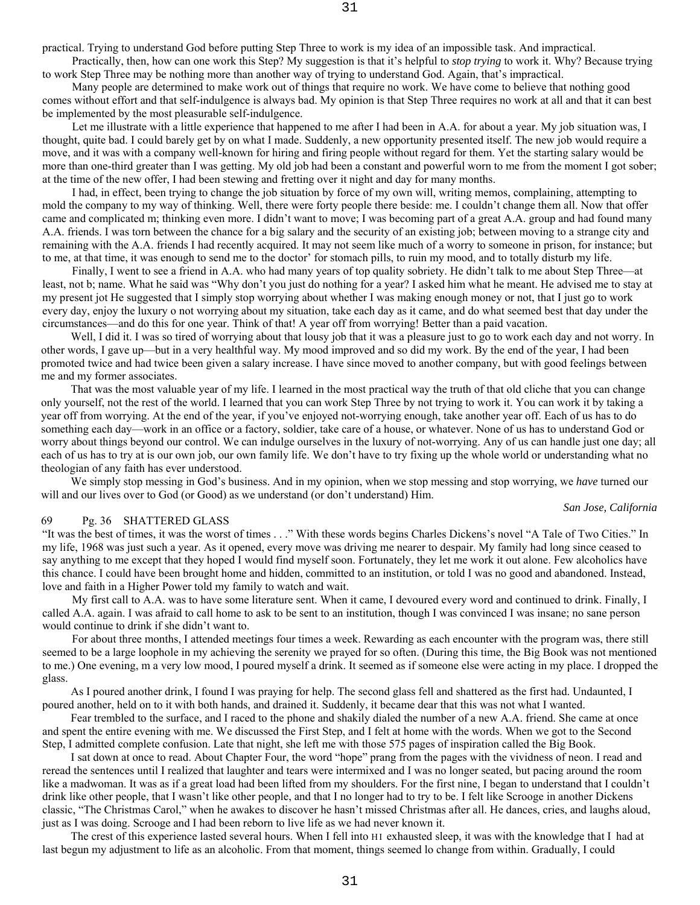practical. Trying to understand God before putting Step Three to work is my idea of an impossible task. And impractical.

Practically, then, how can one work this Step? My suggestion is that it's helpful to *stop trying* to work it. Why? Because trying to work Step Three may be nothing more than another way of trying to understand God. Again, that's impractical.

Many people are determined to make work out of things that require no work. We have come to believe that nothing good comes without effort and that self-indulgence is always bad. My opinion is that Step Three requires no work at all and that it can best be implemented by the most pleasurable self-indulgence.

Let me illustrate with a little experience that happened to me after I had been in A.A. for about a year. My job situation was, I thought, quite bad. I could barely get by on what I made. Suddenly, a new opportunity presented itself. The new job would require a move, and it was with a company well-known for hiring and firing people without regard for them. Yet the starting salary would be more than one-third greater than I was getting. My old job had been a constant and powerful worn to me from the moment I got sober; at the time of the new offer, I had been stewing and fretting over it night and day for many months.

I had, in effect, been trying to change the job situation by force of my own will, writing memos, complaining, attempting to mold the company to my way of thinking. Well, there were forty people there beside: me. I couldn't change them all. Now that offer came and complicated m; thinking even more. I didn't want to move; I was becoming part of a great A.A. group and had found many A.A. friends. I was torn between the chance for a big salary and the security of an existing job; between moving to a strange city and remaining with the A.A. friends I had recently acquired. It may not seem like much of a worry to someone in prison, for instance; but to me, at that time, it was enough to send me to the doctor' for stomach pills, to ruin my mood, and to totally disturb my life.

Finally, I went to see a friend in A.A. who had many years of top quality sobriety. He didn't talk to me about Step Three—at least, not b; name. What he said was "Why don't you just do nothing for a year? I asked him what he meant. He advised me to stay at my present jot He suggested that I simply stop worrying about whether I was making enough money or not, that I just go to work every day, enjoy the luxury o not worrying about my situation, take each day as it came, and do what seemed best that day under the circumstances—and do this for one year. Think of that! A year off from worrying! Better than a paid vacation.

Well, I did it. I was so tired of worrying about that lousy job that it was a pleasure just to go to work each day and not worry. In other words, I gave up—but in a very healthful way. My mood improved and so did my work. By the end of the year, I had been promoted twice and had twice been given a salary increase. I have since moved to another company, but with good feelings between me and my former associates.

That was the most valuable year of my life. I learned in the most practical way the truth of that old cliche that you can change only yourself, not the rest of the world. I learned that you can work Step Three by not trying to work it. You can work it by taking a year off from worrying. At the end of the year, if you've enjoyed not-worrying enough, take another year off. Each of us has to do something each day—work in an office or a factory, soldier, take care of a house, or whatever. None of us has to understand God or worry about things beyond our control. We can indulge ourselves in the luxury of not-worrying. Any of us can handle just one day; all each of us has to try at is our own job, our own family life. We don't have to try fixing up the whole world or understanding what no theologian of any faith has ever understood.

We simply stop messing in God's business. And in my opinion, when we stop messing and stop worrying, we *have* turned our will and our lives over to God (or Good) as we understand (or don't understand) Him.

*San Jose, California*

## 69 Pg. 36 SHATTERED GLASS

"It was the best of times, it was the worst of times . . ." With these words begins Charles Dickens's novel "A Tale of Two Cities." In my life, 1968 was just such a year. As it opened, every move was driving me nearer to despair. My family had long since ceased to say anything to me except that they hoped I would find myself soon. Fortunately, they let me work it out alone. Few alcoholics have this chance. I could have been brought home and hidden, committed to an institution, or told I was no good and abandoned. Instead, love and faith in a Higher Power told my family to watch and wait.

My first call to A.A. was to have some literature sent. When it came, I devoured every word and continued to drink. Finally, I called A.A. again. I was afraid to call home to ask to be sent to an institution, though I was convinced I was insane; no sane person would continue to drink if she didn't want to.

For about three months, I attended meetings four times a week. Rewarding as each encounter with the program was, there still seemed to be a large loophole in my achieving the serenity we prayed for so often. (During this time, the Big Book was not mentioned to me.) One evening, m a very low mood, I poured myself a drink. It seemed as if someone else were acting in my place. I dropped the glass.

As I poured another drink, I found I was praying for help. The second glass fell and shattered as the first had. Undaunted, I poured another, held on to it with both hands, and drained it. Suddenly, it became dear that this was not what I wanted.

Fear trembled to the surface, and I raced to the phone and shakily dialed the number of a new A.A. friend. She came at once and spent the entire evening with me. We discussed the First Step, and I felt at home with the words. When we got to the Second Step, I admitted complete confusion. Late that night, she left me with those 575 pages of inspiration called the Big Book.

I sat down at once to read. About Chapter Four, the word "hope" prang from the pages with the vividness of neon. I read and reread the sentences until I realized that laughter and tears were intermixed and I was no longer seated, but pacing around the room like a madwoman. It was as if a great load had been lifted from my shoulders. For the first nine, I began to understand that I couldn't drink like other people, that I wasn't like other people, and that I no longer had to try to be. I felt like Scrooge in another Dickens classic, "The Christmas Carol," when he awakes to discover he hasn't missed Christmas after all. He dances, cries, and laughs aloud, just as I was doing. Scrooge and I had been reborn to live life as we had never known it.

The crest of this experience lasted several hours. When I fell into HI exhausted sleep, it was with the knowledge that I had at last begun my adjustment to life as an alcoholic. From that moment, things seemed lo change from within. Gradually, I could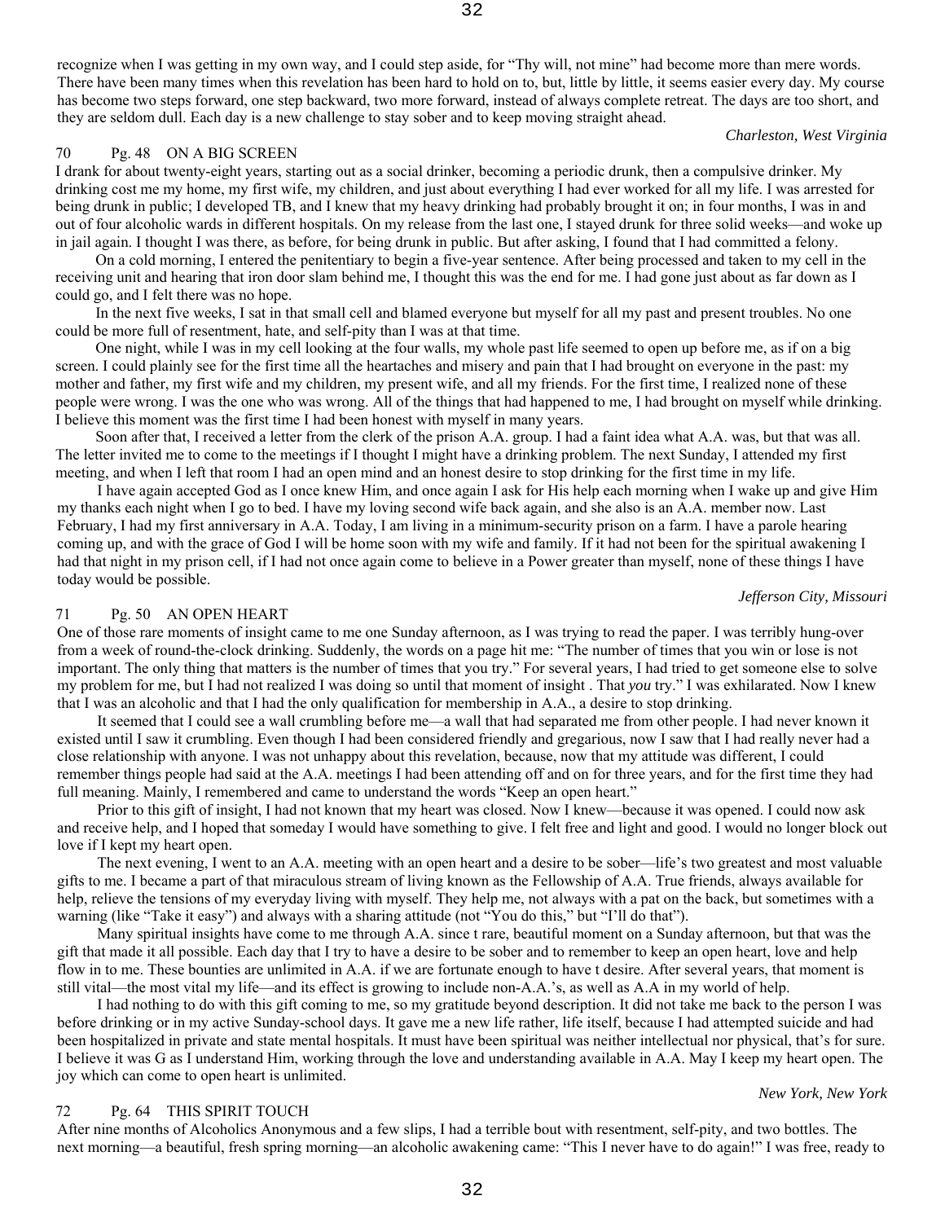recognize when I was getting in my own way, and I could step aside, for "Thy will, not mine" had become more than mere words. There have been many times when this revelation has been hard to hold on to, but, little by little, it seems easier every day. My course has become two steps forward, one step backward, two more forward, instead of always complete retreat. The days are too short, and they are seldom dull. Each day is a new challenge to stay sober and to keep moving straight ahead.

*Charleston, West Virginia*

70 Pg. 48 ON A BIG SCREEN

I drank for about twenty-eight years, starting out as a social drinker, becoming a periodic drunk, then a compulsive drinker. My drinking cost me my home, my first wife, my children, and just about everything I had ever worked for all my life. I was arrested for being drunk in public; I developed TB, and I knew that my heavy drinking had probably brought it on; in four months, I was in and out of four alcoholic wards in different hospitals. On my release from the last one, I stayed drunk for three solid weeks—and woke up in jail again. I thought I was there, as before, for being drunk in public. But after asking, I found that I had committed a felony.

On a cold morning, I entered the penitentiary to begin a five-year sentence. After being processed and taken to my cell in the receiving unit and hearing that iron door slam behind me, I thought this was the end for me. I had gone just about as far down as I could go, and I felt there was no hope.

In the next five weeks, I sat in that small cell and blamed everyone but myself for all my past and present troubles. No one could be more full of resentment, hate, and self-pity than I was at that time.

One night, while I was in my cell looking at the four walls, my whole past life seemed to open up before me, as if on a big screen. I could plainly see for the first time all the heartaches and misery and pain that I had brought on everyone in the past: my mother and father, my first wife and my children, my present wife, and all my friends. For the first time, I realized none of these people were wrong. I was the one who was wrong. All of the things that had happened to me, I had brought on myself while drinking. I believe this moment was the first time I had been honest with myself in many years.

Soon after that, I received a letter from the clerk of the prison A.A. group. I had a faint idea what A.A. was, but that was all. The letter invited me to come to the meetings if I thought I might have a drinking problem. The next Sunday, I attended my first meeting, and when I left that room I had an open mind and an honest desire to stop drinking for the first time in my life.

I have again accepted God as I once knew Him, and once again I ask for His help each morning when I wake up and give Him my thanks each night when I go to bed. I have my loving second wife back again, and she also is an A.A. member now. Last February, I had my first anniversary in A.A. Today, I am living in a minimum-security prison on a farm. I have a parole hearing coming up, and with the grace of God I will be home soon with my wife and family. If it had not been for the spiritual awakening I had that night in my prison cell, if I had not once again come to believe in a Power greater than myself, none of these things I have today would be possible.

*Jefferson City, Missouri*

71 Pg. 50 AN OPEN HEART

One of those rare moments of insight came to me one Sunday afternoon, as I was trying to read the paper. I was terribly hung-over from a week of round-the-clock drinking. Suddenly, the words on a page hit me: "The number of times that you win or lose is not important. The only thing that matters is the number of times that you try." For several years, I had tried to get someone else to solve my problem for me, but I had not realized I was doing so until that moment of insight . That *you* try." I was exhilarated. Now I knew that I was an alcoholic and that I had the only qualification for membership in A.A., a desire to stop drinking.

It seemed that I could see a wall crumbling before me—a wall that had separated me from other people. I had never known it existed until I saw it crumbling. Even though I had been considered friendly and gregarious, now I saw that I had really never had a close relationship with anyone. I was not unhappy about this revelation, because, now that my attitude was different, I could remember things people had said at the A.A. meetings I had been attending off and on for three years, and for the first time they had full meaning. Mainly, I remembered and came to understand the words "Keep an open heart."

Prior to this gift of insight, I had not known that my heart was closed. Now I knew—because it was opened. I could now ask and receive help, and I hoped that someday I would have something to give. I felt free and light and good. I would no longer block out love if I kept my heart open.

The next evening, I went to an A.A. meeting with an open heart and a desire to be sober—life's two greatest and most valuable gifts to me. I became a part of that miraculous stream of living known as the Fellowship of A.A. True friends, always available for help, relieve the tensions of my everyday living with myself. They help me, not always with a pat on the back, but sometimes with a warning (like "Take it easy") and always with a sharing attitude (not "You do this," but "I'll do that").

Many spiritual insights have come to me through A.A. since t rare, beautiful moment on a Sunday afternoon, but that was the gift that made it all possible. Each day that I try to have a desire to be sober and to remember to keep an open heart, love and help flow in to me. These bounties are unlimited in A.A. if we are fortunate enough to have t desire. After several years, that moment is still vital—the most vital my life—and its effect is growing to include non-A.A.'s, as well as A.A in my world of help.

I had nothing to do with this gift coming to me, so my gratitude beyond description. It did not take me back to the person I was before drinking or in my active Sunday-school days. It gave me a new life rather, life itself, because I had attempted suicide and had been hospitalized in private and state mental hospitals. It must have been spiritual was neither intellectual nor physical, that's for sure. I believe it was G as I understand Him, working through the love and understanding available in A.A. May I keep my heart open. The joy which can come to open heart is unlimited.

*New York, New York*

72 Pg. 64 THIS SPIRIT TOUCH

After nine months of Alcoholics Anonymous and a few slips, I had a terrible bout with resentment, self-pity, and two bottles. The next morning—a beautiful, fresh spring morning—an alcoholic awakening came: "This I never have to do again!" I was free, ready to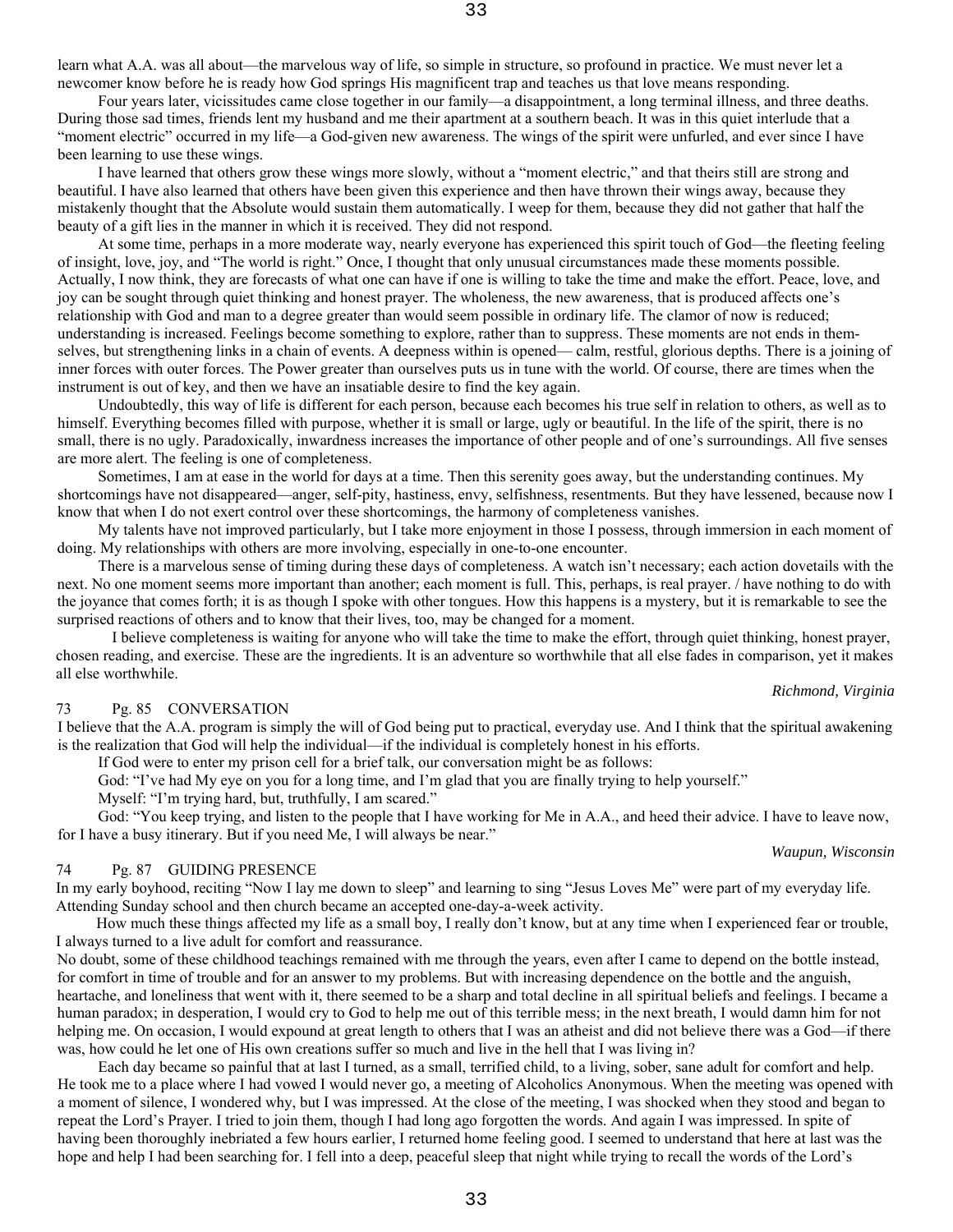learn what A.A. was all about—the marvelous way of life, so simple in structure, so profound in practice. We must never let a newcomer know before he is ready how God springs His magnificent trap and teaches us that love means responding.

Four years later, vicissitudes came close together in our family—a disappointment, a long terminal illness, and three deaths. During those sad times, friends lent my husband and me their apartment at a southern beach. It was in this quiet interlude that a "moment electric" occurred in my life—a God-given new awareness. The wings of the spirit were unfurled, and ever since I have been learning to use these wings.

I have learned that others grow these wings more slowly, without a "moment electric," and that theirs still are strong and beautiful. I have also learned that others have been given this experience and then have thrown their wings away, because they mistakenly thought that the Absolute would sustain them automatically. I weep for them, because they did not gather that half the beauty of a gift lies in the manner in which it is received. They did not respond.

At some time, perhaps in a more moderate way, nearly everyone has experienced this spirit touch of God—the fleeting feeling of insight, love, joy, and "The world is right." Once, I thought that only unusual circumstances made these moments possible. Actually, I now think, they are forecasts of what one can have if one is willing to take the time and make the effort. Peace, love, and joy can be sought through quiet thinking and honest prayer. The wholeness, the new awareness, that is produced affects one's relationship with God and man to a degree greater than would seem possible in ordinary life. The clamor of now is reduced; understanding is increased. Feelings become something to explore, rather than to suppress. These moments are not ends in themselves, but strengthening links in a chain of events. A deepness within is opened— calm, restful, glorious depths. There is a joining of inner forces with outer forces. The Power greater than ourselves puts us in tune with the world. Of course, there are times when the instrument is out of key, and then we have an insatiable desire to find the key again.

Undoubtedly, this way of life is different for each person, because each becomes his true self in relation to others, as well as to himself. Everything becomes filled with purpose, whether it is small or large, ugly or beautiful. In the life of the spirit, there is no small, there is no ugly. Paradoxically, inwardness increases the importance of other people and of one's surroundings. All five senses are more alert. The feeling is one of completeness.

Sometimes, I am at ease in the world for days at a time. Then this serenity goes away, but the understanding continues. My shortcomings have not disappeared—anger, self-pity, hastiness, envy, selfishness, resentments. But they have lessened, because now I know that when I do not exert control over these shortcomings, the harmony of completeness vanishes.

My talents have not improved particularly, but I take more enjoyment in those I possess, through immersion in each moment of doing. My relationships with others are more involving, especially in one-to-one encounter.

There is a marvelous sense of timing during these days of completeness. A watch isn't necessary; each action dovetails with the next. No one moment seems more important than another; each moment is full. This, perhaps, is real prayer. / have nothing to do with the joyance that comes forth; it is as though I spoke with other tongues. How this happens is a mystery, but it is remarkable to see the surprised reactions of others and to know that their lives, too, may be changed for a moment.

I believe completeness is waiting for anyone who will take the time to make the effort, through quiet thinking, honest prayer, chosen reading, and exercise. These are the ingredients. It is an adventure so worthwhile that all else fades in comparison, yet it makes all else worthwhile.

*Richmond, Virginia*

73 Pg. 85 CONVERSATION

I believe that the A.A. program is simply the will of God being put to practical, everyday use. And I think that the spiritual awakening is the realization that God will help the individual—if the individual is completely honest in his efforts.

If God were to enter my prison cell for a brief talk, our conversation might be as follows:

God: "I've had My eye on you for a long time, and I'm glad that you are finally trying to help yourself."

Myself: "I'm trying hard, but, truthfully, I am scared."

God: "You keep trying, and listen to the people that I have working for Me in A.A., and heed their advice. I have to leave now, for I have a busy itinerary. But if you need Me, I will always be near."

*Waupun, Wisconsin*

74 Pg. 87 GUIDING PRESENCE

In my early boyhood, reciting "Now I lay me down to sleep" and learning to sing "Jesus Loves Me" were part of my everyday life. Attending Sunday school and then church became an accepted one-day-a-week activity.

How much these things affected my life as a small boy, I really don't know, but at any time when I experienced fear or trouble, I always turned to a live adult for comfort and reassurance.

No doubt, some of these childhood teachings remained with me through the years, even after I came to depend on the bottle instead, for comfort in time of trouble and for an answer to my problems. But with increasing dependence on the bottle and the anguish, heartache, and loneliness that went with it, there seemed to be a sharp and total decline in all spiritual beliefs and feelings. I became a human paradox; in desperation, I would cry to God to help me out of this terrible mess; in the next breath, I would damn him for not helping me. On occasion, I would expound at great length to others that I was an atheist and did not believe there was a God—if there was, how could he let one of His own creations suffer so much and live in the hell that I was living in?

Each day became so painful that at last I turned, as a small, terrified child, to a living, sober, sane adult for comfort and help. He took me to a place where I had vowed I would never go, a meeting of Alcoholics Anonymous. When the meeting was opened with a moment of silence, I wondered why, but I was impressed. At the close of the meeting, I was shocked when they stood and began to repeat the Lord's Prayer. I tried to join them, though I had long ago forgotten the words. And again I was impressed. In spite of having been thoroughly inebriated a few hours earlier, I returned home feeling good. I seemed to understand that here at last was the hope and help I had been searching for. I fell into a deep, peaceful sleep that night while trying to recall the words of the Lord's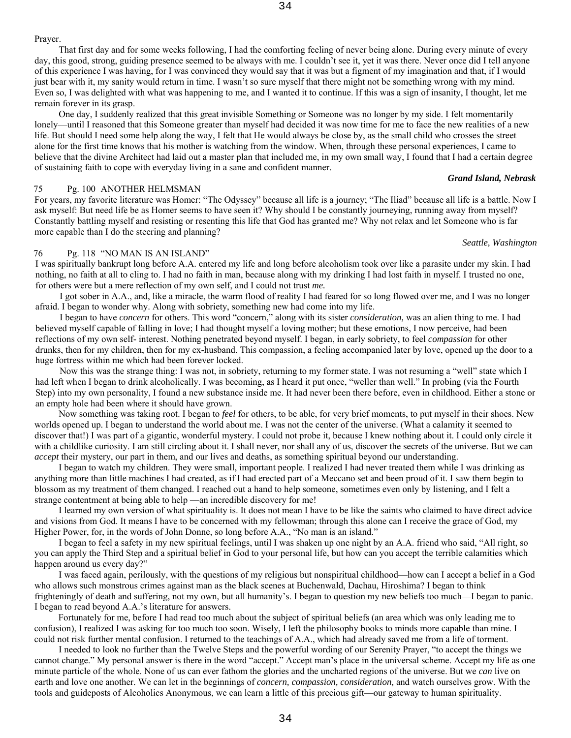Prayer.

That first day and for some weeks following, I had the comforting feeling of never being alone. During every minute of every day, this good, strong, guiding presence seemed to be always with me. I couldn't see it, yet it was there. Never once did I tell anyone of this experience I was having, for I was convinced they would say that it was but a figment of my imagination and that, if I would just bear with it, my sanity would return in time. I wasn't so sure myself that there might not be something wrong with my mind. Even so, I was delighted with what was happening to me, and I wanted it to continue. If this was a sign of insanity, I thought, let me remain forever in its grasp.

One day, I suddenly realized that this great invisible Something or Someone was no longer by my side. I felt momentarily lonely—until I reasoned that this Someone greater than myself had decided it was now time for me to face the new realities of a new life. But should I need some help along the way, I felt that He would always be close by, as the small child who crosses the street alone for the first time knows that his mother is watching from the window. When, through these personal experiences, I came to believe that the divine Architect had laid out a master plan that included me, in my own small way, I found that I had a certain degree of sustaining faith to cope with everyday living in a sane and confident manner.

***Grand Island, Nebrask***

75 Pg. 100 ANOTHER HELMSMAN

For years, my favorite literature was Homer: "The Odyssey" because all life is a journey; "The Iliad" because all life is a battle. Now I ask myself: But need life be as Homer seems to have seen it? Why should I be constantly journeying, running away from myself? Constantly battling myself and resisting or resenting this life that God has granted me? Why not relax and let Someone who is far more capable than I do the steering and planning?

*Seattle, Washington*

76 Pg. 118 "NO MAN IS AN ISLAND"

I was spiritually bankrupt long before A.A. entered my life and long before alcoholism took over like a parasite under my skin. I had nothing, no faith at all to cling to. I had no faith in man, because along with my drinking I had lost faith in myself. I trusted no one, for others were but a mere reflection of my own self, and I could not trust *me.*

I got sober in A.A., and, like a miracle, the warm flood of reality I had feared for so long flowed over me, and I was no longer afraid. I began to wonder why. Along with sobriety, something new had come into my life.

I began to have *concern* for others. This word "concern," along with its sister *consideration,* was an alien thing to me. I had believed myself capable of falling in love; I had thought myself a loving mother; but these emotions, I now perceive, had been reflections of my own self- interest. Nothing penetrated beyond myself. I began, in early sobriety, to feel *compassion* for other drunks, then for my children, then for my ex-husband. This compassion, a feeling accompanied later by love, opened up the door to a huge fortress within me which had been forever locked.

Now this was the strange thing: I was not, in sobriety, returning to my former state. I was not resuming a "well" state which I had left when I began to drink alcoholically. I was becoming, as I heard it put once, "weller than well." In probing (via the Fourth Step) into my own personality, I found a new substance inside me. It had never been there before, even in childhood. Either a stone or an empty hole had been where it should have grown.

Now something was taking root. I began to *feel* for others, to be able, for very brief moments, to put myself in their shoes. New worlds opened up. I began to understand the world about me. I was not the center of the universe. (What a calamity it seemed to discover that!) I was part of a gigantic, wonderful mystery. I could not probe it, because I knew nothing about it. I could only circle it with a childlike curiosity. I am still circling about it. I shall never, nor shall any of us, discover the secrets of the universe. But we can *accept* their mystery, our part in them, and our lives and deaths, as something spiritual beyond our understanding.

I began to watch my children. They were small, important people. I realized I had never treated them while I was drinking as anything more than little machines I had created, as if I had erected part of a Meccano set and been proud of it. I saw them begin to blossom as my treatment of them changed. I reached out a hand to help someone, sometimes even only by listening, and I felt a strange contentment at being able to help —an incredible discovery for me!

I learned my own version of what spirituality is. It does not mean I have to be like the saints who claimed to have direct advice and visions from God. It means I have to be concerned with my fellowman; through this alone can I receive the grace of God, my Higher Power, for, in the words of John Donne, so long before A.A., "No man is an island."

I began to feel a safety in my new spiritual feelings, until I was shaken up one night by an A.A. friend who said, "All right, so you can apply the Third Step and a spiritual belief in God to your personal life, but how can you accept the terrible calamities which happen around us every day?"

I was faced again, perilously, with the questions of my religious but nonspiritual childhood—how can I accept a belief in a God who allows such monstrous crimes against man as the black scenes at Buchenwald, Dachau, Hiroshima? I began to think frighteningly of death and suffering, not my own, but all humanity's. I began to question my new beliefs too much—I began to panic. I began to read beyond A.A.'s literature for answers.

Fortunately for me, before I had read too much about the subject of spiritual beliefs (an area which was only leading me to confusion), I realized I was asking for too much too soon. Wisely, I left the philosophy books to minds more capable than mine. I could not risk further mental confusion. I returned to the teachings of A.A., which had already saved me from a life of torment.

I needed to look no further than the Twelve Steps and the powerful wording of our Serenity Prayer, "to accept the things we cannot change." My personal answer is there in the word "accept." Accept man's place in the universal scheme. Accept my life as one minute particle of the whole. None of us can ever fathom the glories and the uncharted regions of the universe. But we *can* live on earth and love one another. We can let in the beginnings of *concern, compassion, consideration,* and watch ourselves grow. With the tools and guideposts of Alcoholics Anonymous, we can learn a little of this precious gift—our gateway to human spirituality.